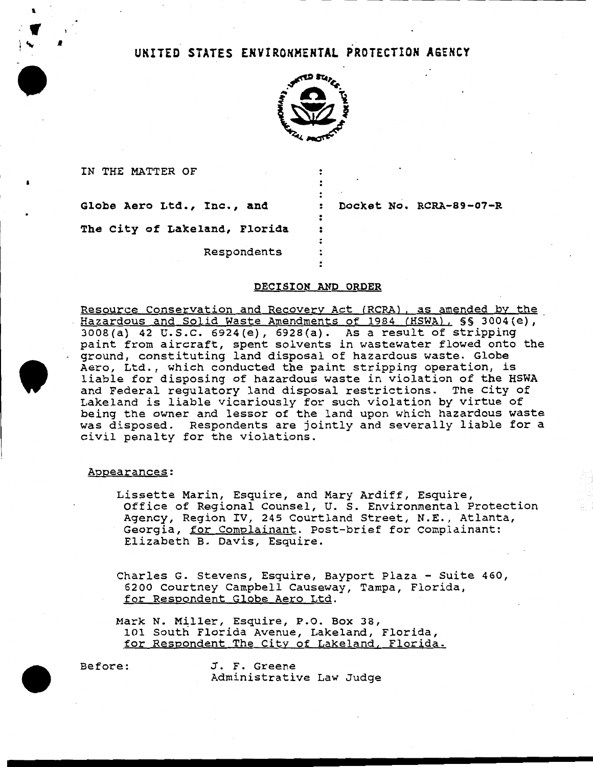# UNITED STATES ENVIRONMENTAL PROTECTION AGENCY

| | | |
|---|---|---|
| IN THE MATTER OF | : | |
| | : | |
| **Globe Aero Ltd., Inc., and** | : | **Docket No. RCRA-89-07-R** |
| **The City of Lakeland, Florida** | : | |
| Respondents | : | |

## DECISION AND ORDER

Resource Conservation and Recovery Act (RCRA), as amended by the Hazardous and Solid Waste Amendments of 1984 (HSWA), §§ 3004(e), 3008(a) 42 U.S.C. 6924(e), 6928(a). As a result of stripping paint from aircraft, spent solvents in wastewater flowed onto the ground, constituting land disposal of hazardous waste. Globe Aero, Ltd., which conducted the paint stripping operation, is liable for disposing of hazardous waste in violation of the HSWA and Federal regulatory land disposal restrictions. The City of Lakeland is liable vicariously for such violation by virtue of being the owner and lessor of the land upon which hazardous waste was disposed. Respondents are jointly and severally liable for a civil penalty for the violations.

Appearances:

Lissette Marin, Esquire, and Mary Ardiff, Esquire, Office of Regional Counsel, U. S. Environmental Protection Agency, Region IV, 245 Courtland Street, N.E., Atlanta, Georgia, for Complainant. Post-brief for Complainant: Elizabeth B. Davis, Esquire.

Charles G. Stevens, Esquire, Bayport Plaza - Suite 460, 6200 Courtney Campbell Causeway, Tampa, Florida, for Respondent Globe Aero Ltd.

Mark N. Miller, Esquire, P.O. Box 38, 101 South Florida Avenue, Lakeland, Florida, for Respondent The City of Lakeland, Florida.

Before: J. F. Greene
Administrative Law Judge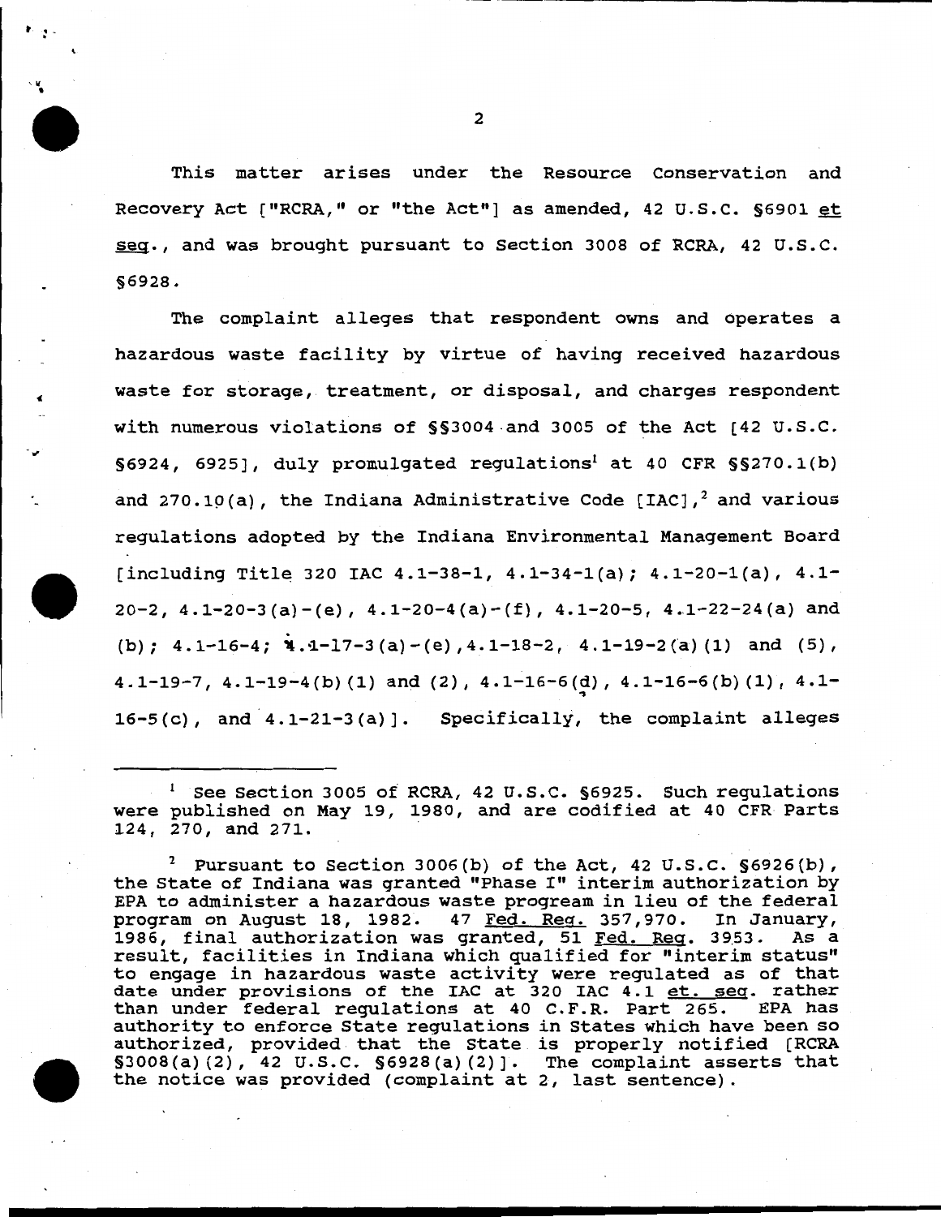This matter arises under the Resource Conservation and Recovery Act ["RCRA," or "the Act"] as amended, 42 U.S.C. §6901 et seq., and was brought pursuant to Section 3008 of RCRA, 42 U.S.C. §6928.

The complaint alleges that respondent owns and operates a hazardous waste facility by virtue of having received hazardous waste for storage, treatment, or disposal, and charges respondent with numerous violations of §§3004 and 3005 of the Act [42 U.S.C. §6924, 6925], duly promulgated regulations[1] at 40 CFR §§270.1(b) and 270.10(a), the Indiana Administrative Code [IAC],[2] and various regulations adopted by the Indiana Environmental Management Board [including Title 320 IAC 4.1-38-1, 4.1-34-1(a); 4.1-20-1(a), 4.1-20-2, 4.1-20-3(a)-(e), 4.1-20-4(a)-(f), 4.1-20-5, 4.1-22-24(a) and (b); 4.1-16-4; 4.1-17-3(a)-(e), 4.1-18-2, 4.1-19-2(a)(1) and (5), 4.1-19-7, 4.1-19-4(b)(1) and (2), 4.1-16-6(d), 4.1-16-6(b)(1), 4.1-16-5(c), and 4.1-21-3(a)]. Specifically, the complaint alleges

---

[1] See Section 3005 of RCRA, 42 U.S.C. §6925. Such regulations were published on May 19, 1980, and are codified at 40 CFR Parts 124, 270, and 271.

[2] Pursuant to Section 3006(b) of the Act, 42 U.S.C. §6926(b), the State of Indiana was granted "Phase I" interim authorization by EPA to administer a hazardous waste progream in lieu of the federal program on August 18, 1982. 47 Fed. Reg. 357,970. In January, 1986, final authorization was granted, 51 Fed. Reg. 3953. As a result, facilities in Indiana which qualified for "interim status" to engage in hazardous waste activity were regulated as of that date under provisions of the IAC at 320 IAC 4.1 et. seq. rather than under federal regulations at 40 C.F.R. Part 265. EPA has authority to enforce State regulations in States which have been so authorized, provided that the State is properly notified [RCRA §3008(a)(2), 42 U.S.C. §6928(a)(2)]. The complaint asserts that the notice was provided (complaint at 2, last sentence).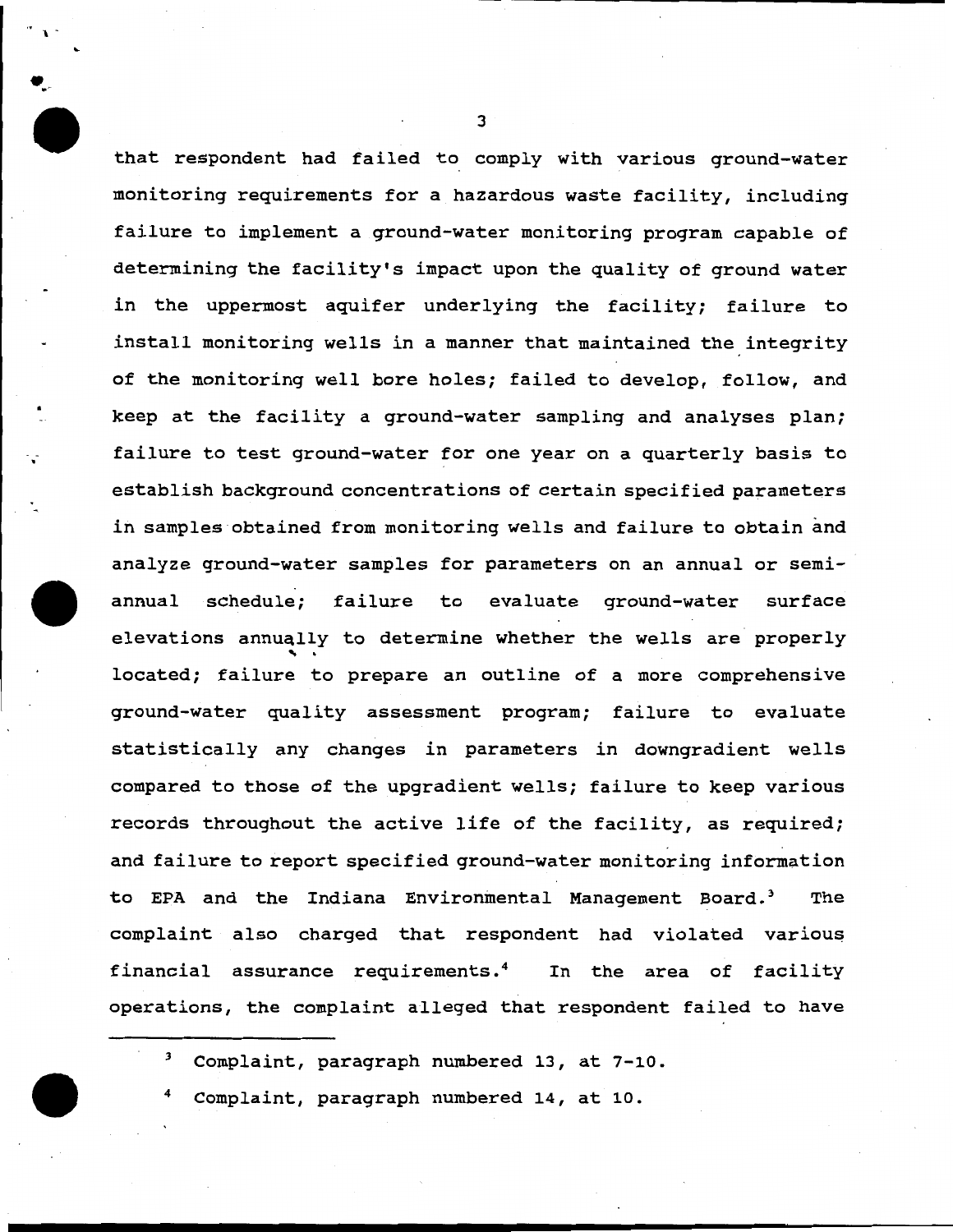that respondent had failed to comply with various ground-water monitoring requirements for a hazardous waste facility, including failure to implement a ground-water monitoring program capable of determining the facility's impact upon the quality of ground water in the uppermost aquifer underlying the facility; failure to install monitoring wells in a manner that maintained the integrity of the monitoring well bore holes; failed to develop, follow, and keep at the facility a ground-water sampling and analyses plan; failure to test ground-water for one year on a quarterly basis to establish background concentrations of certain specified parameters in samples obtained from monitoring wells and failure to obtain and analyze ground-water samples for parameters on an annual or semi-annual schedule; failure to evaluate ground-water surface elevations annually to determine whether the wells are properly located; failure to prepare an outline of a more comprehensive ground-water quality assessment program; failure to evaluate statistically any changes in parameters in downgradient wells compared to those of the upgradient wells; failure to keep various records throughout the active life of the facility, as required; and failure to report specified ground-water monitoring information to EPA and the Indiana Environmental Management Board.[3] The complaint also charged that respondent had violated various financial assurance requirements.[4] In the area of facility operations, the complaint alleged that respondent failed to have

---

[3] Complaint, paragraph numbered 13, at 7-10.

[4] Complaint, paragraph numbered 14, at 10.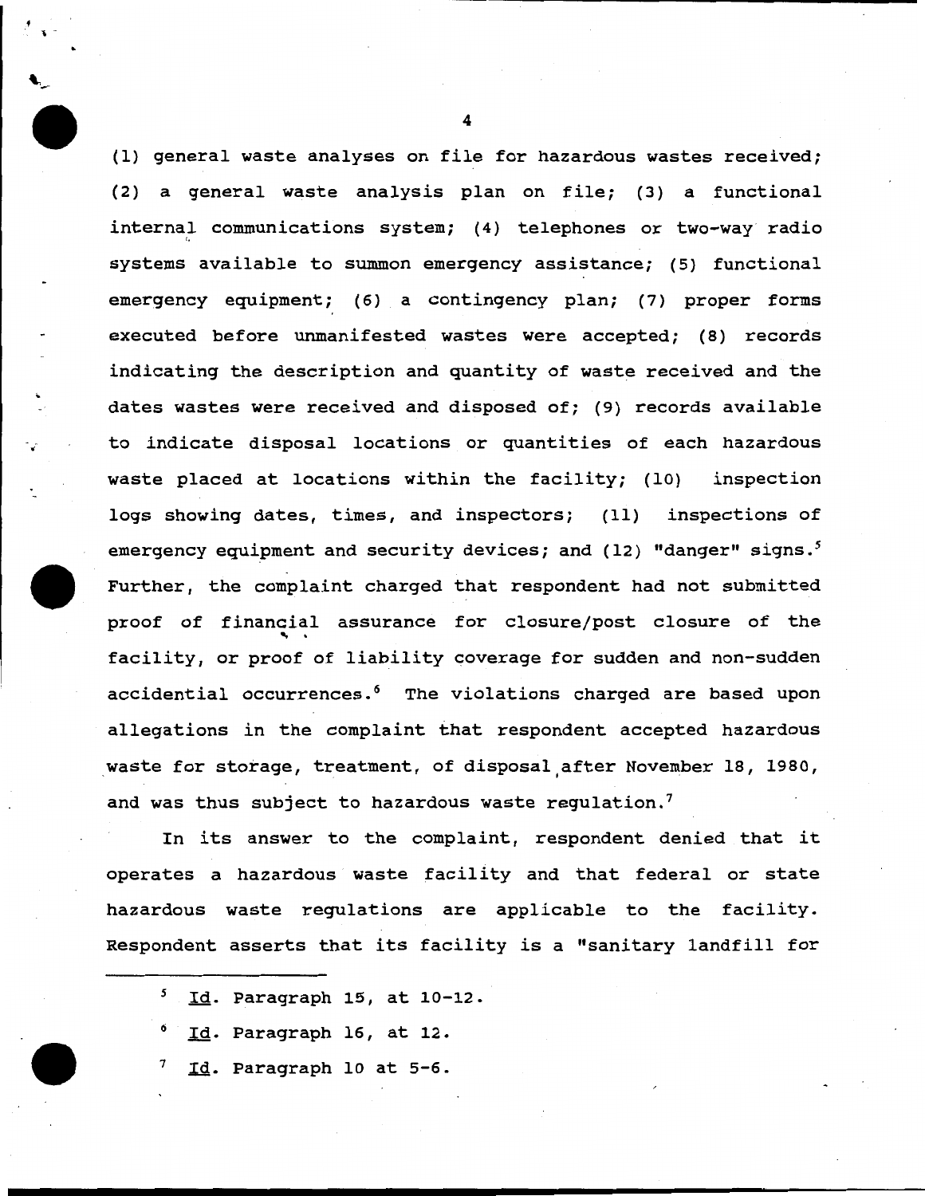(1) general waste analyses on file for hazardous wastes received; (2) a general waste analysis plan on file; (3) a functional internal communications system; (4) telephones or two-way radio systems available to summon emergency assistance; (5) functional emergency equipment; (6) a contingency plan; (7) proper forms executed before unmanifested wastes were accepted; (8) records indicating the description and quantity of waste received and the dates wastes were received and disposed of; (9) records available to indicate disposal locations or quantities of each hazardous waste placed at locations within the facility; (10) inspection logs showing dates, times, and inspectors; (11) inspections of emergency equipment and security devices; and (12) "danger" signs.[5] Further, the complaint charged that respondent had not submitted proof of financial assurance for closure/post closure of the facility, or proof of liability coverage for sudden and non-sudden accidential occurrences.[6] The violations charged are based upon allegations in the complaint that respondent accepted hazardous waste for storage, treatment, of disposal after November 18, 1980, and was thus subject to hazardous waste regulation.[7]

In its answer to the complaint, respondent denied that it operates a hazardous waste facility and that federal or state hazardous waste regulations are applicable to the facility. Respondent asserts that its facility is a "sanitary landfill for

---

[5] Id. Paragraph 15, at 10-12.

[6] Id. Paragraph 16, at 12.

[7] Id. Paragraph 10 at 5-6.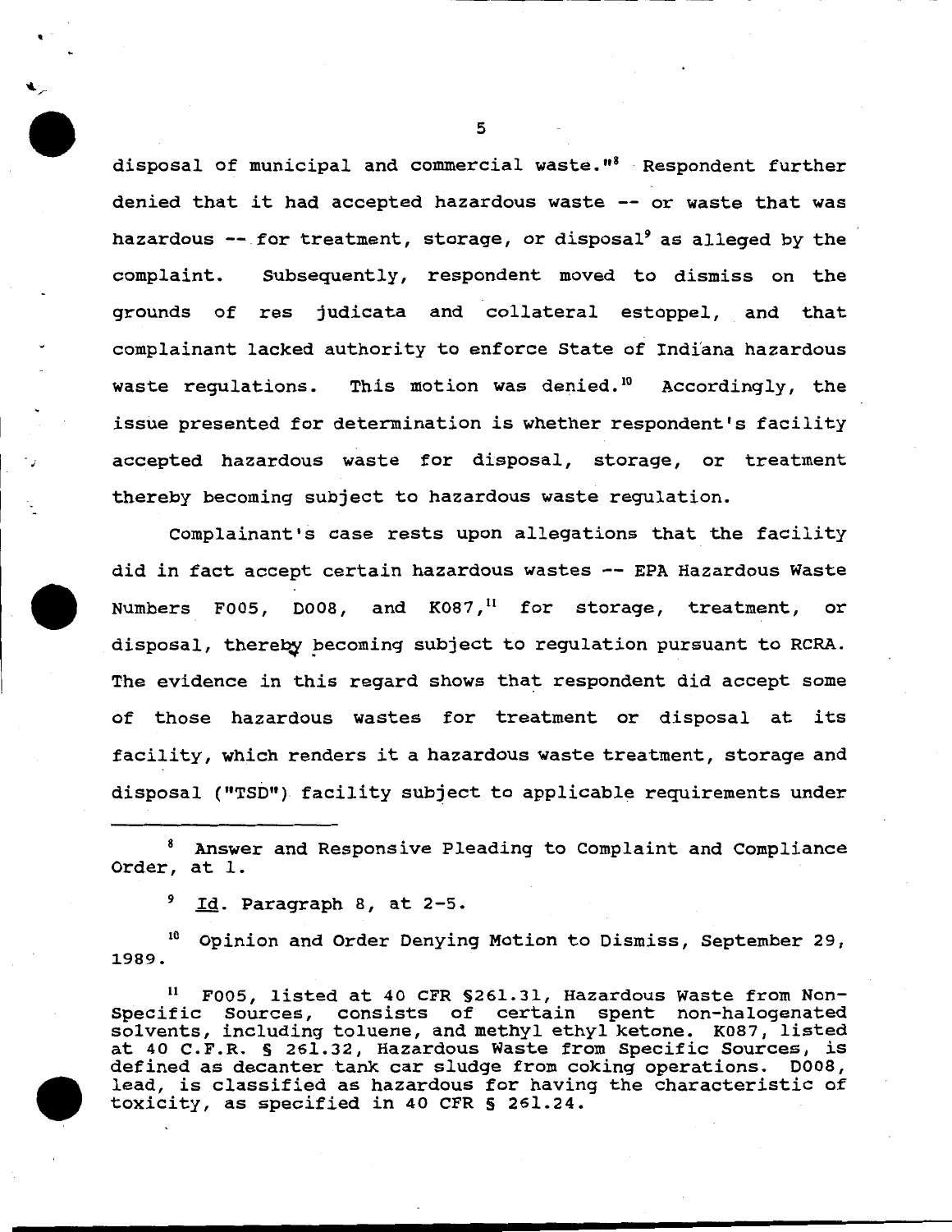disposal of municipal and commercial waste."[8] Respondent further denied that it had accepted hazardous waste -- or waste that was hazardous -- for treatment, storage, or disposal[9] as alleged by the complaint. Subsequently, respondent moved to dismiss on the grounds of res judicata and collateral estoppel, and that complainant lacked authority to enforce State of Indiana hazardous waste regulations. This motion was denied.[10] Accordingly, the issue presented for determination is whether respondent's facility accepted hazardous waste for disposal, storage, or treatment thereby becoming subject to hazardous waste regulation.

Complainant's case rests upon allegations that the facility did in fact accept certain hazardous wastes -- EPA Hazardous Waste Numbers F005, D008, and K087,[11] for storage, treatment, or disposal, thereby becoming subject to regulation pursuant to RCRA. The evidence in this regard shows that respondent did accept some of those hazardous wastes for treatment or disposal at its facility, which renders it a hazardous waste treatment, storage and disposal ("TSD") facility subject to applicable requirements under

---

[8] Answer and Responsive Pleading to Complaint and Compliance Order, at 1.

[9] Id. Paragraph 8, at 2-5.

[10] Opinion and Order Denying Motion to Dismiss, September 29, 1989.

[11] F005, listed at 40 CFR §261.31, Hazardous Waste from Non-Specific Sources, consists of certain spent non-halogenated solvents, including toluene, and methyl ethyl ketone. K087, listed at 40 C.F.R. § 261.32, Hazardous Waste from Specific Sources, is defined as decanter tank car sludge from coking operations. D008, lead, is classified as hazardous for having the characteristic of toxicity, as specified in 40 CFR § 261.24.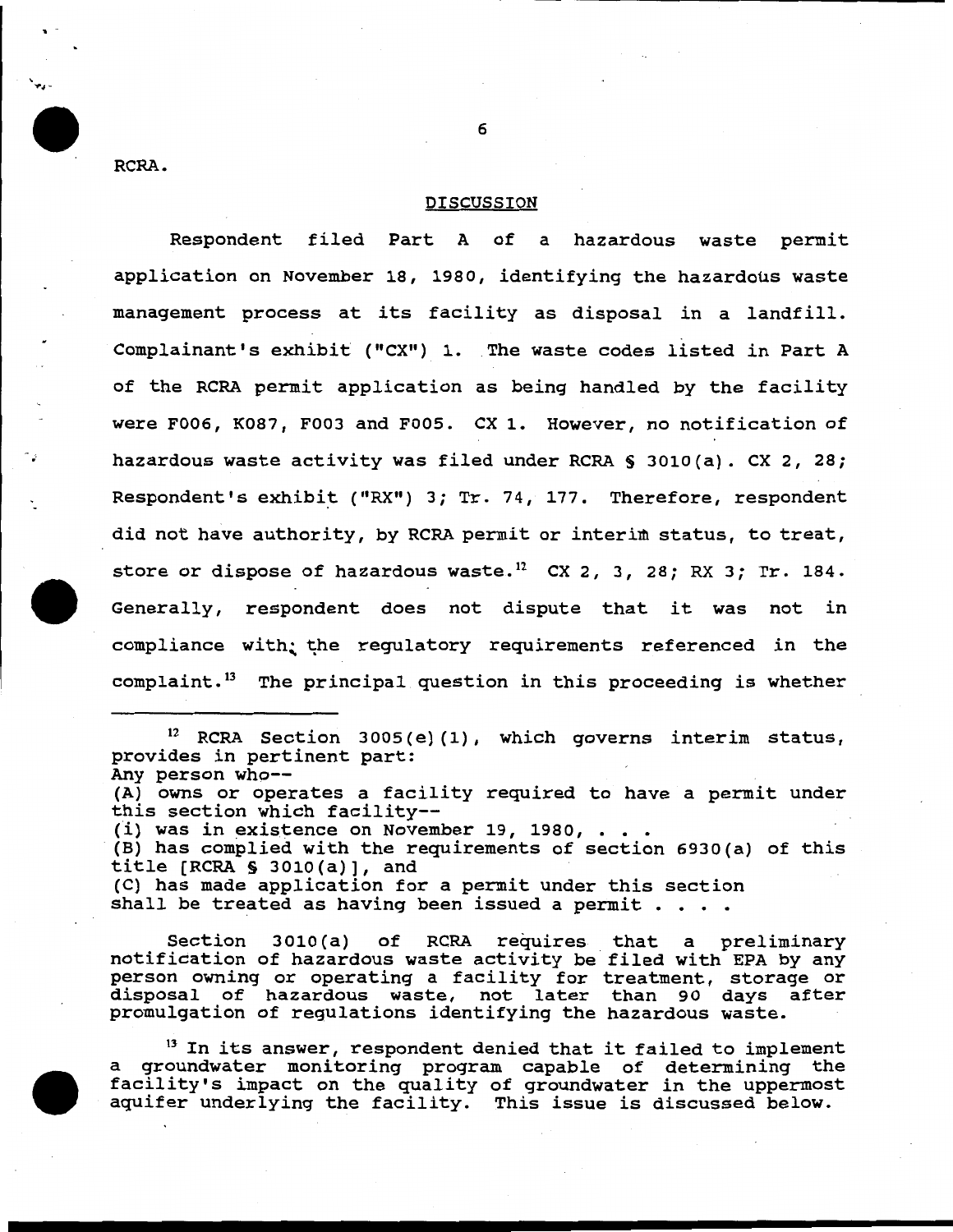RCRA.

## DISCUSSION

Respondent filed Part A of a hazardous waste permit application on November 18, 1980, identifying the hazardous waste management process at its facility as disposal in a landfill. Complainant's exhibit ("CX") 1. The waste codes listed in Part A of the RCRA permit application as being handled by the facility were F006, K087, F003 and F005. CX 1. However, no notification of hazardous waste activity was filed under RCRA § 3010(a). CX 2, 28; Respondent's exhibit ("RX") 3; Tr. 74, 177. Therefore, respondent did not have authority, by RCRA permit or interim status, to treat, store or dispose of hazardous waste.[12] CX 2, 3, 28; RX 3; Tr. 184. Generally, respondent does not dispute that it was not in compliance with the regulatory requirements referenced in the complaint.[13] The principal question in this proceeding is whether

---

[12] RCRA Section 3005(e)(1), which governs interim status, provides in pertinent part:
Any person who--
(A) owns or operates a facility required to have a permit under this section which facility--
(i) was in existence on November 19, 1980, . . .
(B) has complied with the requirements of section 6930(a) of this title [RCRA § 3010(a)], and
(C) has made application for a permit under this section shall be treated as having been issued a permit . . . .

Section 3010(a) of RCRA requires that a preliminary notification of hazardous waste activity be filed with EPA by any person owning or operating a facility for treatment, storage or disposal of hazardous waste, not later than 90 days after promulgation of regulations identifying the hazardous waste.

[13] In its answer, respondent denied that it failed to implement a groundwater monitoring program capable of determining the facility's impact on the quality of groundwater in the uppermost aquifer underlying the facility. This issue is discussed below.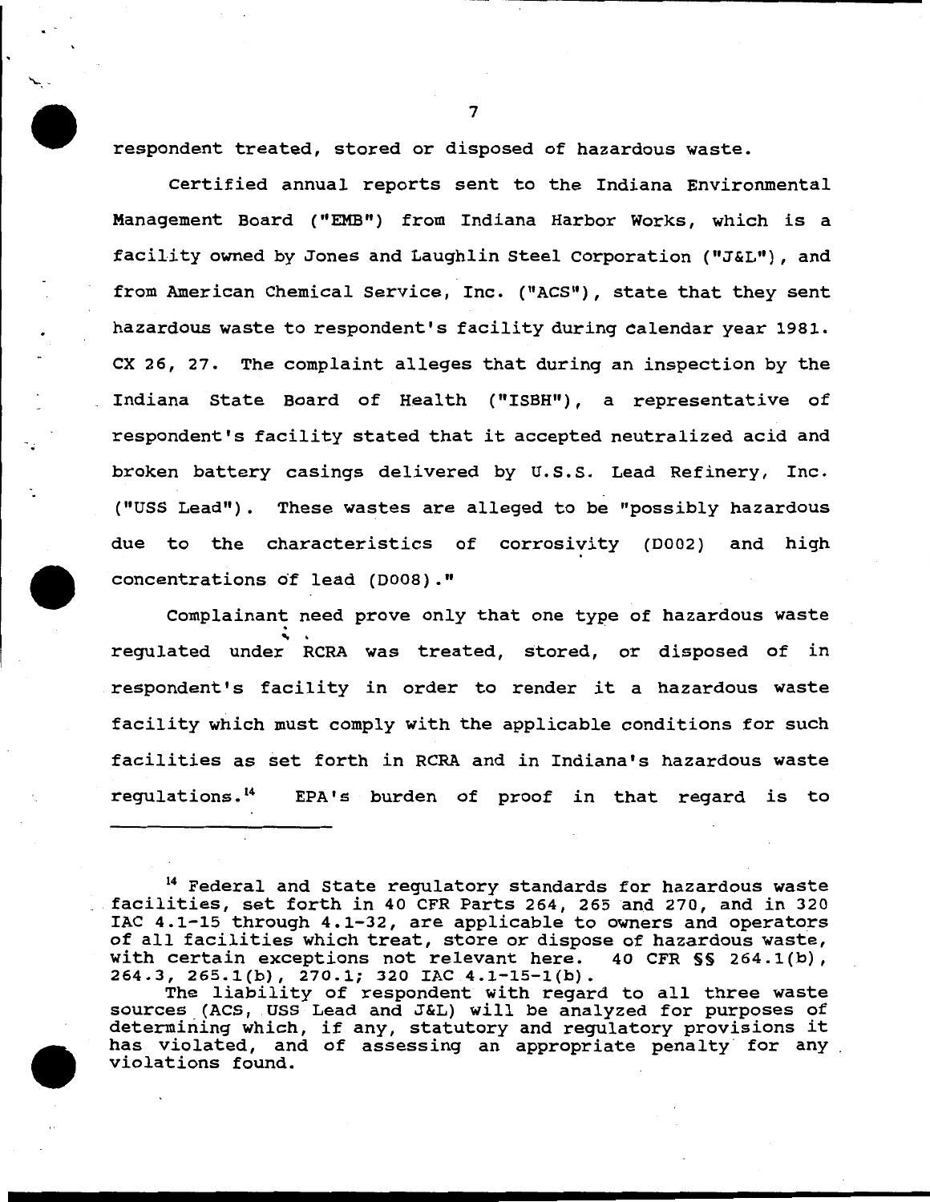respondent treated, stored or disposed of hazardous waste.

Certified annual reports sent to the Indiana Environmental Management Board ("EMB") from Indiana Harbor Works, which is a facility owned by Jones and Laughlin Steel Corporation ("J&L"), and from American Chemical Service, Inc. ("ACS"), state that they sent hazardous waste to respondent's facility during calendar year 1981. CX 26, 27. The complaint alleges that during an inspection by the Indiana State Board of Health ("ISBH"), a representative of respondent's facility stated that it accepted neutralized acid and broken battery casings delivered by U.S.S. Lead Refinery, Inc. ("USS Lead"). These wastes are alleged to be "possibly hazardous due to the characteristics of corrosivity (D002) and high concentrations of lead (D008)."

Complainant need prove only that one type of hazardous waste regulated under RCRA was treated, stored, or disposed of in respondent's facility in order to render it a hazardous waste facility which must comply with the applicable conditions for such facilities as set forth in RCRA and in Indiana's hazardous waste regulations.[14] EPA's burden of proof in that regard is to

---

[14] Federal and State regulatory standards for hazardous waste facilities, set forth in 40 CFR Parts 264, 265 and 270, and in 320 IAC 4.1-15 through 4.1-32, are applicable to owners and operators of all facilities which treat, store or dispose of hazardous waste, with certain exceptions not relevant here. 40 CFR §§ 264.1(b), 264.3, 265.1(b), 270.1; 320 IAC 4.1-15-1(b).

The liability of respondent with regard to all three waste sources (ACS, USS Lead and J&L) will be analyzed for purposes of determining which, if any, statutory and regulatory provisions it has violated, and of assessing an appropriate penalty for any violations found.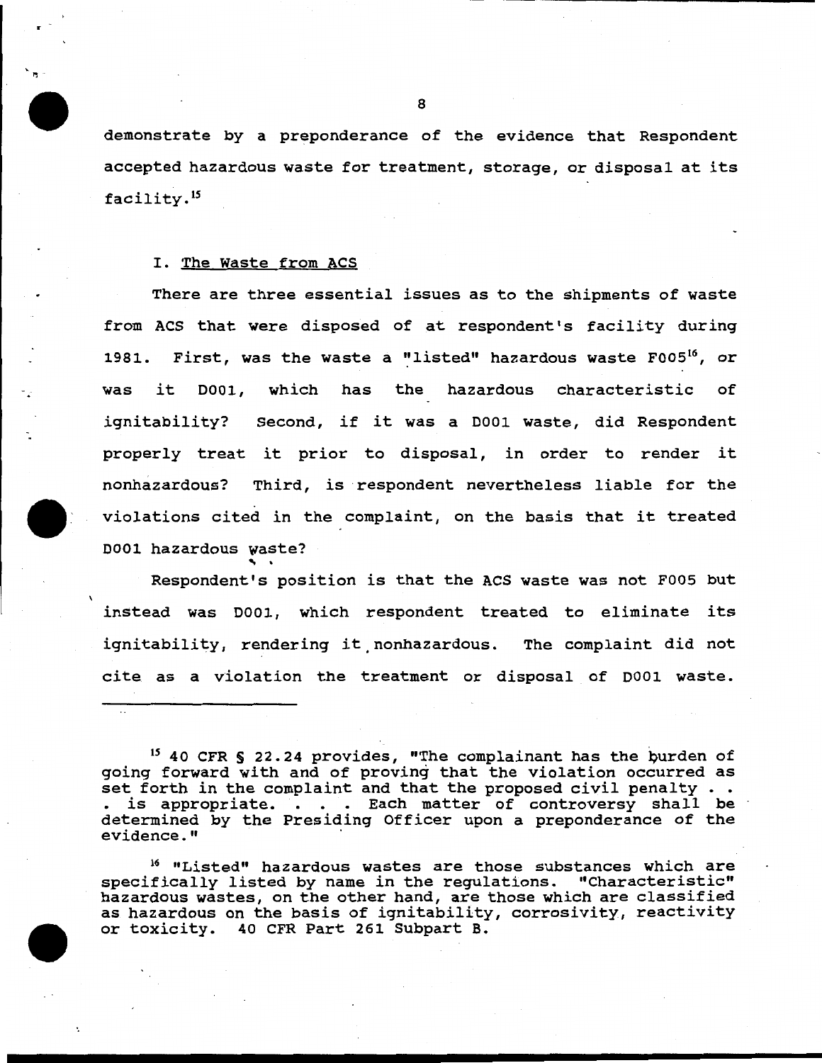demonstrate by a preponderance of the evidence that Respondent accepted hazardous waste for treatment, storage, or disposal at its facility.[15]

I. The Waste from ACS

There are three essential issues as to the shipments of waste from ACS that were disposed of at respondent's facility during 1981. First, was the waste a "listed" hazardous waste F005[16], or was it D001, which has the hazardous characteristic of ignitability? Second, if it was a D001 waste, did Respondent properly treat it prior to disposal, in order to render it nonhazardous? Third, is respondent nevertheless liable for the violations cited in the complaint, on the basis that it treated D001 hazardous waste?

Respondent's position is that the ACS waste was not F005 but instead was D001, which respondent treated to eliminate its ignitability, rendering it nonhazardous. The complaint did not cite as a violation the treatment or disposal of D001 waste.

---

[15] 40 CFR § 22.24 provides, "The complainant has the burden of going forward with and of proving that the violation occurred as set forth in the complaint and that the proposed civil penalty . . . is appropriate. . . . Each matter of controversy shall be determined by the Presiding Officer upon a preponderance of the evidence."

[16] "Listed" hazardous wastes are those substances which are specifically listed by name in the regulations. "Characteristic" hazardous wastes, on the other hand, are those which are classified as hazardous on the basis of ignitability, corrosivity, reactivity or toxicity. 40 CFR Part 261 Subpart B.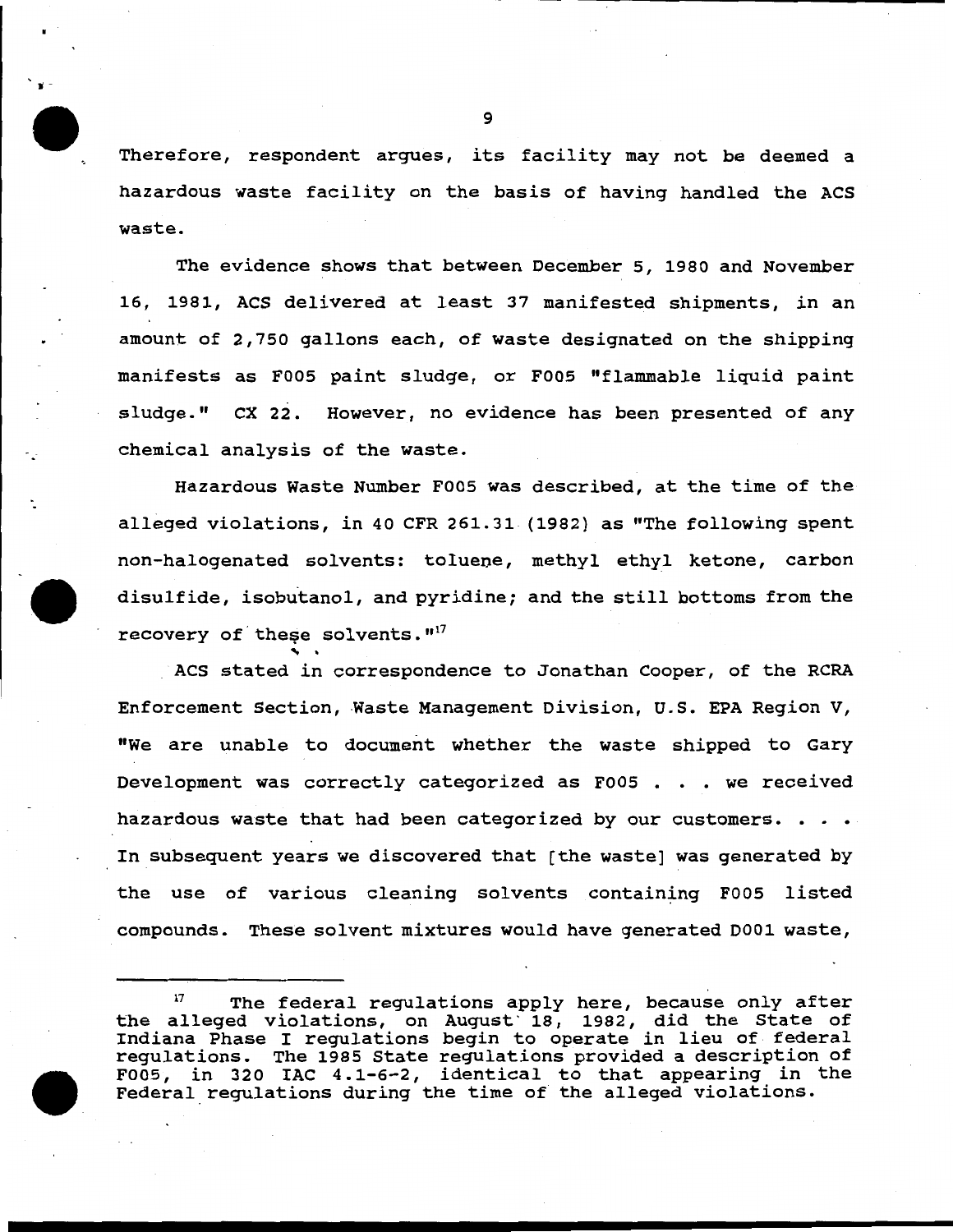Therefore, respondent argues, its facility may not be deemed a hazardous waste facility on the basis of having handled the ACS waste.

The evidence shows that between December 5, 1980 and November 16, 1981, ACS delivered at least 37 manifested shipments, in an amount of 2,750 gallons each, of waste designated on the shipping manifests as F005 paint sludge, or F005 "flammable liquid paint sludge." CX 22. However, no evidence has been presented of any chemical analysis of the waste.

Hazardous Waste Number F005 was described, at the time of the alleged violations, in 40 CFR 261.31 (1982) as "The following spent non-halogenated solvents: toluene, methyl ethyl ketone, carbon disulfide, isobutanol, and pyridine; and the still bottoms from the recovery of these solvents."[17]

ACS stated in correspondence to Jonathan Cooper, of the RCRA Enforcement Section, Waste Management Division, U.S. EPA Region V, "We are unable to document whether the waste shipped to Gary Development was correctly categorized as F005 . . . we received hazardous waste that had been categorized by our customers. . . . In subsequent years we discovered that [the waste] was generated by the use of various cleaning solvents containing F005 listed compounds. These solvent mixtures would have generated D001 waste,

---

[17] The federal regulations apply here, because only after the alleged violations, on August 18, 1982, did the State of Indiana Phase I regulations begin to operate in lieu of federal regulations. The 1985 State regulations provided a description of F005, in 320 IAC 4.1-6-2, identical to that appearing in the Federal regulations during the time of the alleged violations.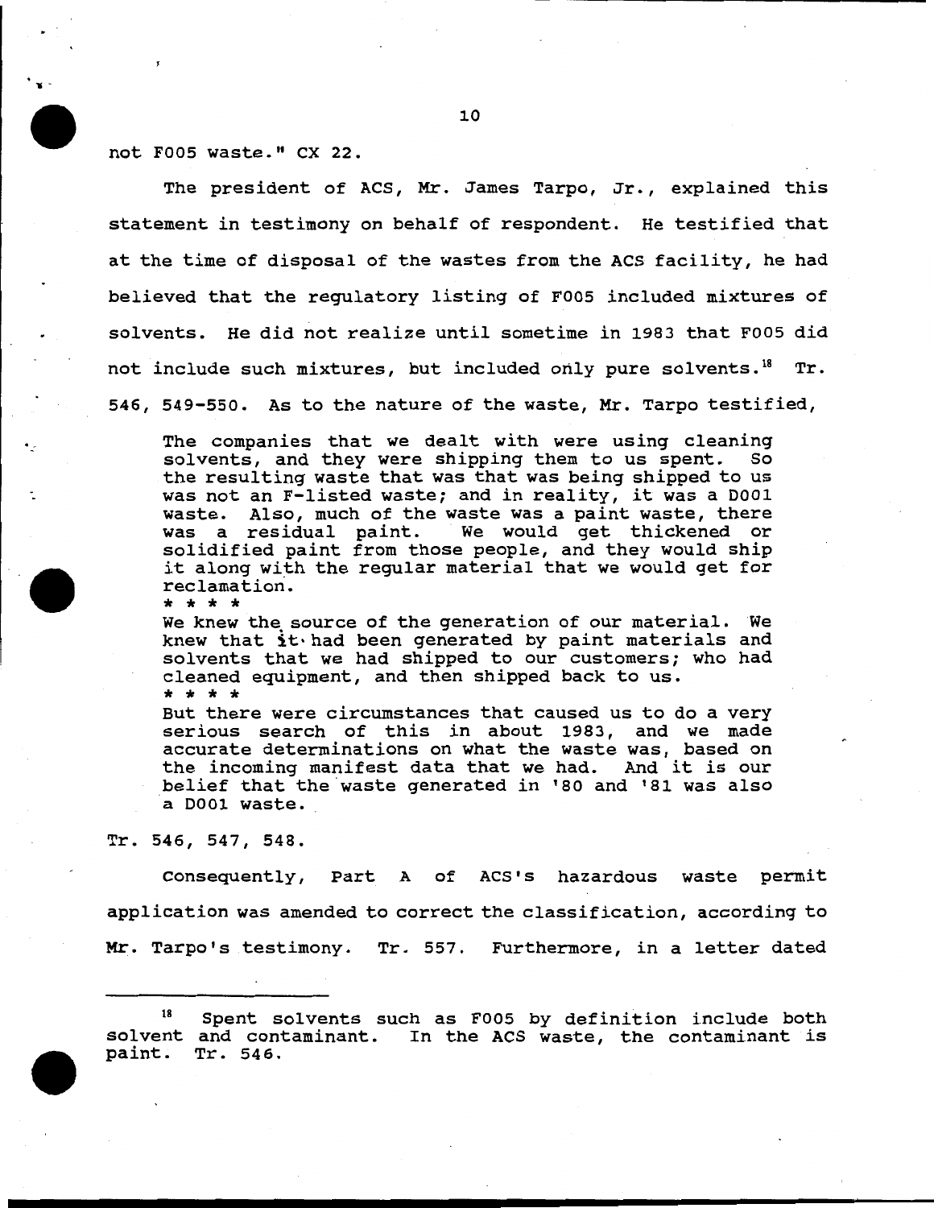not F005 waste." CX 22.

The president of ACS, Mr. James Tarpo, Jr., explained this statement in testimony on behalf of respondent. He testified that at the time of disposal of the wastes from the ACS facility, he had believed that the regulatory listing of F005 included mixtures of solvents. He did not realize until sometime in 1983 that F005 did not include such mixtures, but included only pure solvents.[18] Tr. 546, 549-550. As to the nature of the waste, Mr. Tarpo testified,

> The companies that we dealt with were using cleaning solvents, and they were shipping them to us spent. So the resulting waste that was that was being shipped to us was not an F-listed waste; and in reality, it was a D001 waste. Also, much of the waste was a paint waste, there was a residual paint. We would get thickened or solidified paint from those people, and they would ship it along with the regular material that we would get for reclamation.
>
> * * * *
>
> We knew the source of the generation of our material. We knew that it had been generated by paint materials and solvents that we had shipped to our customers; who had cleaned equipment, and then shipped back to us.
>
> * * * *
>
> But there were circumstances that caused us to do a very serious search of this in about 1983, and we made accurate determinations on what the waste was, based on the incoming manifest data that we had. And it is our belief that the waste generated in '80 and '81 was also a D001 waste.

Tr. 546, 547, 548.

Consequently, Part A of ACS's hazardous waste permit application was amended to correct the classification, according to Mr. Tarpo's testimony. Tr. 557. Furthermore, in a letter dated

---

[18] Spent solvents such as F005 by definition include both solvent and contaminant. In the ACS waste, the contaminant is paint. Tr. 546.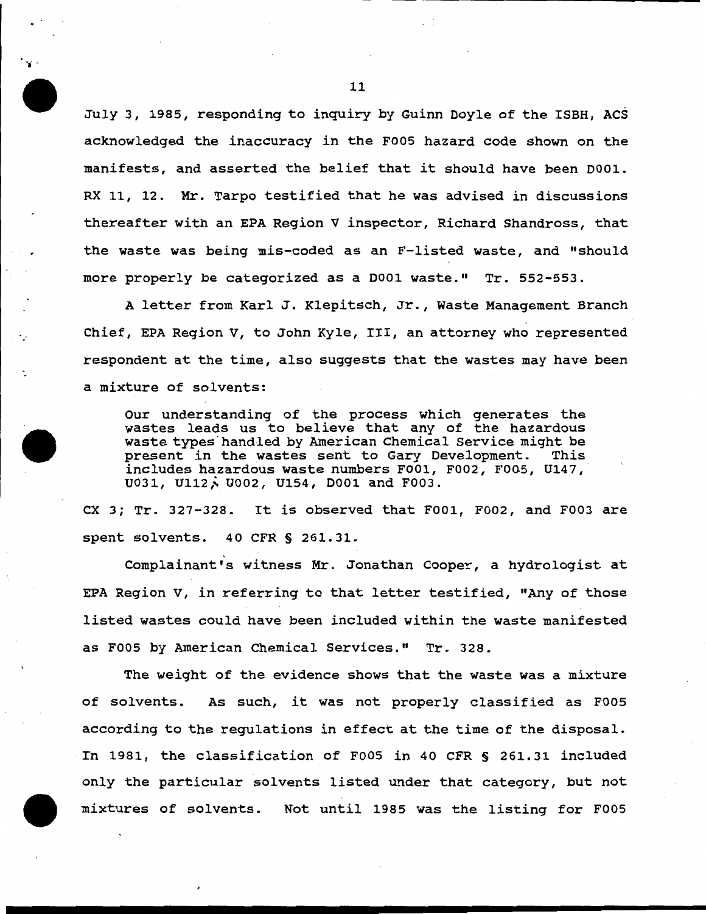July 3, 1985, responding to inquiry by Guinn Doyle of the ISBH, ACS acknowledged the inaccuracy in the F005 hazard code shown on the manifests, and asserted the belief that it should have been D001. RX 11, 12. Mr. Tarpo testified that he was advised in discussions thereafter with an EPA Region V inspector, Richard Shandross, that the waste was being mis-coded as an F-listed waste, and "should more properly be categorized as a D001 waste." Tr. 552-553.

A letter from Karl J. Klepitsch, Jr., Waste Management Branch Chief, EPA Region V, to John Kyle, III, an attorney who represented respondent at the time, also suggests that the wastes may have been a mixture of solvents:

> Our understanding of the process which generates the wastes leads us to believe that any of the hazardous waste types handled by American Chemical Service might be present in the wastes sent to Gary Development. This includes hazardous waste numbers F001, F002, F005, U147, U031, U112, U002, U154, D001 and F003.

CX 3; Tr. 327-328. It is observed that F001, F002, and F003 are spent solvents. 40 CFR § 261.31.

Complainant's witness Mr. Jonathan Cooper, a hydrologist at EPA Region V, in referring to that letter testified, "Any of those listed wastes could have been included within the waste manifested as F005 by American Chemical Services." Tr. 328.

The weight of the evidence shows that the waste was a mixture of solvents. As such, it was not properly classified as F005 according to the regulations in effect at the time of the disposal. In 1981, the classification of F005 in 40 CFR § 261.31 included only the particular solvents listed under that category, but not mixtures of solvents. Not until 1985 was the listing for F005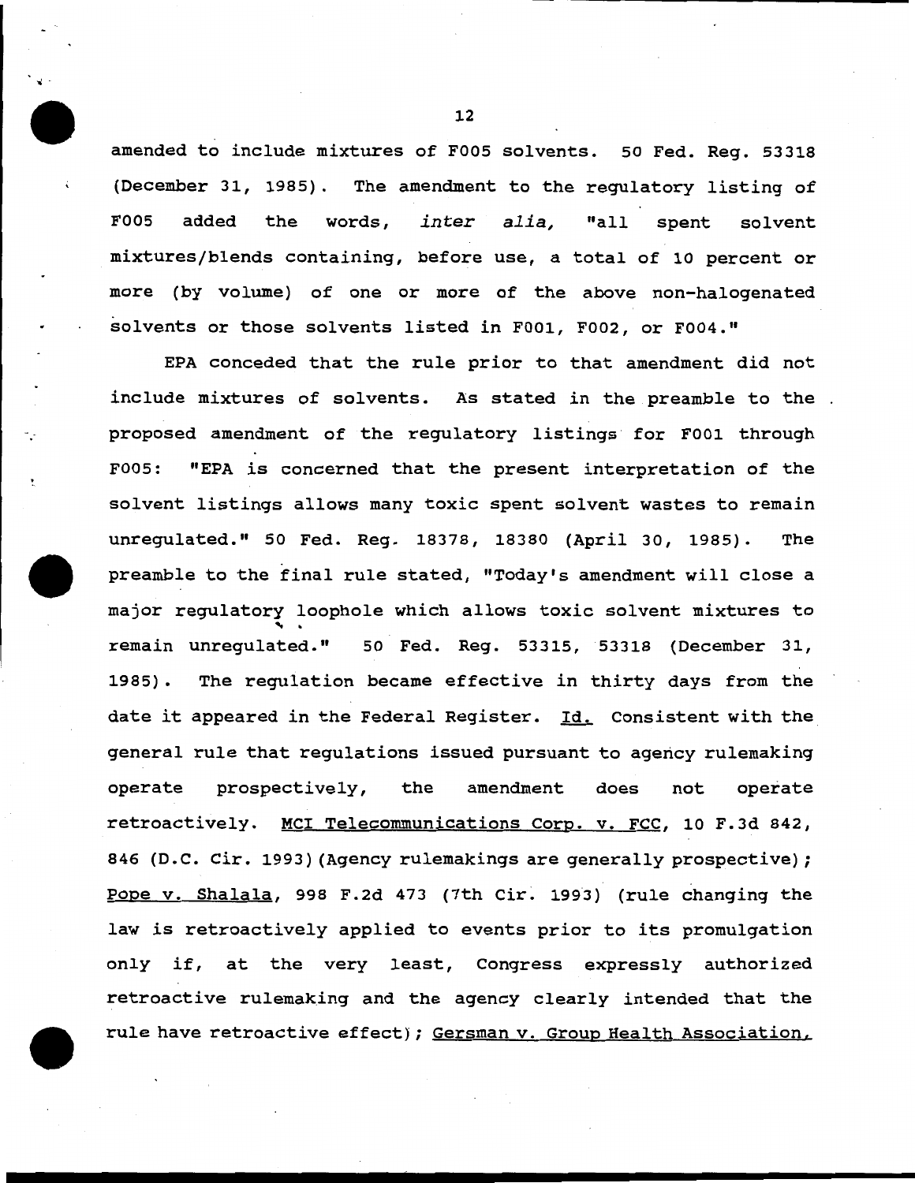amended to include mixtures of F005 solvents. 50 Fed. Reg. 53318 (December 31, 1985). The amendment to the regulatory listing of F005 added the words, *inter alia,* "all spent solvent mixtures/blends containing, before use, a total of 10 percent or more (by volume) of one or more of the above non-halogenated solvents or those solvents listed in F001, F002, or F004."

EPA conceded that the rule prior to that amendment did not include mixtures of solvents. As stated in the preamble to the proposed amendment of the regulatory listings for F001 through F005: "EPA is concerned that the present interpretation of the solvent listings allows many toxic spent solvent wastes to remain unregulated." 50 Fed. Reg. 18378, 18380 (April 30, 1985). The preamble to the final rule stated, "Today's amendment will close a major regulatory loophole which allows toxic solvent mixtures to remain unregulated." 50 Fed. Reg. 53315, 53318 (December 31, 1985). The regulation became effective in thirty days from the date it appeared in the Federal Register. Id. Consistent with the general rule that regulations issued pursuant to agency rulemaking operate prospectively, the amendment does not operate retroactively. MCI Telecommunications Corp. v. FCC, 10 F.3d 842, 846 (D.C. Cir. 1993) (Agency rulemakings are generally prospective); Pope v. Shalala, 998 F.2d 473 (7th Cir. 1993) (rule changing the law is retroactively applied to events prior to its promulgation only if, at the very least, Congress expressly authorized retroactive rulemaking and the agency clearly intended that the rule have retroactive effect); Gersman v. Group Health Association,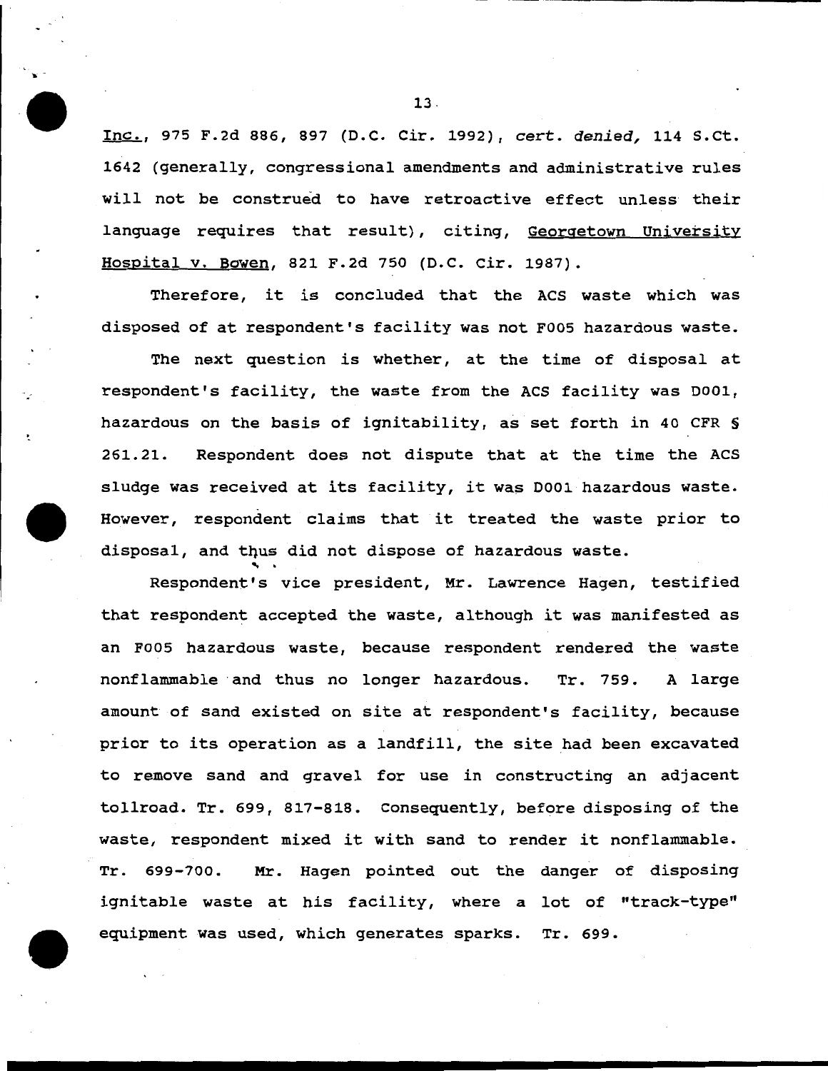Inc., 975 F.2d 886, 897 (D.C. Cir. 1992), *cert. denied,* 114 S.Ct. 1642 (generally, congressional amendments and administrative rules will not be construed to have retroactive effect unless their language requires that result), citing, Georgetown University Hospital v. Bowen, 821 F.2d 750 (D.C. Cir. 1987).

Therefore, it is concluded that the ACS waste which was disposed of at respondent's facility was not F005 hazardous waste.

The next question is whether, at the time of disposal at respondent's facility, the waste from the ACS facility was D001, hazardous on the basis of ignitability, as set forth in 40 CFR § 261.21. Respondent does not dispute that at the time the ACS sludge was received at its facility, it was D001 hazardous waste. However, respondent claims that it treated the waste prior to disposal, and thus did not dispose of hazardous waste.

Respondent's vice president, Mr. Lawrence Hagen, testified that respondent accepted the waste, although it was manifested as an F005 hazardous waste, because respondent rendered the waste nonflammable and thus no longer hazardous. Tr. 759. A large amount of sand existed on site at respondent's facility, because prior to its operation as a landfill, the site had been excavated to remove sand and gravel for use in constructing an adjacent tollroad. Tr. 699, 817-818. Consequently, before disposing of the waste, respondent mixed it with sand to render it nonflammable. Tr. 699-700. Mr. Hagen pointed out the danger of disposing ignitable waste at his facility, where a lot of "track-type" equipment was used, which generates sparks. Tr. 699.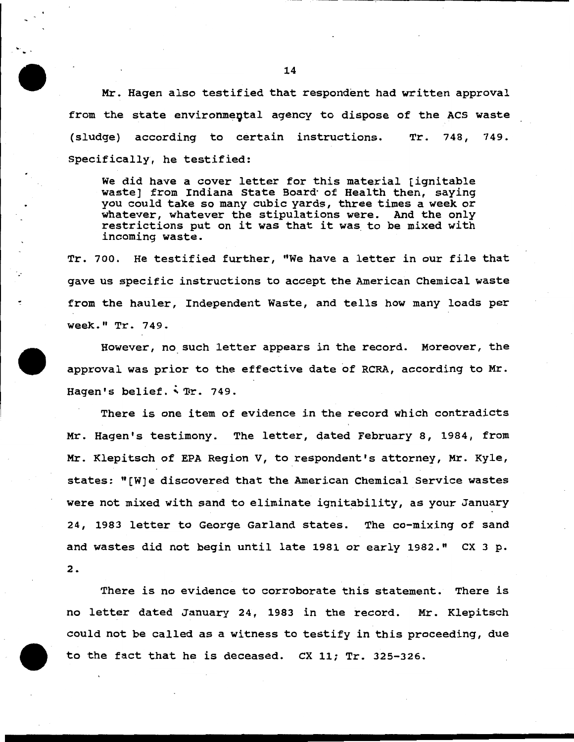Mr. Hagen also testified that respondent had written approval from the state environmental agency to dispose of the ACS waste (sludge) according to certain instructions. Tr. 748, 749. Specifically, he testified:

> We did have a cover letter for this material [ignitable waste] from Indiana State Board of Health then, saying you could take so many cubic yards, three times a week or whatever, whatever the stipulations were. And the only restrictions put on it was that it was to be mixed with incoming waste.

Tr. 700. He testified further, "We have a letter in our file that gave us specific instructions to accept the American Chemical waste from the hauler, Independent Waste, and tells how many loads per week." Tr. 749.

However, no such letter appears in the record. Moreover, the approval was prior to the effective date of RCRA, according to Mr. Hagen's belief. Tr. 749.

There is one item of evidence in the record which contradicts Mr. Hagen's testimony. The letter, dated February 8, 1984, from Mr. Klepitsch of EPA Region V, to respondent's attorney, Mr. Kyle, states: "[W]e discovered that the American Chemical Service wastes were not mixed with sand to eliminate ignitability, as your January 24, 1983 letter to George Garland states. The co-mixing of sand and wastes did not begin until late 1981 or early 1982." CX 3 p. 2.

There is no evidence to corroborate this statement. There is no letter dated January 24, 1983 in the record. Mr. Klepitsch could not be called as a witness to testify in this proceeding, due to the fact that he is deceased. CX 11; Tr. 325-326.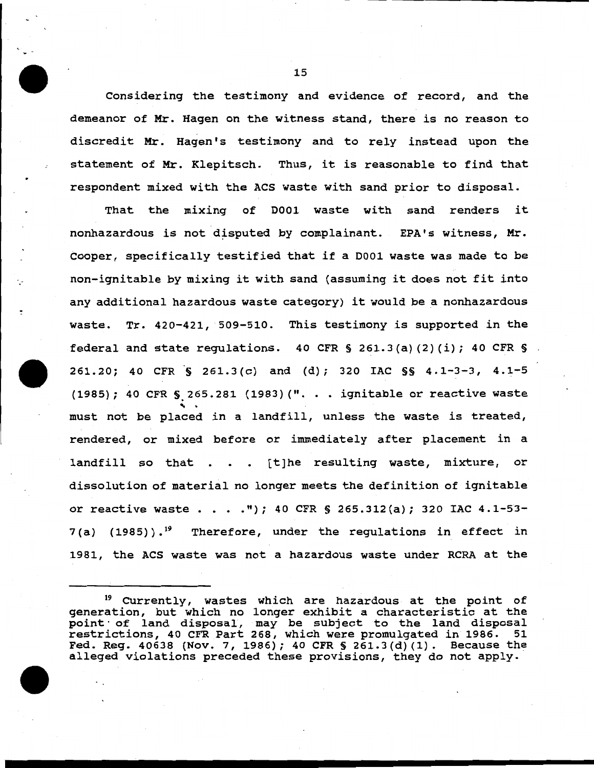Considering the testimony and evidence of record, and the demeanor of Mr. Hagen on the witness stand, there is no reason to discredit Mr. Hagen's testimony and to rely instead upon the statement of Mr. Klepitsch. Thus, it is reasonable to find that respondent mixed with the ACS waste with sand prior to disposal.

That the mixing of D001 waste with sand renders it nonhazardous is not disputed by complainant. EPA's witness, Mr. Cooper, specifically testified that if a D001 waste was made to be non-ignitable by mixing it with sand (assuming it does not fit into any additional hazardous waste category) it would be a nonhazardous waste. Tr. 420-421, 509-510. This testimony is supported in the federal and state regulations. 40 CFR § 261.3(a)(2)(i); 40 CFR § 261.20; 40 CFR § 261.3(c) and (d); 320 IAC §§ 4.1-3-3, 4.1-5 (1985); 40 CFR § 265.281 (1983)(". . . ignitable or reactive waste must not be placed in a landfill, unless the waste is treated, rendered, or mixed before or immediately after placement in a landfill so that . . . [t]he resulting waste, mixture, or dissolution of material no longer meets the definition of ignitable or reactive waste . . . ."); 40 CFR § 265.312(a); 320 IAC 4.1-53-7(a) (1985)).[19] Therefore, under the regulations in effect in 1981, the ACS waste was not a hazardous waste under RCRA at the

---

[19] Currently, wastes which are hazardous at the point of generation, but which no longer exhibit a characteristic at the point of land disposal, may be subject to the land disposal restrictions, 40 CFR Part 268, which were promulgated in 1986. 51 Fed. Reg. 40638 (Nov. 7, 1986); 40 CFR § 261.3(d)(1). Because the alleged violations preceded these provisions, they do not apply.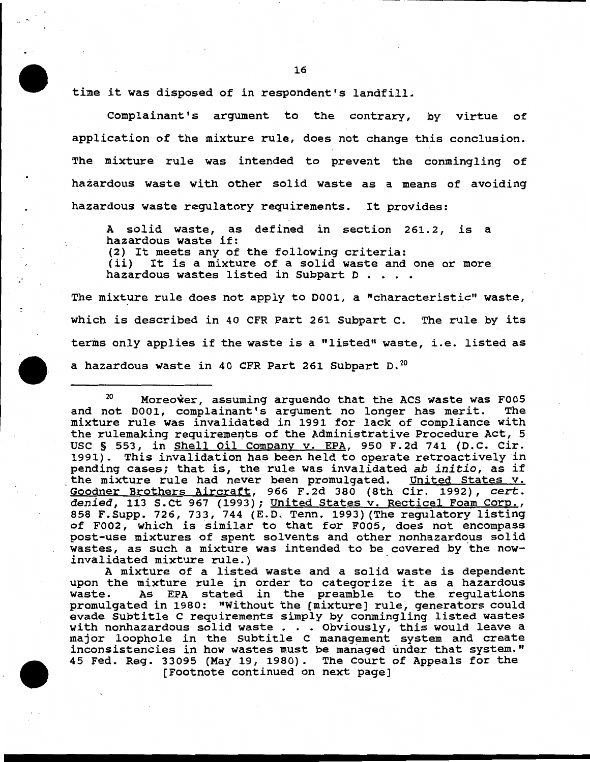time it was disposed of in respondent's landfill.

Complainant's argument to the contrary, by virtue of application of the mixture rule, does not change this conclusion. The mixture rule was intended to prevent the conmingling of hazardous waste with other solid waste as a means of avoiding hazardous waste regulatory requirements. It provides:

> A solid waste, as defined in section 261.2, is a hazardous waste if:
> (2) It meets any of the following criteria:
> (ii) It is a mixture of a solid waste and one or more hazardous wastes listed in Subpart D . . . .

The mixture rule does not apply to D001, a "characteristic" waste, which is described in 40 CFR Part 261 Subpart C. The rule by its terms only applies if the waste is a "listed" waste, i.e. listed as a hazardous waste in 40 CFR Part 261 Subpart D.[20]

---

[20] Moreover, assuming arguendo that the ACS waste was F005 and not D001, complainant's argument no longer has merit. The mixture rule was invalidated in 1991 for lack of compliance with the rulemaking requirements of the Administrative Procedure Act, 5 USC § 553, in Shell Oil Company v. EPA, 950 F.2d 741 (D.C. Cir. 1991). This invalidation has been held to operate retroactively in pending cases; that is, the rule was invalidated *ab initio*, as if the mixture rule had never been promulgated. United States v. Goodner Brothers Aircraft, 966 F.2d 380 (8th Cir. 1992), *cert. denied*, 113 S.Ct 967 (1993); United States v. Recticel Foam Corp., 858 F.Supp. 726, 733, 744 (E.D. Tenn. 1993)(The regulatory listing of F002, which is similar to that for F005, does not encompass post-use mixtures of spent solvents and other nonhazardous solid wastes, as such a mixture was intended to be covered by the now-invalidated mixture rule.)

A mixture of a listed waste and a solid waste is dependent upon the mixture rule in order to categorize it as a hazardous waste. As EPA stated in the preamble to the regulations promulgated in 1980: "Without the [mixture] rule, generators could evade Subtitle C requirements simply by conmingling listed wastes with nonhazardous solid waste . . . Obviously, this would leave a major loophole in the Subtitle C management system and create inconsistencies in how wastes must be managed under that system." 45 Fed. Reg. 33095 (May 19, 1980). The Court of Appeals for the [Footnote continued on next page]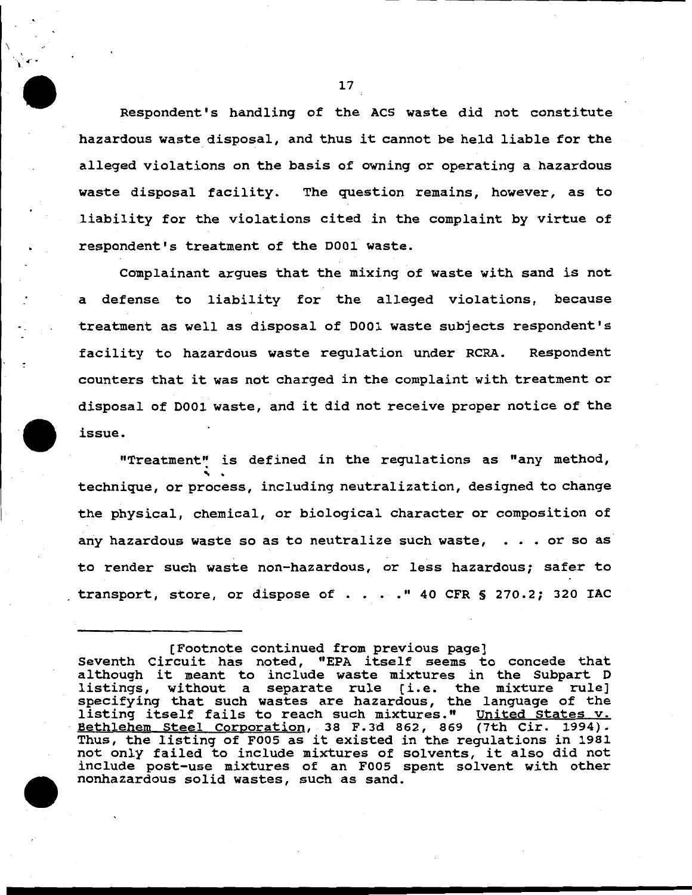Respondent's handling of the ACS waste did not constitute hazardous waste disposal, and thus it cannot be held liable for the alleged violations on the basis of owning or operating a hazardous waste disposal facility. The question remains, however, as to liability for the violations cited in the complaint by virtue of respondent's treatment of the D001 waste.

Complainant argues that the mixing of waste with sand is not a defense to liability for the alleged violations, because treatment as well as disposal of D001 waste subjects respondent's facility to hazardous waste regulation under RCRA. Respondent counters that it was not charged in the complaint with treatment or disposal of D001 waste, and it did not receive proper notice of the issue.

"Treatment" is defined in the regulations as "any method, technique, or process, including neutralization, designed to change the physical, chemical, or biological character or composition of any hazardous waste so as to neutralize such waste, . . . or so as to render such waste non-hazardous, or less hazardous; safer to transport, store, or dispose of . . . ." 40 CFR § 270.2; 320 IAC

---

[Footnote continued from previous page]
Seventh Circuit has noted, "EPA itself seems to concede that although it meant to include waste mixtures in the Subpart D listings, without a separate rule [i.e. the mixture rule] specifying that such wastes are hazardous, the language of the listing itself fails to reach such mixtures." United States v. Bethlehem Steel Corporation, 38 F.3d 862, 869 (7th Cir. 1994). Thus, the listing of F005 as it existed in the regulations in 1981 not only failed to include mixtures of solvents, it also did not include post-use mixtures of an F005 spent solvent with other nonhazardous solid wastes, such as sand.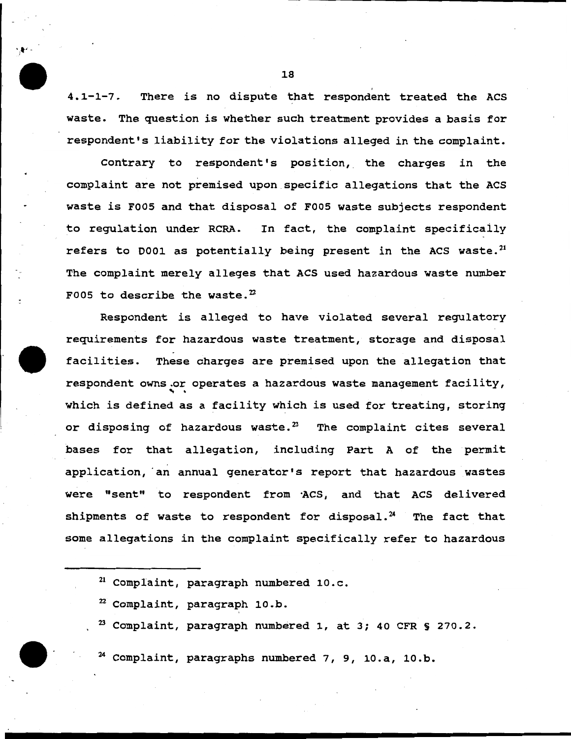4.1-1-7. There is no dispute that respondent treated the ACS waste. The question is whether such treatment provides a basis for respondent's liability for the violations alleged in the complaint.

Contrary to respondent's position, the charges in the complaint are not premised upon specific allegations that the ACS waste is F005 and that disposal of F005 waste subjects respondent to regulation under RCRA. In fact, the complaint specifically refers to D001 as potentially being present in the ACS waste.[21] The complaint merely alleges that ACS used hazardous waste number F005 to describe the waste.[22]

Respondent is alleged to have violated several regulatory requirements for hazardous waste treatment, storage and disposal facilities. These charges are premised upon the allegation that respondent owns or operates a hazardous waste management facility, which is defined as a facility which is used for treating, storing or disposing of hazardous waste.[23] The complaint cites several bases for that allegation, including Part A of the permit application, an annual generator's report that hazardous wastes were "sent" to respondent from ACS, and that ACS delivered shipments of waste to respondent for disposal.[24] The fact that some allegations in the complaint specifically refer to hazardous

---

[21] Complaint, paragraph numbered 10.c.

[22] Complaint, paragraph 10.b.

[23] Complaint, paragraph numbered 1, at 3; 40 CFR § 270.2.

[24] Complaint, paragraphs numbered 7, 9, 10.a, 10.b.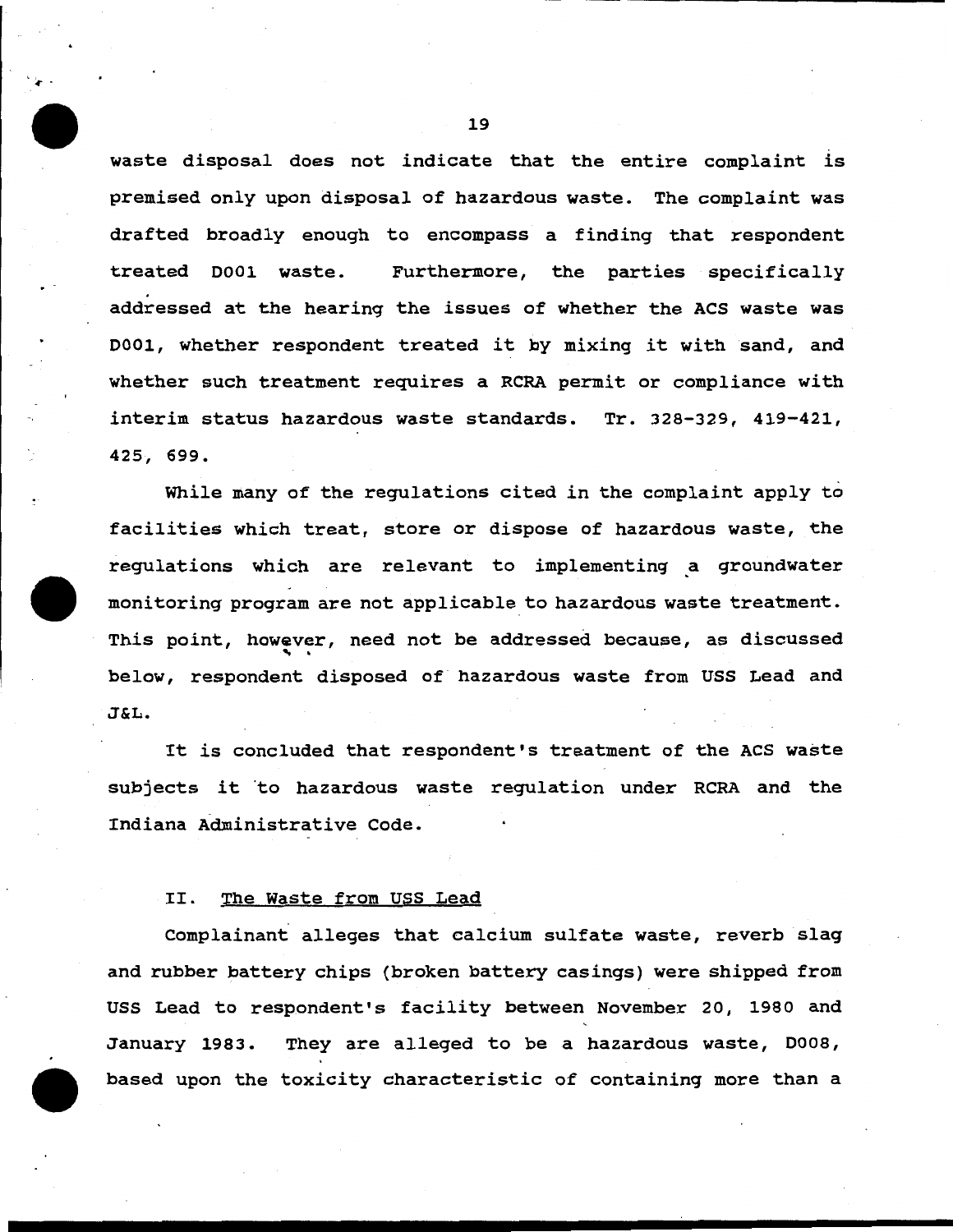waste disposal does not indicate that the entire complaint is premised only upon disposal of hazardous waste. The complaint was drafted broadly enough to encompass a finding that respondent treated D001 waste. Furthermore, the parties specifically addressed at the hearing the issues of whether the ACS waste was D001, whether respondent treated it by mixing it with sand, and whether such treatment requires a RCRA permit or compliance with interim status hazardous waste standards. Tr. 328-329, 419-421, 425, 699.

While many of the regulations cited in the complaint apply to facilities which treat, store or dispose of hazardous waste, the regulations which are relevant to implementing a groundwater monitoring program are not applicable to hazardous waste treatment. This point, however, need not be addressed because, as discussed below, respondent disposed of hazardous waste from USS Lead and J&L.

It is concluded that respondent's treatment of the ACS waste subjects it to hazardous waste regulation under RCRA and the Indiana Administrative Code.

## II. The Waste from USS Lead

Complainant alleges that calcium sulfate waste, reverb slag and rubber battery chips (broken battery casings) were shipped from USS Lead to respondent's facility between November 20, 1980 and January 1983. They are alleged to be a hazardous waste, D008, based upon the toxicity characteristic of containing more than a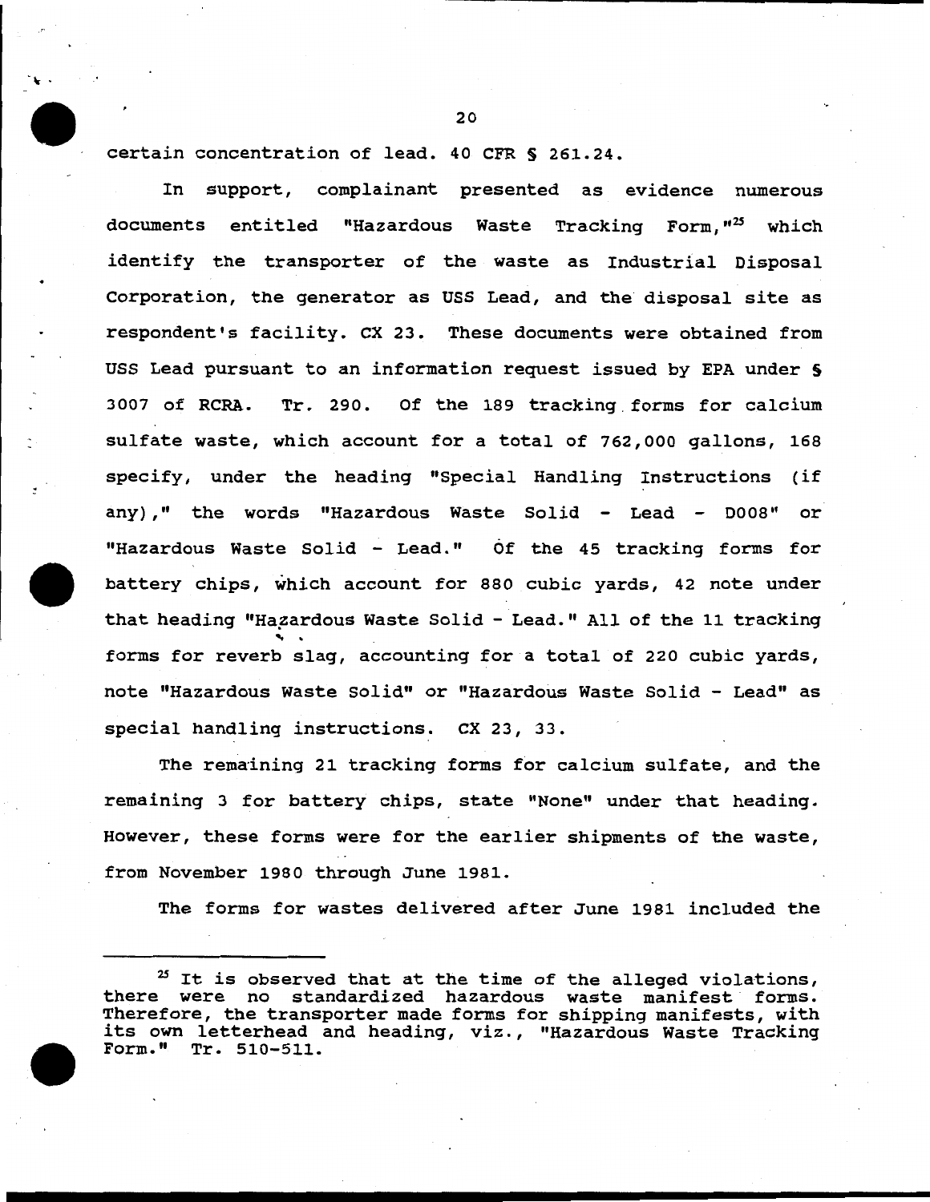certain concentration of lead. 40 CFR § 261.24.

In support, complainant presented as evidence numerous documents entitled "Hazardous Waste Tracking Form,"[25] which identify the transporter of the waste as Industrial Disposal Corporation, the generator as USS Lead, and the disposal site as respondent's facility. CX 23. These documents were obtained from USS Lead pursuant to an information request issued by EPA under § 3007 of RCRA. Tr. 290. Of the 189 tracking forms for calcium sulfate waste, which account for a total of 762,000 gallons, 168 specify, under the heading "Special Handling Instructions (if any)," the words "Hazardous Waste Solid - Lead - D008" or "Hazardous Waste Solid - Lead." Of the 45 tracking forms for battery chips, which account for 880 cubic yards, 42 note under that heading "Hazardous Waste Solid - Lead." All of the 11 tracking forms for reverb slag, accounting for a total of 220 cubic yards, note "Hazardous Waste Solid" or "Hazardous Waste Solid - Lead" as special handling instructions. CX 23, 33.

The remaining 21 tracking forms for calcium sulfate, and the remaining 3 for battery chips, state "None" under that heading. However, these forms were for the earlier shipments of the waste, from November 1980 through June 1981.

The forms for wastes delivered after June 1981 included the

---

[25] It is observed that at the time of the alleged violations, there were no standardized hazardous waste manifest forms. Therefore, the transporter made forms for shipping manifests, with its own letterhead and heading, viz., "Hazardous Waste Tracking Form." Tr. 510-511.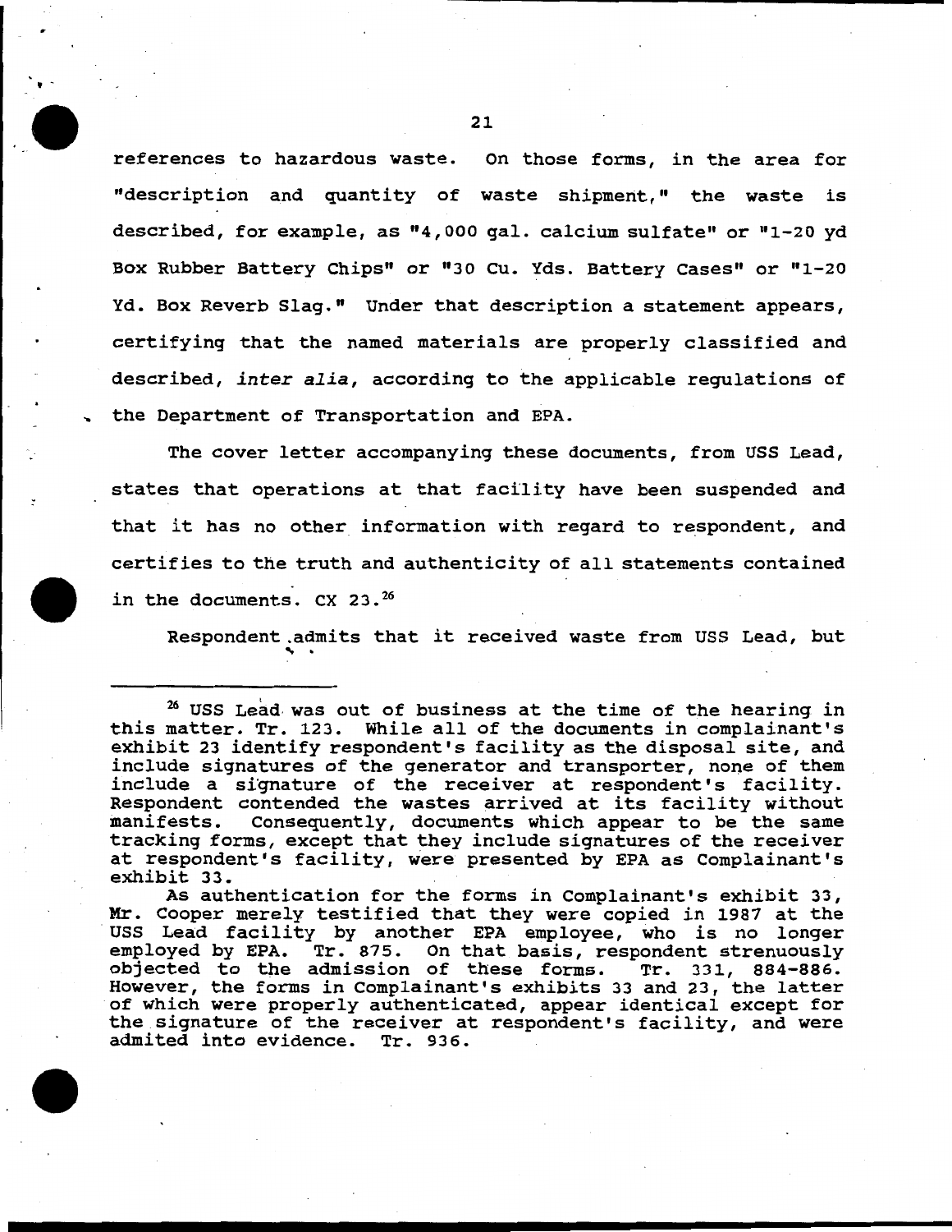references to hazardous waste. On those forms, in the area for "description and quantity of waste shipment," the waste is described, for example, as "4,000 gal. calcium sulfate" or "1-20 yd Box Rubber Battery Chips" or "30 Cu. Yds. Battery Cases" or "1-20 Yd. Box Reverb Slag." Under that description a statement appears, certifying that the named materials are properly classified and described, *inter alia*, according to the applicable regulations of the Department of Transportation and EPA.

The cover letter accompanying these documents, from USS Lead, states that operations at that facility have been suspended and that it has no other information with regard to respondent, and certifies to the truth and authenticity of all statements contained in the documents. CX 23.[26]

Respondent admits that it received waste from USS Lead, but

---

[26] USS Lead was out of business at the time of the hearing in this matter. Tr. 123. While all of the documents in complainant's exhibit 23 identify respondent's facility as the disposal site, and include signatures of the generator and transporter, none of them include a signature of the receiver at respondent's facility. Respondent contended the wastes arrived at its facility without manifests. Consequently, documents which appear to be the same tracking forms, except that they include signatures of the receiver at respondent's facility, were presented by EPA as Complainant's exhibit 33.

As authentication for the forms in Complainant's exhibit 33, Mr. Cooper merely testified that they were copied in 1987 at the USS Lead facility by another EPA employee, who is no longer employed by EPA. Tr. 875. On that basis, respondent strenuously objected to the admission of these forms. Tr. 331, 884-886. However, the forms in Complainant's exhibits 33 and 23, the latter of which were properly authenticated, appear identical except for the signature of the receiver at respondent's facility, and were admited into evidence. Tr. 936.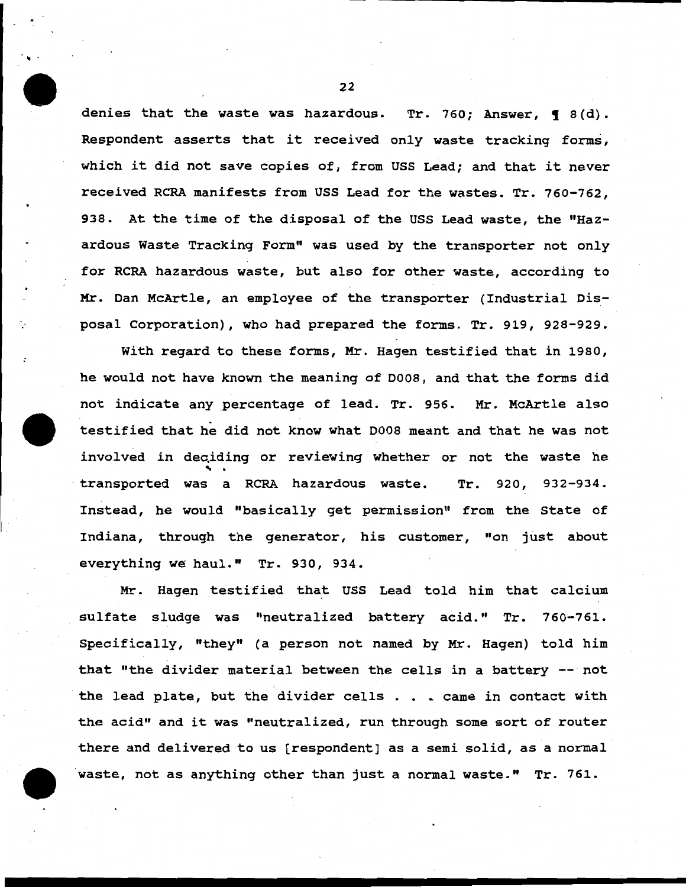denies that the waste was hazardous. Tr. 760; Answer, ¶ 8(d). Respondent asserts that it received only waste tracking forms, which it did not save copies of, from USS Lead; and that it never received RCRA manifests from USS Lead for the wastes. Tr. 760-762, 938. At the time of the disposal of the USS Lead waste, the "Hazardous Waste Tracking Form" was used by the transporter not only for RCRA hazardous waste, but also for other waste, according to Mr. Dan McArtle, an employee of the transporter (Industrial Disposal Corporation), who had prepared the forms. Tr. 919, 928-929.

With regard to these forms, Mr. Hagen testified that in 1980, he would not have known the meaning of D008, and that the forms did not indicate any percentage of lead. Tr. 956. Mr. McArtle also testified that he did not know what D008 meant and that he was not involved in deciding or reviewing whether or not the waste he transported was a RCRA hazardous waste. Tr. 920, 932-934. Instead, he would "basically get permission" from the State of Indiana, through the generator, his customer, "on just about everything we haul." Tr. 930, 934.

Mr. Hagen testified that USS Lead told him that calcium sulfate sludge was "neutralized battery acid." Tr. 760-761. Specifically, "they" (a person not named by Mr. Hagen) told him that "the divider material between the cells in a battery -- not the lead plate, but the divider cells . . . came in contact with the acid" and it was "neutralized, run through some sort of router there and delivered to us [respondent] as a semi solid, as a normal waste, not as anything other than just a normal waste." Tr. 761.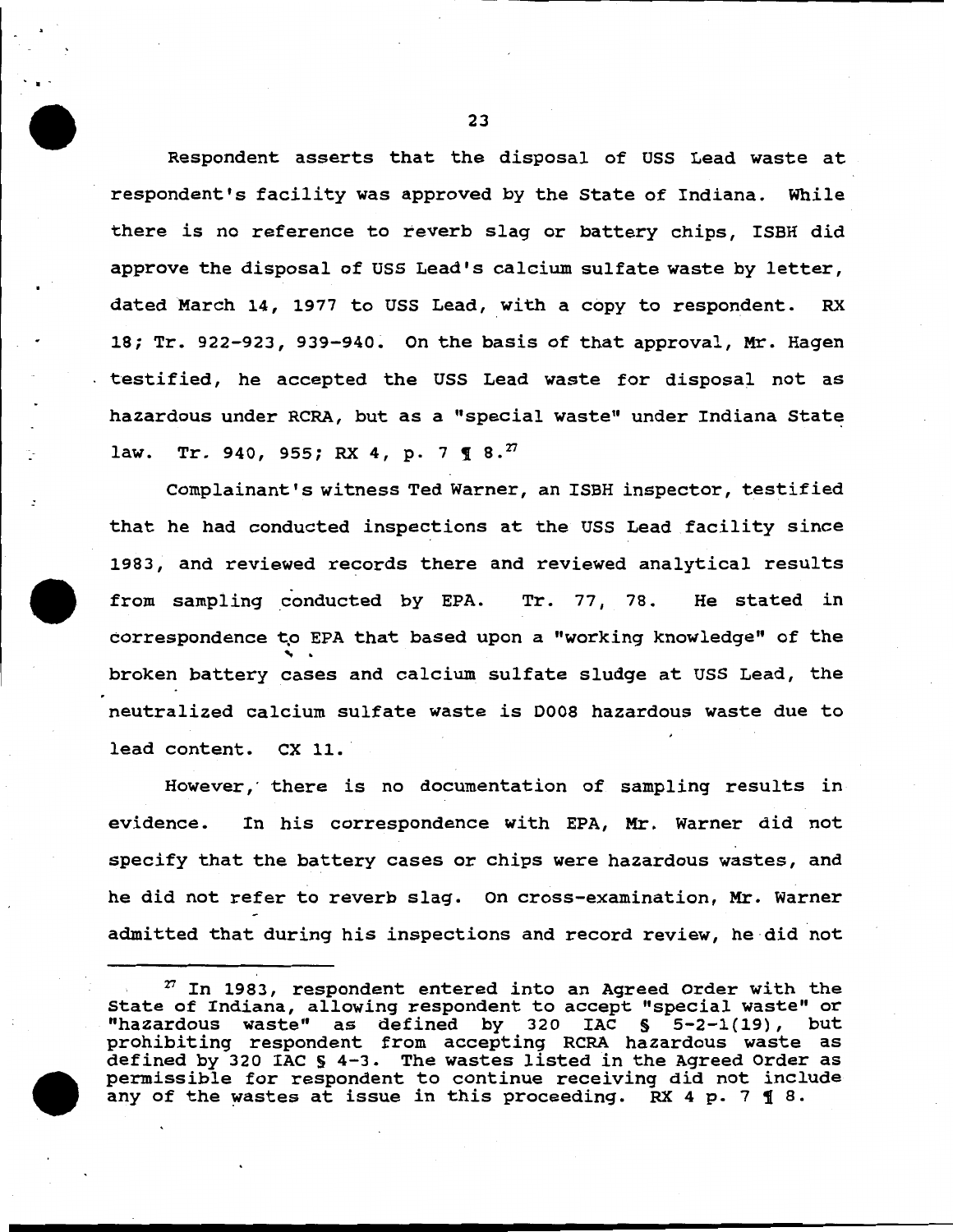Respondent asserts that the disposal of USS Lead waste at respondent's facility was approved by the State of Indiana. While there is no reference to reverb slag or battery chips, ISBH did approve the disposal of USS Lead's calcium sulfate waste by letter, dated March 14, 1977 to USS Lead, with a copy to respondent. RX 18; Tr. 922-923, 939-940. On the basis of that approval, Mr. Hagen testified, he accepted the USS Lead waste for disposal not as hazardous under RCRA, but as a "special waste" under Indiana State law. Tr. 940, 955; RX 4, p. 7 ¶ 8.[27]

Complainant's witness Ted Warner, an ISBH inspector, testified that he had conducted inspections at the USS Lead facility since 1983, and reviewed records there and reviewed analytical results from sampling conducted by EPA. Tr. 77, 78. He stated in correspondence to EPA that based upon a "working knowledge" of the broken battery cases and calcium sulfate sludge at USS Lead, the neutralized calcium sulfate waste is D008 hazardous waste due to lead content. CX 11.

However, there is no documentation of sampling results in evidence. In his correspondence with EPA, Mr. Warner did not specify that the battery cases or chips were hazardous wastes, and he did not refer to reverb slag. On cross-examination, Mr. Warner admitted that during his inspections and record review, he did not

---

[27] In 1983, respondent entered into an Agreed Order with the State of Indiana, allowing respondent to accept "special waste" or "hazardous waste" as defined by 320 IAC § 5-2-1(19), but prohibiting respondent from accepting RCRA hazardous waste as defined by 320 IAC § 4-3. The wastes listed in the Agreed Order as permissible for respondent to continue receiving did not include any of the wastes at issue in this proceeding. RX 4 p. 7 ¶ 8.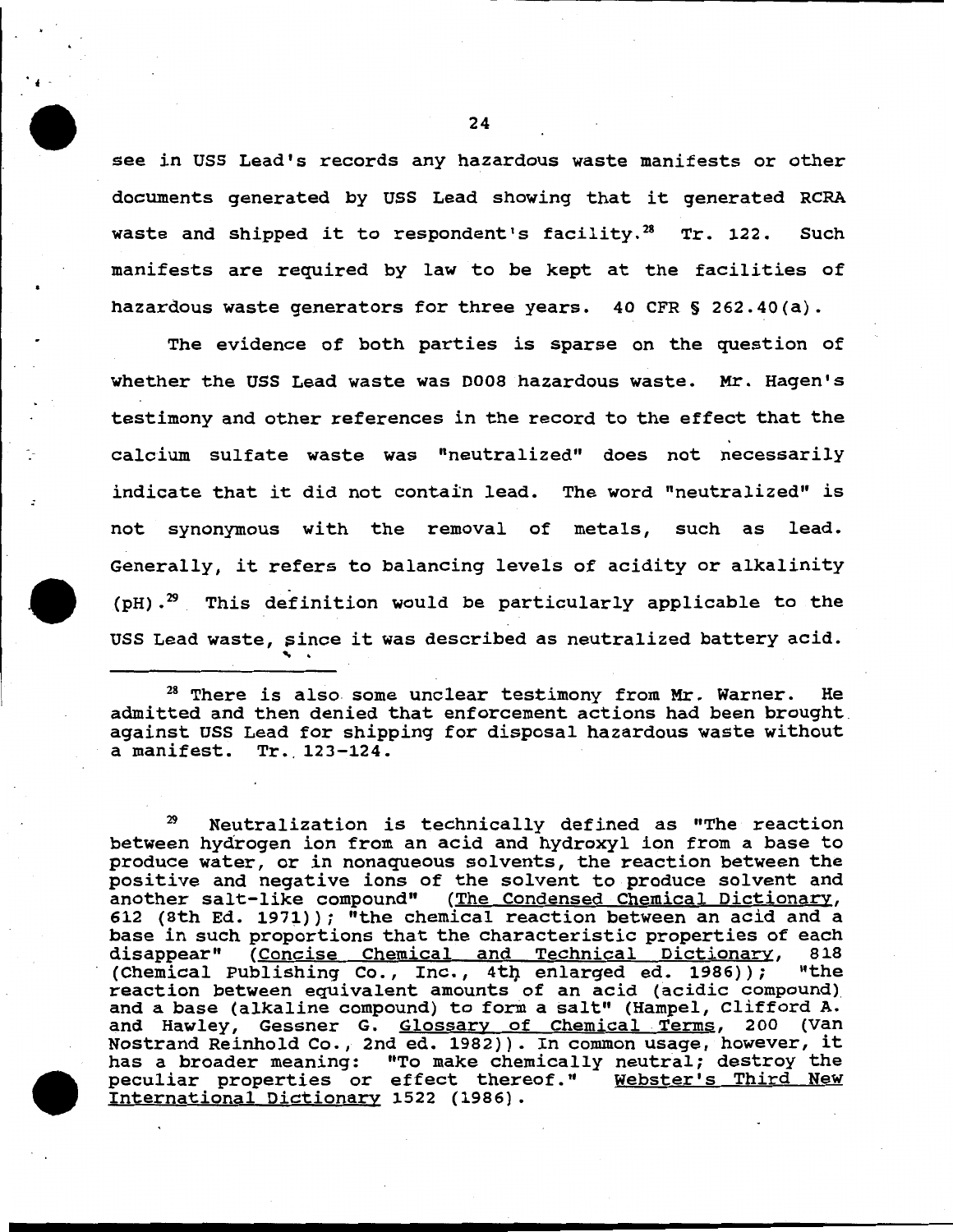see in USS Lead's records any hazardous waste manifests or other documents generated by USS Lead showing that it generated RCRA waste and shipped it to respondent's facility.[28] Tr. 122. Such manifests are required by law to be kept at the facilities of hazardous waste generators for three years. 40 CFR § 262.40(a).

The evidence of both parties is sparse on the question of whether the USS Lead waste was D008 hazardous waste. Mr. Hagen's testimony and other references in the record to the effect that the calcium sulfate waste was "neutralized" does not necessarily indicate that it did not contain lead. The word "neutralized" is not synonymous with the removal of metals, such as lead. Generally, it refers to balancing levels of acidity or alkalinity (pH).[29] This definition would be particularly applicable to the USS Lead waste, since it was described as neutralized battery acid.

---

[28] There is also some unclear testimony from Mr. Warner. He admitted and then denied that enforcement actions had been brought against USS Lead for shipping for disposal hazardous waste without a manifest. Tr. 123-124.

[29] Neutralization is technically defined as "The reaction between hydrogen ion from an acid and hydroxyl ion from a base to produce water, or in nonaqueous solvents, the reaction between the positive and negative ions of the solvent to produce solvent and another salt-like compound" (The Condensed Chemical Dictionary, 612 (8th Ed. 1971)); "the chemical reaction between an acid and a base in such proportions that the characteristic properties of each disappear" (Concise Chemical and Technical Dictionary, 818 (Chemical Publishing Co., Inc., 4th enlarged ed. 1986)); "the reaction between equivalent amounts of an acid (acidic compound) and a base (alkaline compound) to form a salt" (Hampel, Clifford A. and Hawley, Gessner G. Glossary of Chemical Terms, 200 (Van Nostrand Reinhold Co., 2nd ed. 1982)). In common usage, however, it has a broader meaning: "To make chemically neutral; destroy the peculiar properties or effect thereof." Webster's Third New International Dictionary 1522 (1986).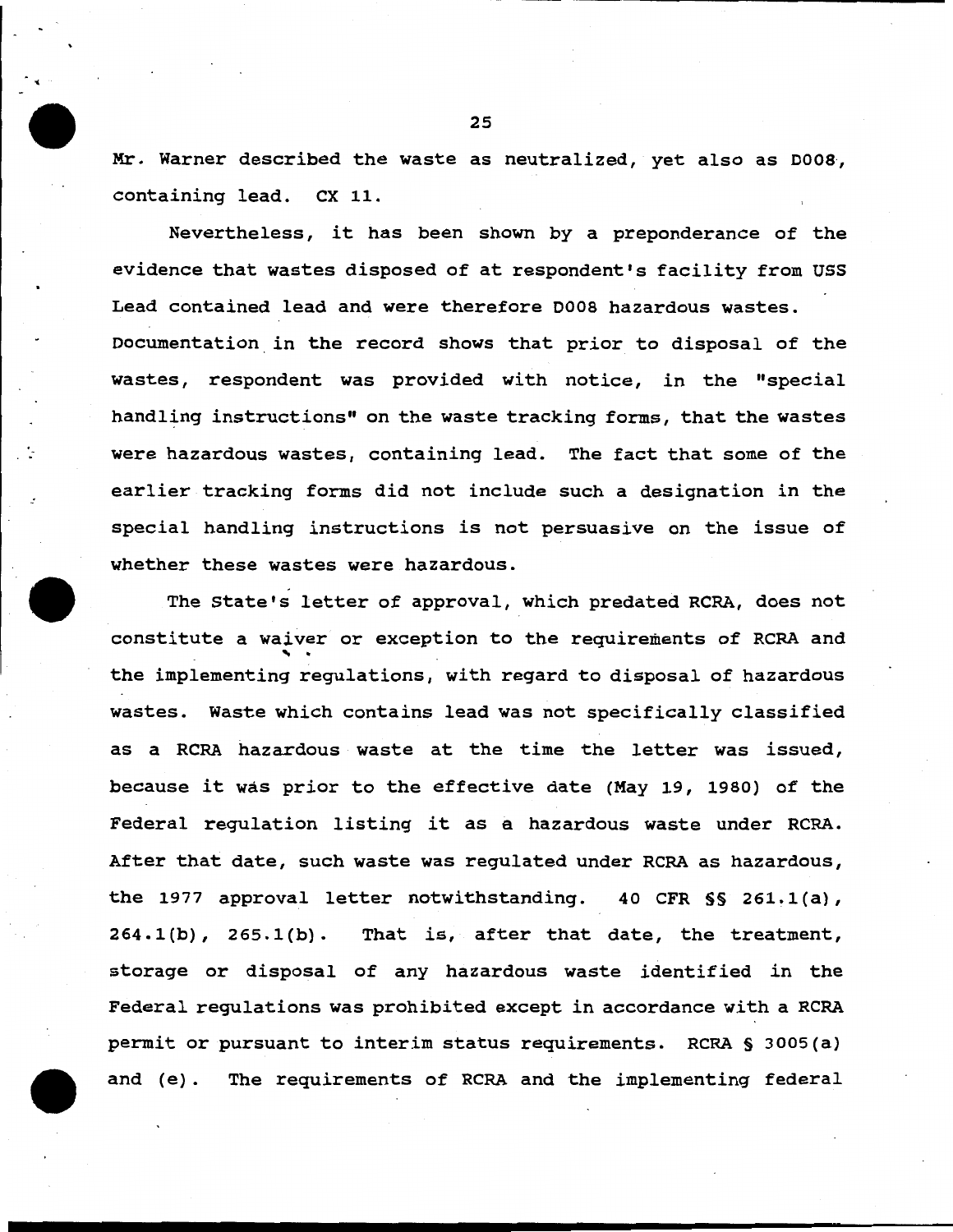Mr. Warner described the waste as neutralized, yet also as D008, containing lead. CX 11.

Nevertheless, it has been shown by a preponderance of the evidence that wastes disposed of at respondent's facility from USS Lead contained lead and were therefore D008 hazardous wastes. Documentation in the record shows that prior to disposal of the wastes, respondent was provided with notice, in the "special handling instructions" on the waste tracking forms, that the wastes were hazardous wastes, containing lead. The fact that some of the earlier tracking forms did not include such a designation in the special handling instructions is not persuasive on the issue of whether these wastes were hazardous.

The State's letter of approval, which predated RCRA, does not constitute a waiver or exception to the requirements of RCRA and the implementing regulations, with regard to disposal of hazardous wastes. Waste which contains lead was not specifically classified as a RCRA hazardous waste at the time the letter was issued, because it was prior to the effective date (May 19, 1980) of the Federal regulation listing it as a hazardous waste under RCRA. After that date, such waste was regulated under RCRA as hazardous, the 1977 approval letter notwithstanding. 40 CFR §§ 261.1(a), 264.1(b), 265.1(b). That is, after that date, the treatment, storage or disposal of any hazardous waste identified in the Federal regulations was prohibited except in accordance with a RCRA permit or pursuant to interim status requirements. RCRA § 3005(a) and (e). The requirements of RCRA and the implementing federal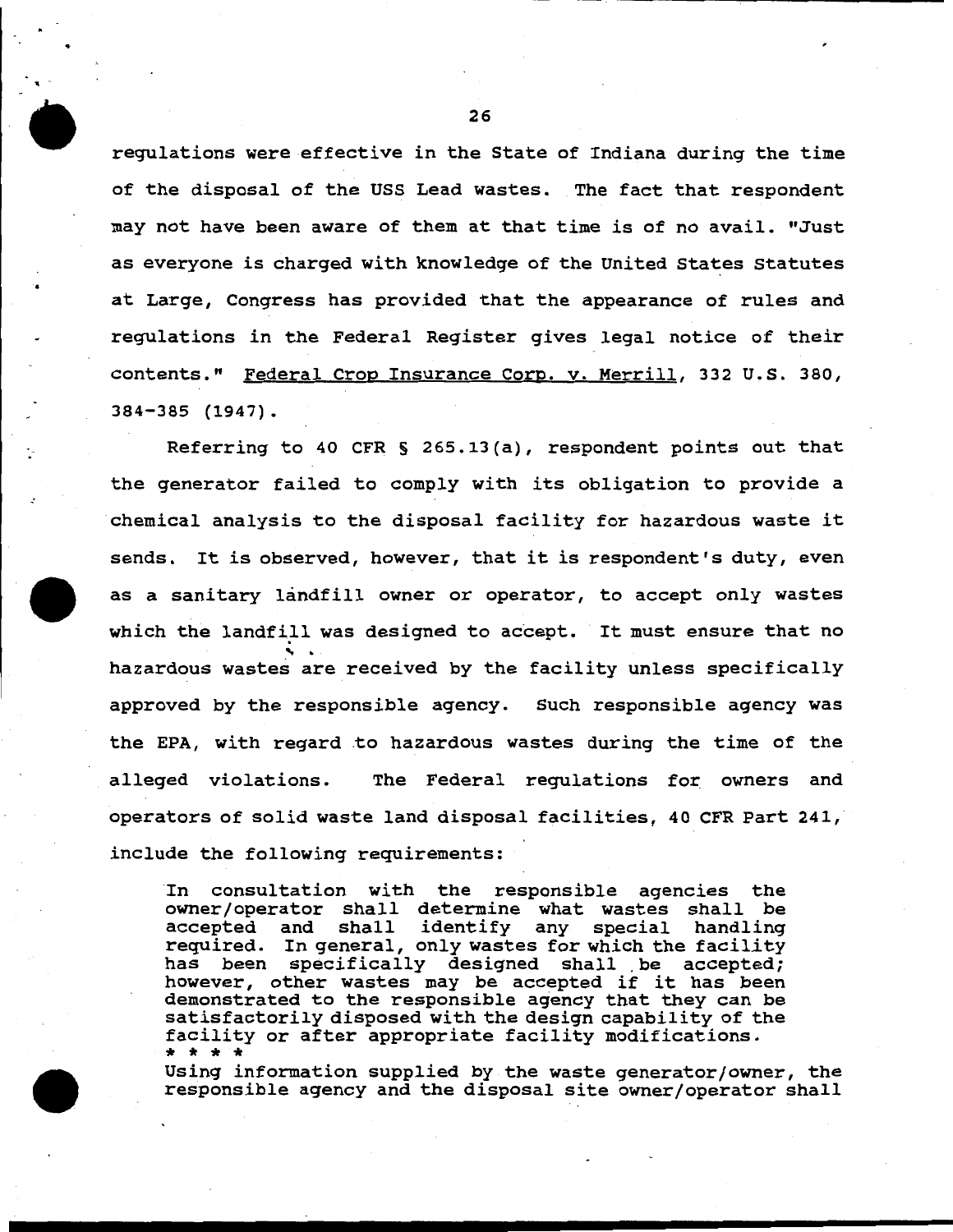regulations were effective in the State of Indiana during the time of the disposal of the USS Lead wastes. The fact that respondent may not have been aware of them at that time is of no avail. "Just as everyone is charged with knowledge of the United States Statutes at Large, Congress has provided that the appearance of rules and regulations in the Federal Register gives legal notice of their contents." Federal Crop Insurance Corp. v. Merrill, 332 U.S. 380, 384-385 (1947).

Referring to 40 CFR § 265.13(a), respondent points out that the generator failed to comply with its obligation to provide a chemical analysis to the disposal facility for hazardous waste it sends. It is observed, however, that it is respondent's duty, even as a sanitary landfill owner or operator, to accept only wastes which the landfill was designed to accept. It must ensure that no hazardous wastes are received by the facility unless specifically approved by the responsible agency. Such responsible agency was the EPA, with regard to hazardous wastes during the time of the alleged violations. The Federal regulations for owners and operators of solid waste land disposal facilities, 40 CFR Part 241, include the following requirements:

> In consultation with the responsible agencies the owner/operator shall determine what wastes shall be accepted and shall identify any special handling required. In general, only wastes for which the facility has been specifically designed shall be accepted; however, other wastes may be accepted if it has been demonstrated to the responsible agency that they can be satisfactorily disposed with the design capability of the facility or after appropriate facility modifications.
>
> * * * *
>
> Using information supplied by the waste generator/owner, the responsible agency and the disposal site owner/operator shall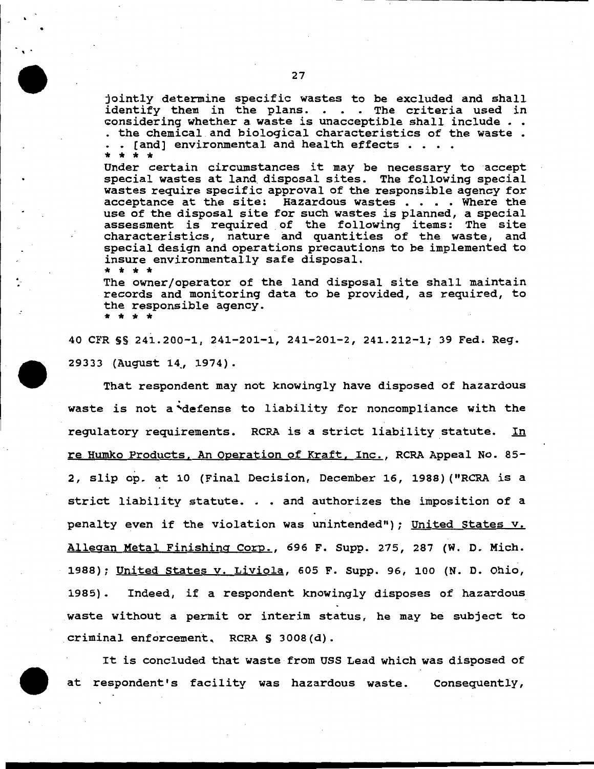> jointly determine specific wastes to be excluded and shall identify them in the plans. . . . The criteria used in considering whether a waste is unacceptible shall include . . . the chemical and biological characteristics of the waste . . . [and] environmental and health effects . . . .
> * * * *
> Under certain circumstances it may be necessary to accept special wastes at land disposal sites. The following special wastes require specific approval of the responsible agency for acceptance at the site: Hazardous wastes . . . . Where the use of the disposal site for such wastes is planned, a special assessment is required of the following items: The site characteristics, nature and quantities of the waste, and special design and operations precautions to be implemented to insure environmentally safe disposal.
> * * * *
> The owner/operator of the land disposal site shall maintain records and monitoring data to be provided, as required, to the responsible agency.
> * * * *

40 CFR §§ 241.200-1, 241-201-1, 241-201-2, 241.212-1; 39 Fed. Reg. 29333 (August 14, 1974).

That respondent may not knowingly have disposed of hazardous waste is not a defense to liability for noncompliance with the regulatory requirements. RCRA is a strict liability statute. In re Humko Products, An Operation of Kraft, Inc., RCRA Appeal No. 85-2, slip op. at 10 (Final Decision, December 16, 1988)("RCRA is a strict liability statute. . . and authorizes the imposition of a penalty even if the violation was unintended"); United States v. Allegan Metal Finishing Corp., 696 F. Supp. 275, 287 (W. D. Mich. 1988); United States v. Liviola, 605 F. Supp. 96, 100 (N. D. Ohio, 1985). Indeed, if a respondent knowingly disposes of hazardous waste without a permit or interim status, he may be subject to criminal enforcement. RCRA § 3008(d).

It is concluded that waste from USS Lead which was disposed of at respondent's facility was hazardous waste. Consequently,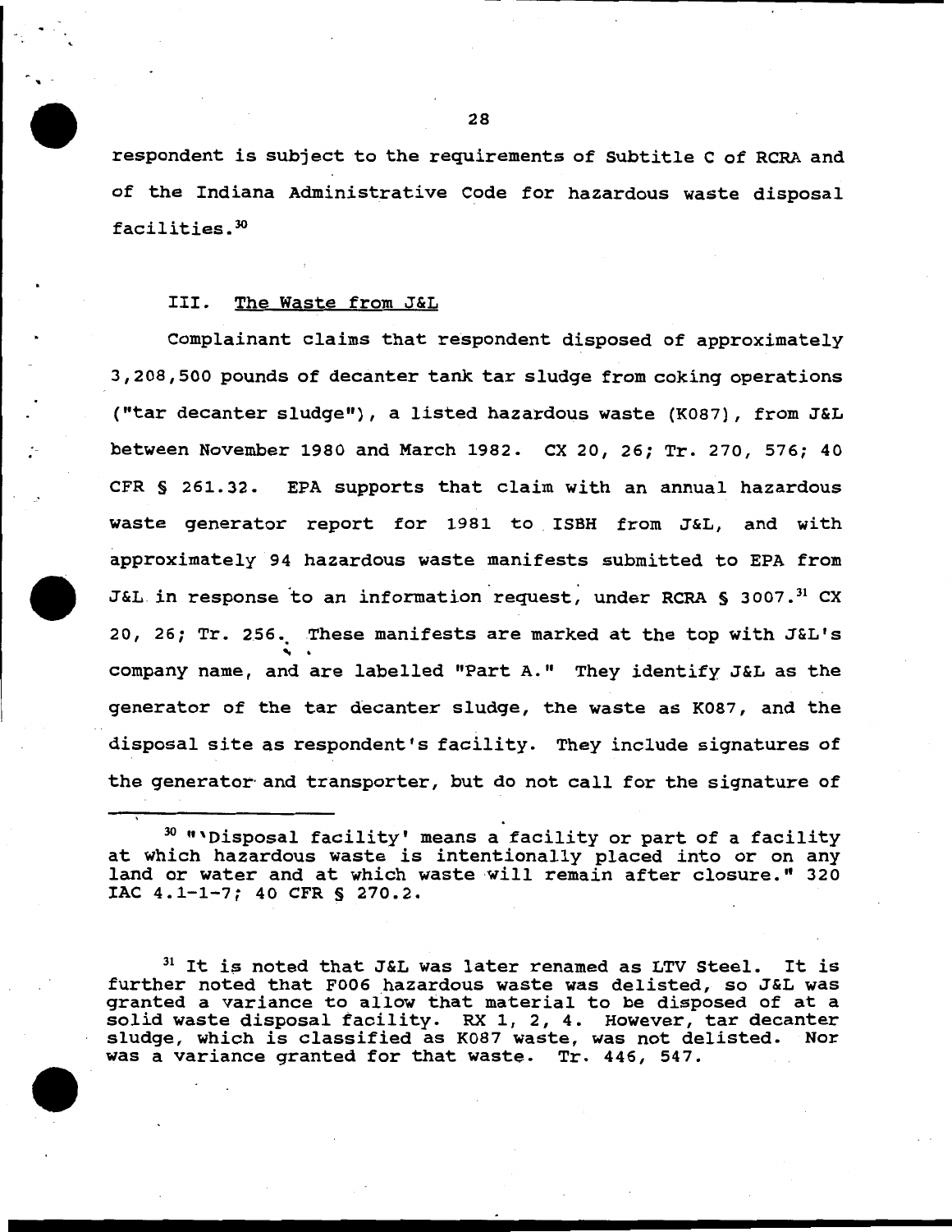respondent is subject to the requirements of Subtitle C of RCRA and of the Indiana Administrative Code for hazardous waste disposal facilities.[30]

### III. The Waste from J&L

Complainant claims that respondent disposed of approximately 3,208,500 pounds of decanter tank tar sludge from coking operations ("tar decanter sludge"), a listed hazardous waste (K087), from J&L between November 1980 and March 1982. CX 20, 26; Tr. 270, 576; 40 CFR § 261.32. EPA supports that claim with an annual hazardous waste generator report for 1981 to ISBH from J&L, and with approximately 94 hazardous waste manifests submitted to EPA from J&L in response to an information request, under RCRA § 3007.[31] CX 20, 26; Tr. 256. These manifests are marked at the top with J&L's company name, and are labelled "Part A." They identify J&L as the generator of the tar decanter sludge, the waste as K087, and the disposal site as respondent's facility. They include signatures of the generator and transporter, but do not call for the signature of

---

[30] "'Disposal facility' means a facility or part of a facility at which hazardous waste is intentionally placed into or on any land or water and at which waste will remain after closure." 320 IAC 4.1-1-7; 40 CFR § 270.2.

[31] It is noted that J&L was later renamed as LTV Steel. It is further noted that F006 hazardous waste was delisted, so J&L was granted a variance to allow that material to be disposed of at a solid waste disposal facility. RX 1, 2, 4. However, tar decanter sludge, which is classified as K087 waste, was not delisted. Nor was a variance granted for that waste. Tr. 446, 547.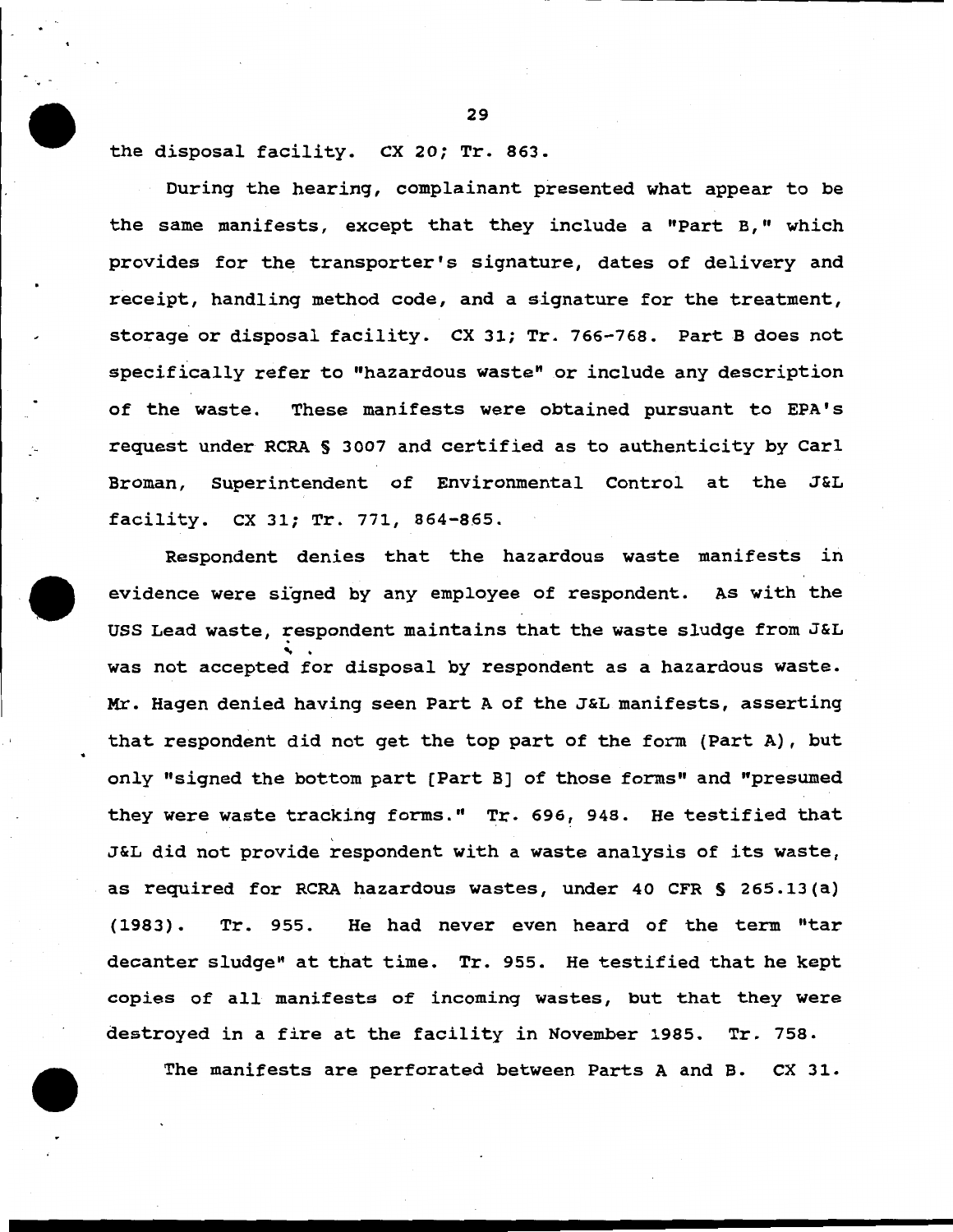the disposal facility. CX 20; Tr. 863.

During the hearing, complainant presented what appear to be the same manifests, except that they include a "Part B," which provides for the transporter's signature, dates of delivery and receipt, handling method code, and a signature for the treatment, storage or disposal facility. CX 31; Tr. 766-768. Part B does not specifically refer to "hazardous waste" or include any description of the waste. These manifests were obtained pursuant to EPA's request under RCRA § 3007 and certified as to authenticity by Carl Broman, Superintendent of Environmental Control at the J&L facility. CX 31; Tr. 771, 864-865.

Respondent denies that the hazardous waste manifests in evidence were signed by any employee of respondent. As with the USS Lead waste, respondent maintains that the waste sludge from J&L was not accepted for disposal by respondent as a hazardous waste. Mr. Hagen denied having seen Part A of the J&L manifests, asserting that respondent did not get the top part of the form (Part A), but only "signed the bottom part [Part B] of those forms" and "presumed they were waste tracking forms." Tr. 696, 948. He testified that J&L did not provide respondent with a waste analysis of its waste, as required for RCRA hazardous wastes, under 40 CFR § 265.13(a) (1983). Tr. 955. He had never even heard of the term "tar decanter sludge" at that time. Tr. 955. He testified that he kept copies of all manifests of incoming wastes, but that they were destroyed in a fire at the facility in November 1985. Tr. 758.

The manifests are perforated between Parts A and B. CX 31.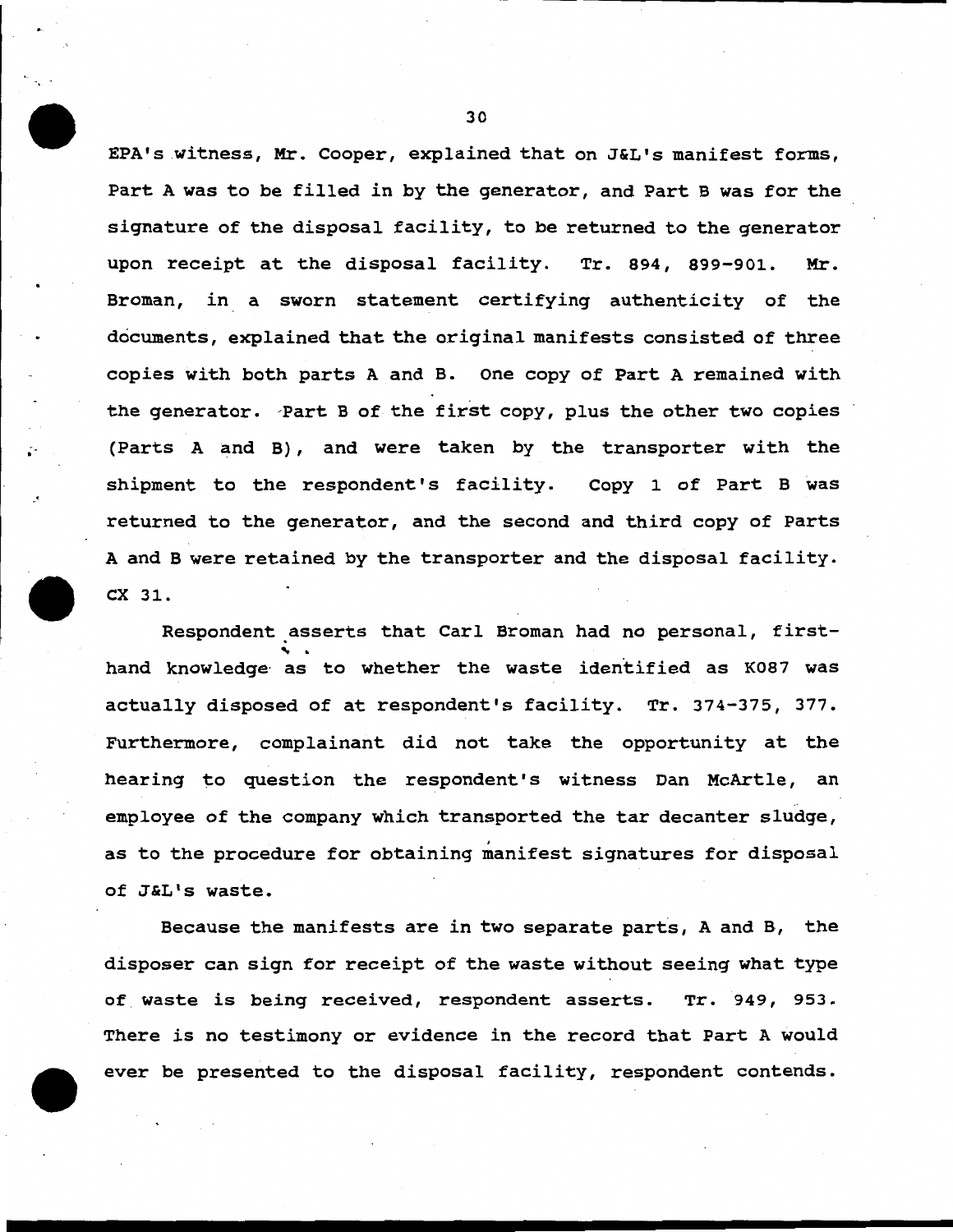EPA's witness, Mr. Cooper, explained that on J&L's manifest forms, Part A was to be filled in by the generator, and Part B was for the signature of the disposal facility, to be returned to the generator upon receipt at the disposal facility. Tr. 894, 899-901. Mr. Broman, in a sworn statement certifying authenticity of the documents, explained that the original manifests consisted of three copies with both parts A and B. One copy of Part A remained with the generator. Part B of the first copy, plus the other two copies (Parts A and B), and were taken by the transporter with the shipment to the respondent's facility. Copy 1 of Part B was returned to the generator, and the second and third copy of Parts A and B were retained by the transporter and the disposal facility. CX 31.

Respondent asserts that Carl Broman had no personal, first-hand knowledge as to whether the waste identified as K087 was actually disposed of at respondent's facility. Tr. 374-375, 377. Furthermore, complainant did not take the opportunity at the hearing to question the respondent's witness Dan McArtle, an employee of the company which transported the tar decanter sludge, as to the procedure for obtaining manifest signatures for disposal of J&L's waste.

Because the manifests are in two separate parts, A and B, the disposer can sign for receipt of the waste without seeing what type of waste is being received, respondent asserts. Tr. 949, 953. There is no testimony or evidence in the record that Part A would ever be presented to the disposal facility, respondent contends.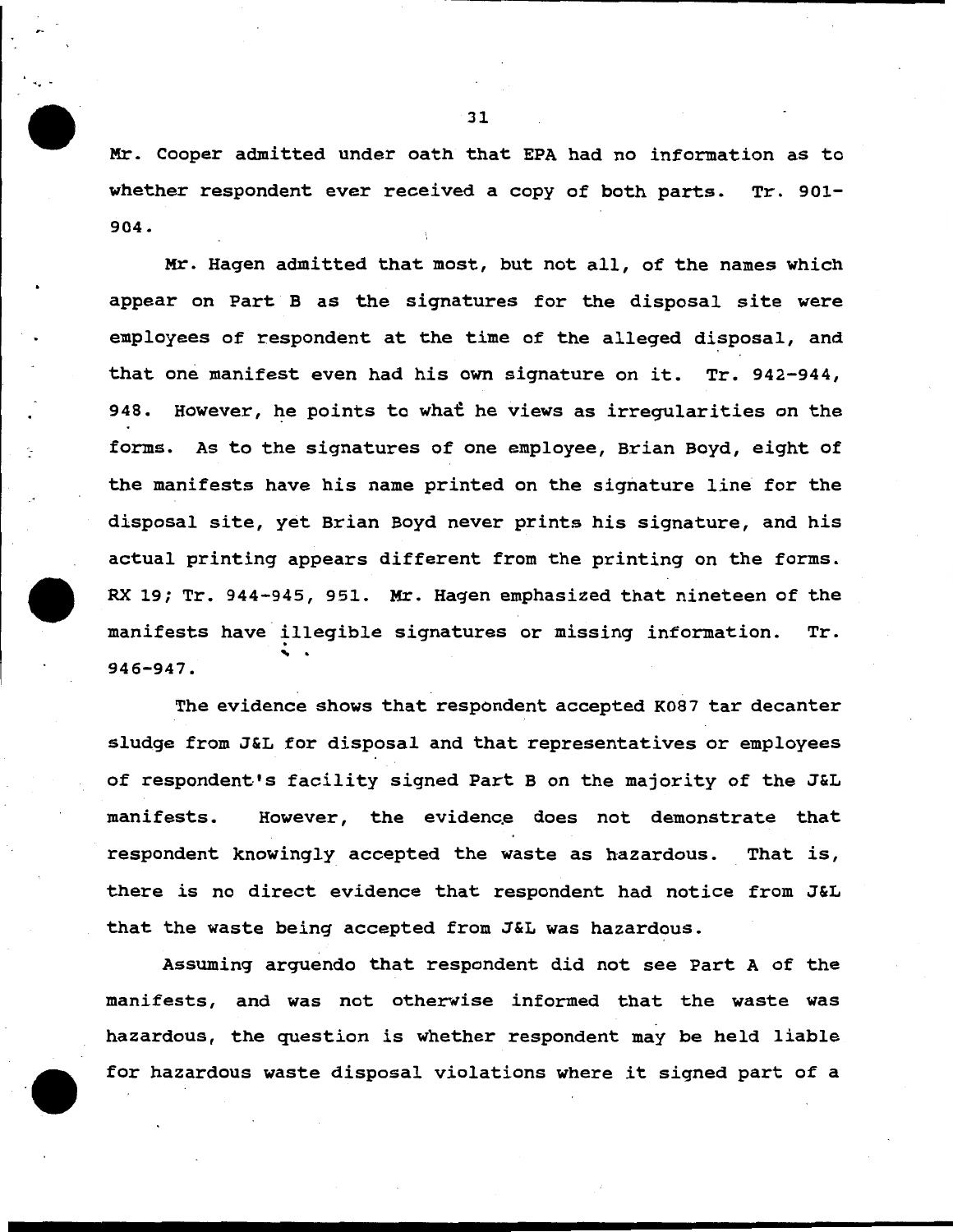Mr. Cooper admitted under oath that EPA had no information as to whether respondent ever received a copy of both parts. Tr. 901-904.

Mr. Hagen admitted that most, but not all, of the names which appear on Part B as the signatures for the disposal site were employees of respondent at the time of the alleged disposal, and that one manifest even had his own signature on it. Tr. 942-944, 948. However, he points to what he views as irregularities on the forms. As to the signatures of one employee, Brian Boyd, eight of the manifests have his name printed on the signature line for the disposal site, yet Brian Boyd never prints his signature, and his actual printing appears different from the printing on the forms. RX 19; Tr. 944-945, 951. Mr. Hagen emphasized that nineteen of the manifests have illegible signatures or missing information. Tr. 946-947.

The evidence shows that respondent accepted K087 tar decanter sludge from J&L for disposal and that representatives or employees of respondent's facility signed Part B on the majority of the J&L manifests. However, the evidence does not demonstrate that respondent knowingly accepted the waste as hazardous. That is, there is no direct evidence that respondent had notice from J&L that the waste being accepted from J&L was hazardous.

Assuming arguendo that respondent did not see Part A of the manifests, and was not otherwise informed that the waste was hazardous, the question is whether respondent may be held liable for hazardous waste disposal violations where it signed part of a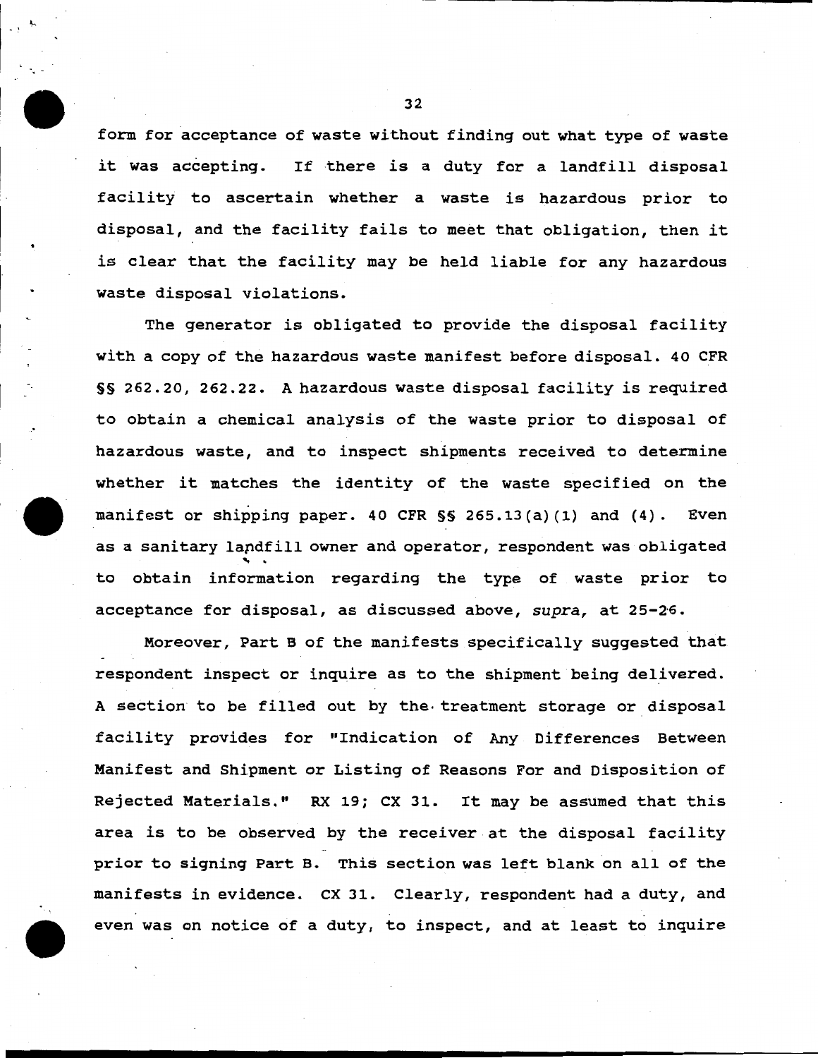form for acceptance of waste without finding out what type of waste it was accepting. If there is a duty for a landfill disposal facility to ascertain whether a waste is hazardous prior to disposal, and the facility fails to meet that obligation, then it is clear that the facility may be held liable for any hazardous waste disposal violations.

The generator is obligated to provide the disposal facility with a copy of the hazardous waste manifest before disposal. 40 CFR §§ 262.20, 262.22. A hazardous waste disposal facility is required to obtain a chemical analysis of the waste prior to disposal of hazardous waste, and to inspect shipments received to determine whether it matches the identity of the waste specified on the manifest or shipping paper. 40 CFR §§ 265.13(a)(1) and (4). Even as a sanitary landfill owner and operator, respondent was obligated to obtain information regarding the type of waste prior to acceptance for disposal, as discussed above, *supra*, at 25-26.

Moreover, Part B of the manifests specifically suggested that respondent inspect or inquire as to the shipment being delivered. A section to be filled out by the treatment storage or disposal facility provides for "Indication of Any Differences Between Manifest and Shipment or Listing of Reasons For and Disposition of Rejected Materials." RX 19; CX 31. It may be assumed that this area is to be observed by the receiver at the disposal facility prior to signing Part B. This section was left blank on all of the manifests in evidence. CX 31. Clearly, respondent had a duty, and even was on notice of a duty, to inspect, and at least to inquire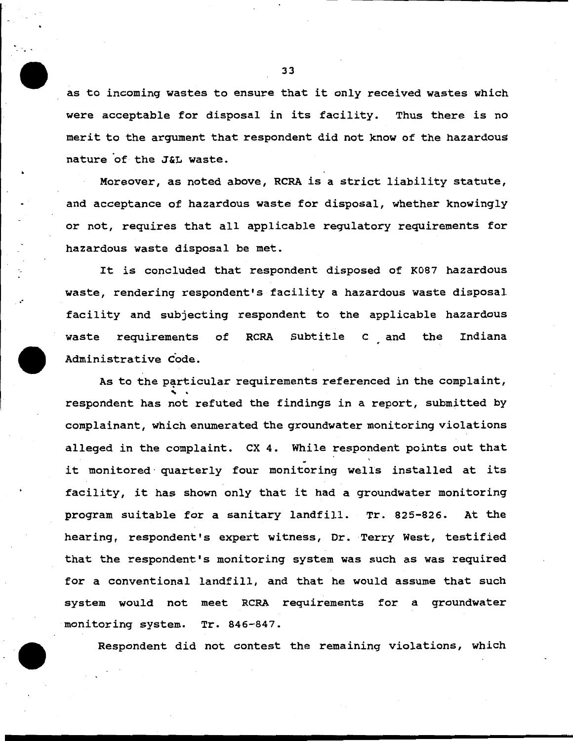as to incoming wastes to ensure that it only received wastes which were acceptable for disposal in its facility. Thus there is no merit to the argument that respondent did not know of the hazardous nature of the J&L waste.

Moreover, as noted above, RCRA is a strict liability statute, and acceptance of hazardous waste for disposal, whether knowingly or not, requires that all applicable regulatory requirements for hazardous waste disposal be met.

It is concluded that respondent disposed of K087 hazardous waste, rendering respondent's facility a hazardous waste disposal facility and subjecting respondent to the applicable hazardous waste requirements of RCRA Subtitle C and the Indiana Administrative Code.

As to the particular requirements referenced in the complaint, respondent has not refuted the findings in a report, submitted by complainant, which enumerated the groundwater monitoring violations alleged in the complaint. CX 4. While respondent points out that it monitored quarterly four monitoring wells installed at its facility, it has shown only that it had a groundwater monitoring program suitable for a sanitary landfill. Tr. 825-826. At the hearing, respondent's expert witness, Dr. Terry West, testified that the respondent's monitoring system was such as was required for a conventional landfill, and that he would assume that such system would not meet RCRA requirements for a groundwater monitoring system. Tr. 846-847.

Respondent did not contest the remaining violations, which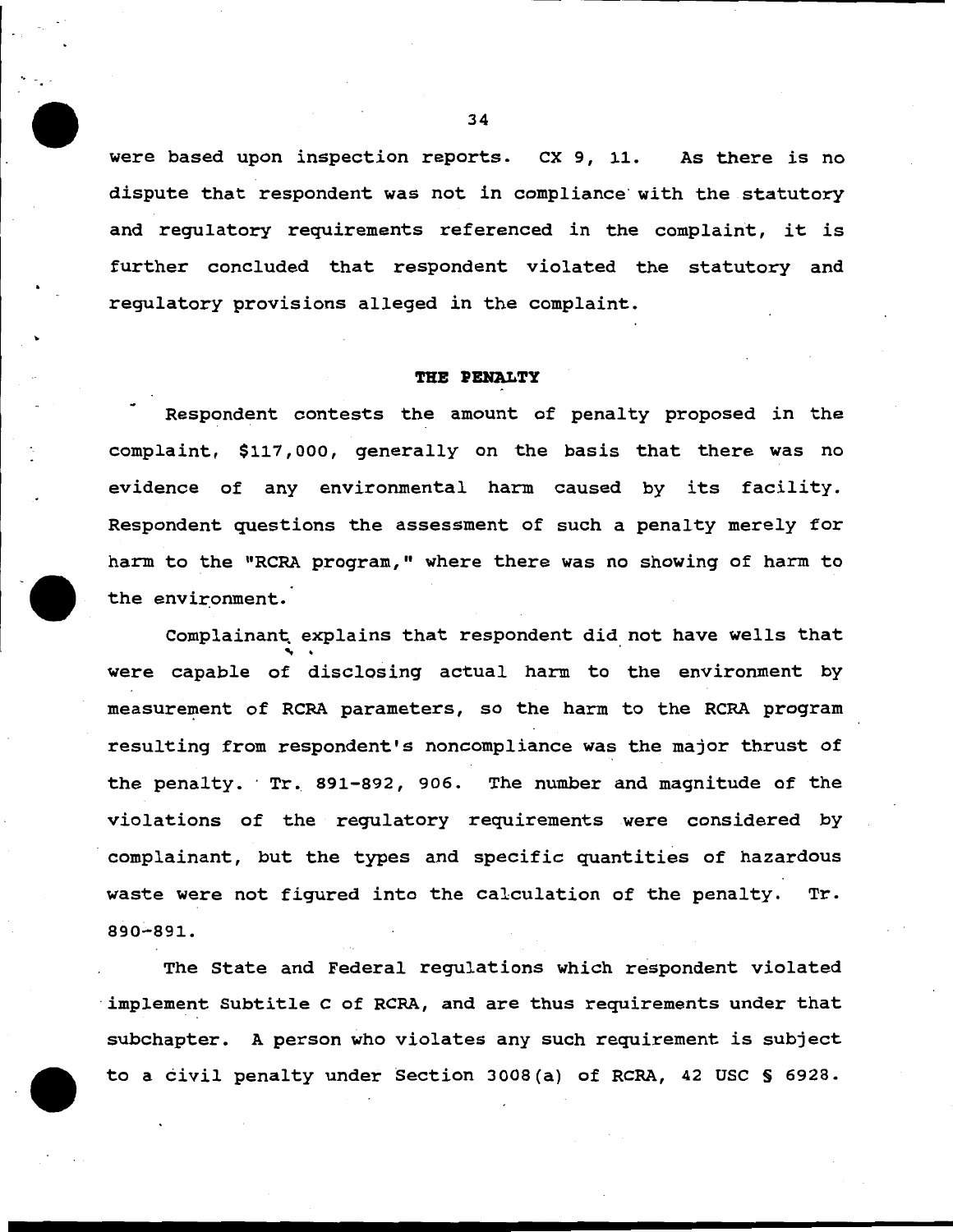were based upon inspection reports. CX 9, 11. As there is no dispute that respondent was not in compliance with the statutory and regulatory requirements referenced in the complaint, it is further concluded that respondent violated the statutory and regulatory provisions alleged in the complaint.

## THE PENALTY

Respondent contests the amount of penalty proposed in the complaint, $117,000, generally on the basis that there was no evidence of any environmental harm caused by its facility. Respondent questions the assessment of such a penalty merely for harm to the "RCRA program," where there was no showing of harm to the environment.

Complainant explains that respondent did not have wells that were capable of disclosing actual harm to the environment by measurement of RCRA parameters, so the harm to the RCRA program resulting from respondent's noncompliance was the major thrust of the penalty. Tr. 891-892, 906. The number and magnitude of the violations of the regulatory requirements were considered by complainant, but the types and specific quantities of hazardous waste were not figured into the calculation of the penalty. Tr. 890-891.

The State and Federal regulations which respondent violated implement Subtitle C of RCRA, and are thus requirements under that subchapter. A person who violates any such requirement is subject to a civil penalty under Section 3008(a) of RCRA, 42 USC § 6928.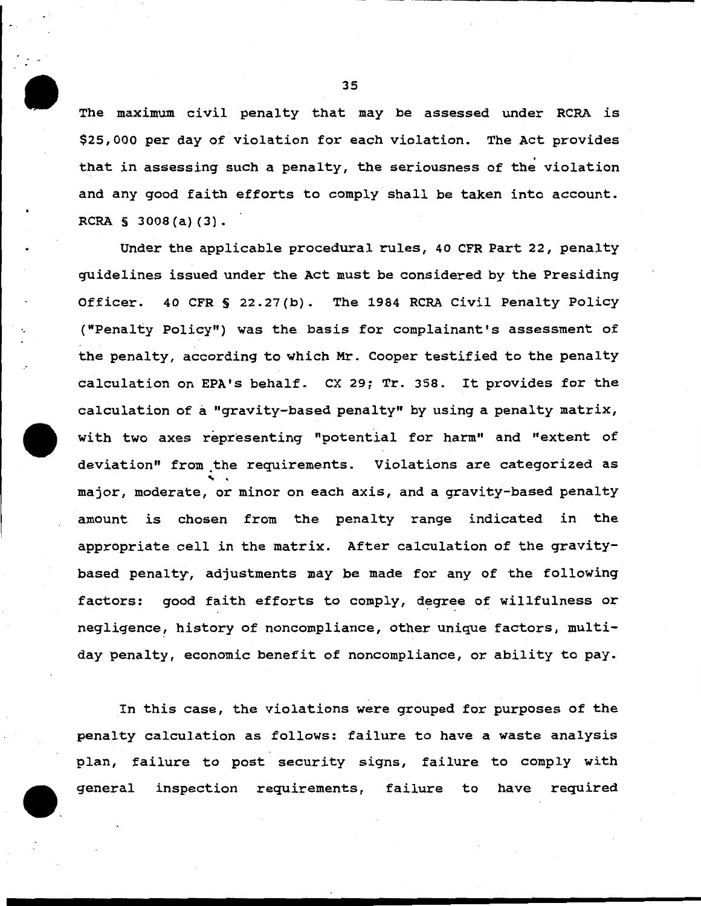The maximum civil penalty that may be assessed under RCRA is $25,000 per day of violation for each violation. The Act provides that in assessing such a penalty, the seriousness of the violation and any good faith efforts to comply shall be taken into account. RCRA § 3008(a)(3).

Under the applicable procedural rules, 40 CFR Part 22, penalty guidelines issued under the Act must be considered by the Presiding Officer. 40 CFR § 22.27(b). The 1984 RCRA Civil Penalty Policy ("Penalty Policy") was the basis for complainant's assessment of the penalty, according to which Mr. Cooper testified to the penalty calculation on EPA's behalf. CX 29; Tr. 358. It provides for the calculation of a "gravity-based penalty" by using a penalty matrix, with two axes representing "potential for harm" and "extent of deviation" from the requirements. Violations are categorized as major, moderate, or minor on each axis, and a gravity-based penalty amount is chosen from the penalty range indicated in the appropriate cell in the matrix. After calculation of the gravity-based penalty, adjustments may be made for any of the following factors: good faith efforts to comply, degree of willfulness or negligence, history of noncompliance, other unique factors, multi-day penalty, economic benefit of noncompliance, or ability to pay.

In this case, the violations were grouped for purposes of the penalty calculation as follows: failure to have a waste analysis plan, failure to post security signs, failure to comply with general inspection requirements, failure to have required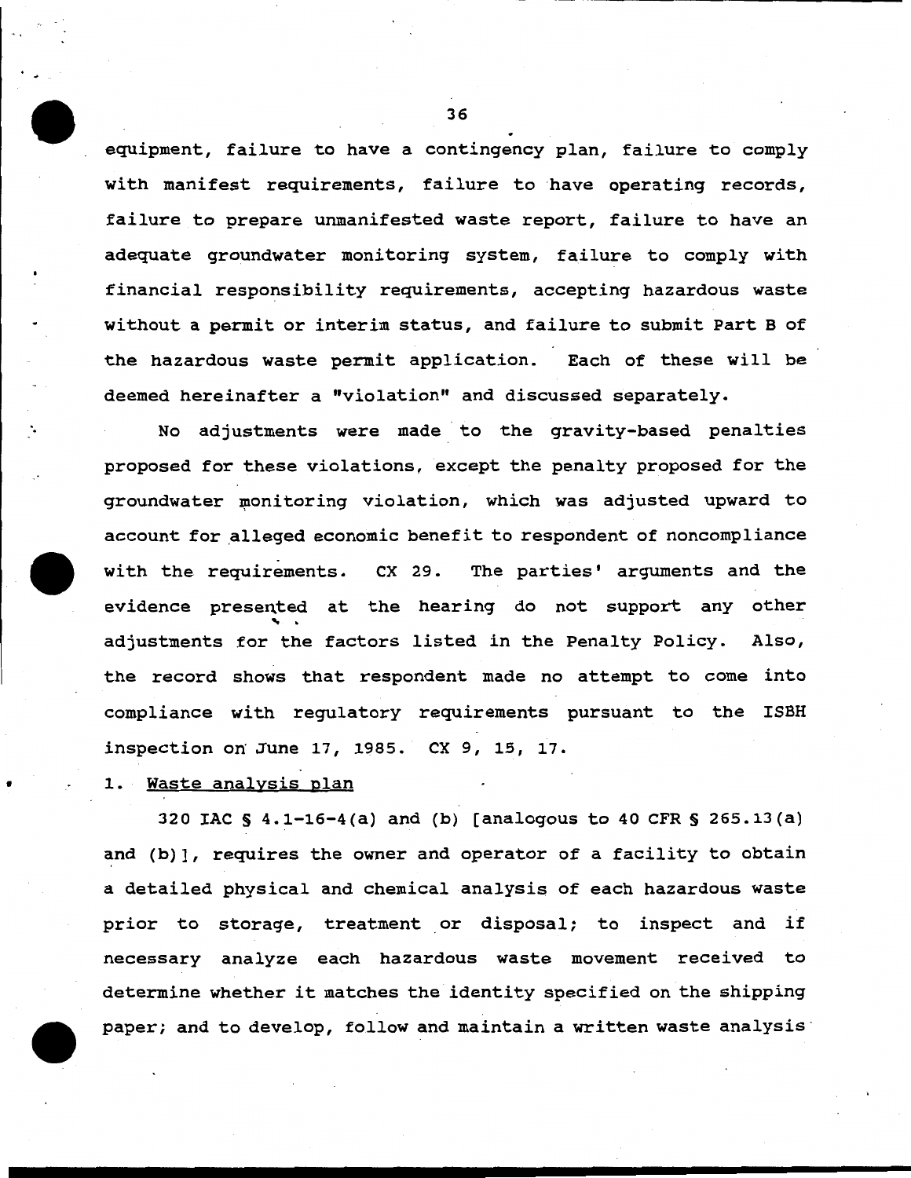equipment, failure to have a contingency plan, failure to comply with manifest requirements, failure to have operating records, failure to prepare unmanifested waste report, failure to have an adequate groundwater monitoring system, failure to comply with financial responsibility requirements, accepting hazardous waste without a permit or interim status, and failure to submit Part B of the hazardous waste permit application. Each of these will be deemed hereinafter a "violation" and discussed separately.

No adjustments were made to the gravity-based penalties proposed for these violations, except the penalty proposed for the groundwater monitoring violation, which was adjusted upward to account for alleged economic benefit to respondent of noncompliance with the requirements. CX 29. The parties' arguments and the evidence presented at the hearing do not support any other adjustments for the factors listed in the Penalty Policy. Also, the record shows that respondent made no attempt to come into compliance with regulatory requirements pursuant to the ISBH inspection on June 17, 1985. CX 9, 15, 17.

1. Waste analysis plan

320 IAC § 4.1-16-4(a) and (b) [analogous to 40 CFR § 265.13(a) and (b)], requires the owner and operator of a facility to obtain a detailed physical and chemical analysis of each hazardous waste prior to storage, treatment or disposal; to inspect and if necessary analyze each hazardous waste movement received to determine whether it matches the identity specified on the shipping paper; and to develop, follow and maintain a written waste analysis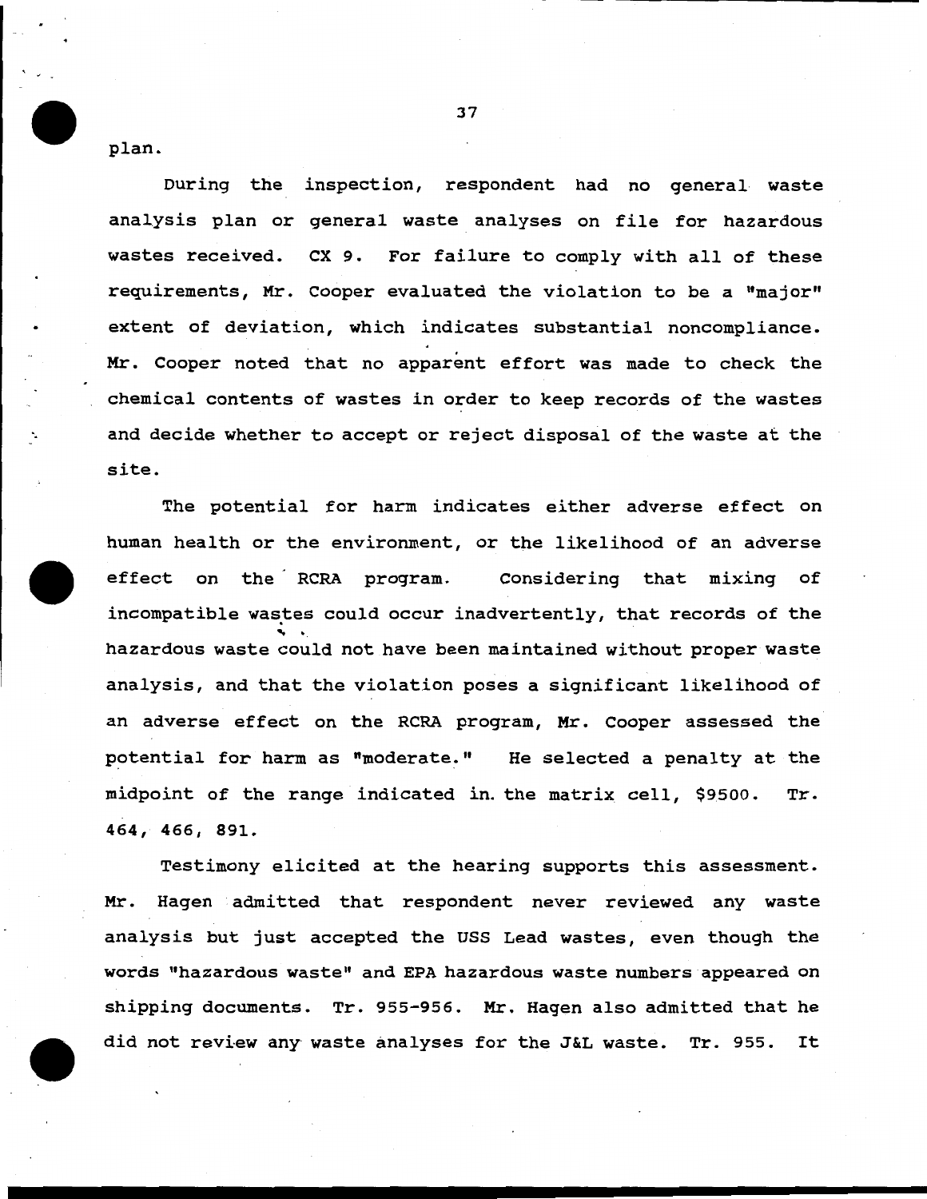plan.

During the inspection, respondent had no general waste analysis plan or general waste analyses on file for hazardous wastes received. CX 9. For failure to comply with all of these requirements, Mr. Cooper evaluated the violation to be a "major" extent of deviation, which indicates substantial noncompliance. Mr. Cooper noted that no apparent effort was made to check the chemical contents of wastes in order to keep records of the wastes and decide whether to accept or reject disposal of the waste at the site.

The potential for harm indicates either adverse effect on human health or the environment, or the likelihood of an adverse effect on the RCRA program. Considering that mixing of incompatible wastes could occur inadvertently, that records of the hazardous waste could not have been maintained without proper waste analysis, and that the violation poses a significant likelihood of an adverse effect on the RCRA program, Mr. Cooper assessed the potential for harm as "moderate." He selected a penalty at the midpoint of the range indicated in the matrix cell, $9500. Tr. 464, 466, 891.

Testimony elicited at the hearing supports this assessment. Mr. Hagen admitted that respondent never reviewed any waste analysis but just accepted the USS Lead wastes, even though the words "hazardous waste" and EPA hazardous waste numbers appeared on shipping documents. Tr. 955-956. Mr. Hagen also admitted that he did not review any waste analyses for the J&L waste. Tr. 955. It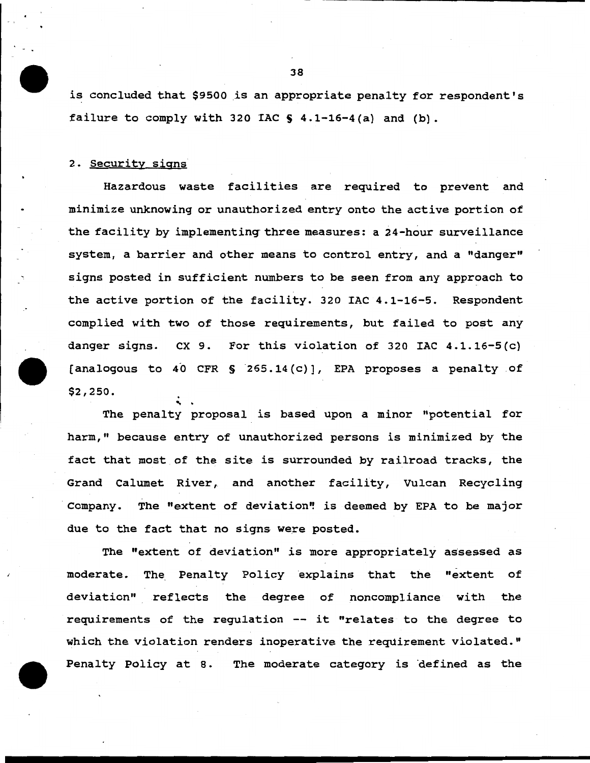is concluded that $9500 is an appropriate penalty for respondent's failure to comply with 320 IAC § 4.1-16-4(a) and (b).

2. Security signs

Hazardous waste facilities are required to prevent and minimize unknowing or unauthorized entry onto the active portion of the facility by implementing three measures: a 24-hour surveillance system, a barrier and other means to control entry, and a "danger" signs posted in sufficient numbers to be seen from any approach to the active portion of the facility. 320 IAC 4.1-16-5. Respondent complied with two of those requirements, but failed to post any danger signs. CX 9. For this violation of 320 IAC 4.1.16-5(c) [analogous to 40 CFR § 265.14(c)], EPA proposes a penalty of $2,250.

The penalty proposal is based upon a minor "potential for harm," because entry of unauthorized persons is minimized by the fact that most of the site is surrounded by railroad tracks, the Grand Calumet River, and another facility, Vulcan Recycling Company. The "extent of deviation" is deemed by EPA to be major due to the fact that no signs were posted.

The "extent of deviation" is more appropriately assessed as moderate. The Penalty Policy explains that the "extent of deviation" reflects the degree of noncompliance with the requirements of the regulation -- it "relates to the degree to which the violation renders inoperative the requirement violated." Penalty Policy at 8. The moderate category is defined as the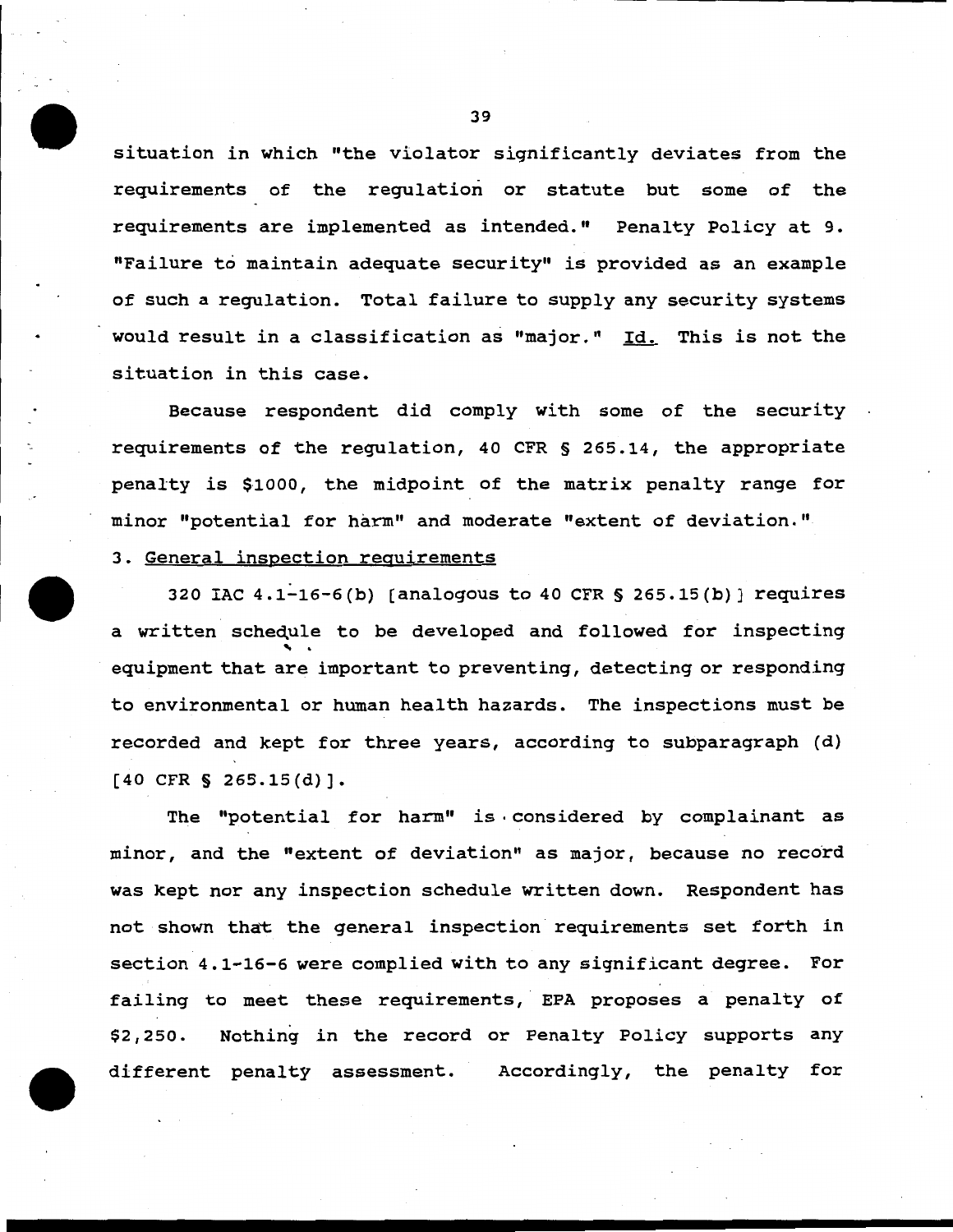situation in which "the violator significantly deviates from the requirements of the regulation or statute but some of the requirements are implemented as intended." Penalty Policy at 9. "Failure to maintain adequate security" is provided as an example of such a regulation. Total failure to supply any security systems would result in a classification as "major." Id. This is not the situation in this case.

Because respondent did comply with some of the security requirements of the regulation, 40 CFR § 265.14, the appropriate penalty is $1000, the midpoint of the matrix penalty range for minor "potential for harm" and moderate "extent of deviation."

3. General inspection requirements

320 IAC 4.1-16-6(b) [analogous to 40 CFR § 265.15(b)] requires a written schedule to be developed and followed for inspecting equipment that are important to preventing, detecting or responding to environmental or human health hazards. The inspections must be recorded and kept for three years, according to subparagraph (d) [40 CFR § 265.15(d)].

The "potential for harm" is considered by complainant as minor, and the "extent of deviation" as major, because no record was kept nor any inspection schedule written down. Respondent has not shown that the general inspection requirements set forth in section 4.1-16-6 were complied with to any significant degree. For failing to meet these requirements, EPA proposes a penalty of $2,250. Nothing in the record or Penalty Policy supports any different penalty assessment. Accordingly, the penalty for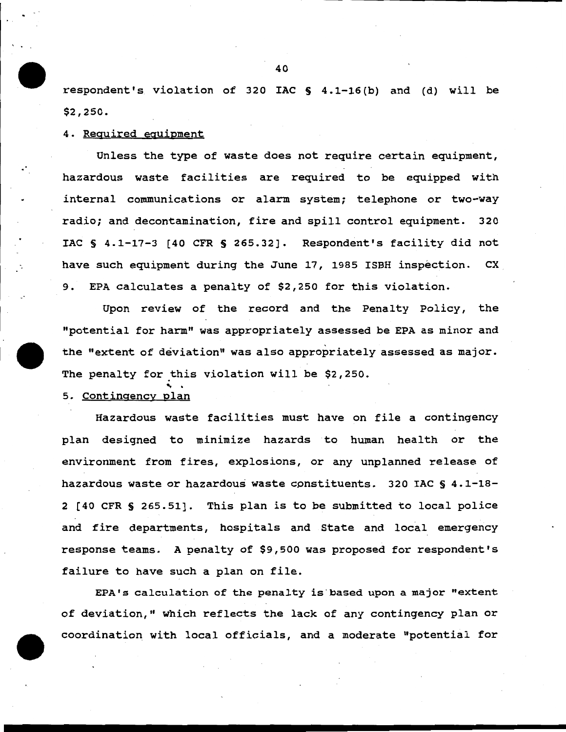respondent's violation of 320 IAC § 4.1-16(b) and (d) will be $2,250.

4. Required equipment

Unless the type of waste does not require certain equipment, hazardous waste facilities are required to be equipped with internal communications or alarm system; telephone or two-way radio; and decontamination, fire and spill control equipment. 320 IAC § 4.1-17-3 [40 CFR § 265.32]. Respondent's facility did not have such equipment during the June 17, 1985 ISBH inspection. CX 9. EPA calculates a penalty of $2,250 for this violation.

Upon review of the record and the Penalty Policy, the "potential for harm" was appropriately assessed be EPA as minor and the "extent of deviation" was also appropriately assessed as major. The penalty for this violation will be $2,250.

5. Contingency plan

Hazardous waste facilities must have on file a contingency plan designed to minimize hazards to human health or the environment from fires, explosions, or any unplanned release of hazardous waste or hazardous waste constituents. 320 IAC § 4.1-18-2 [40 CFR § 265.51]. This plan is to be submitted to local police and fire departments, hospitals and State and local emergency response teams. A penalty of $9,500 was proposed for respondent's failure to have such a plan on file.

EPA's calculation of the penalty is based upon a major "extent of deviation," which reflects the lack of any contingency plan or coordination with local officials, and a moderate "potential for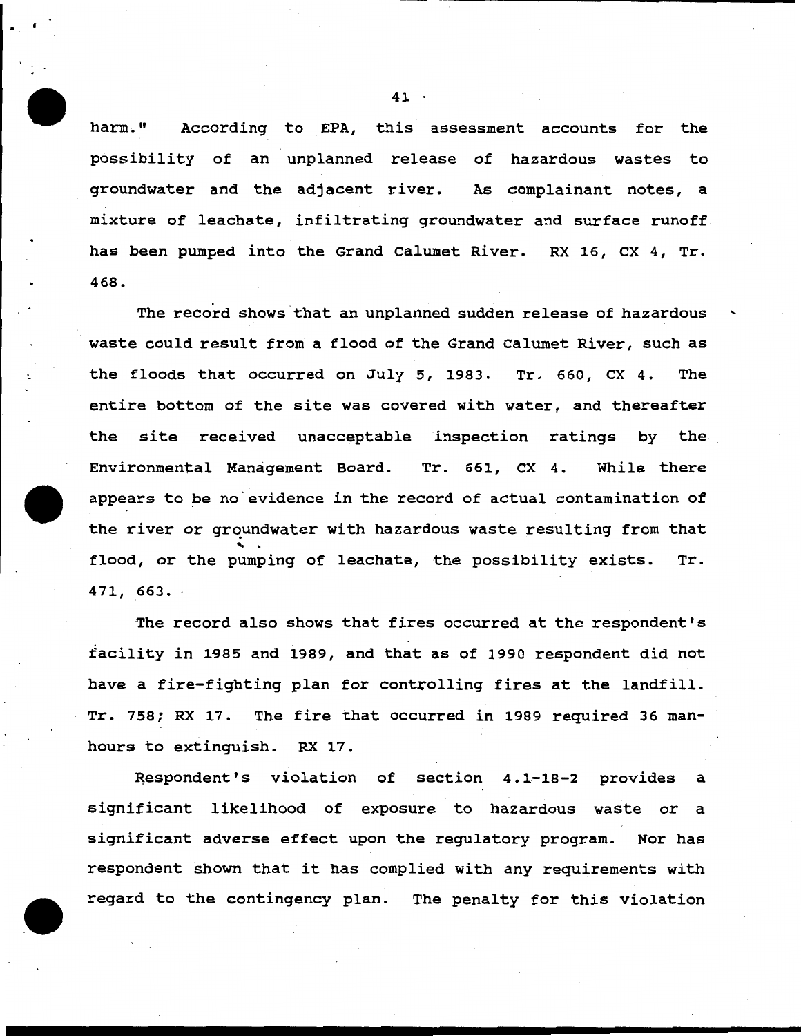harm." According to EPA, this assessment accounts for the possibility of an unplanned release of hazardous wastes to groundwater and the adjacent river. As complainant notes, a mixture of leachate, infiltrating groundwater and surface runoff has been pumped into the Grand Calumet River. RX 16, CX 4, Tr. 468.

The record shows that an unplanned sudden release of hazardous waste could result from a flood of the Grand Calumet River, such as the floods that occurred on July 5, 1983. Tr. 660, CX 4. The entire bottom of the site was covered with water, and thereafter the site received unacceptable inspection ratings by the Environmental Management Board. Tr. 661, CX 4. While there appears to be no evidence in the record of actual contamination of the river or groundwater with hazardous waste resulting from that flood, or the pumping of leachate, the possibility exists. Tr. 471, 663.

The record also shows that fires occurred at the respondent's facility in 1985 and 1989, and that as of 1990 respondent did not have a fire-fighting plan for controlling fires at the landfill. Tr. 758; RX 17. The fire that occurred in 1989 required 36 man-hours to extinguish. RX 17.

Respondent's violation of section 4.1-18-2 provides a significant likelihood of exposure to hazardous waste or a significant adverse effect upon the regulatory program. Nor has respondent shown that it has complied with any requirements with regard to the contingency plan. The penalty for this violation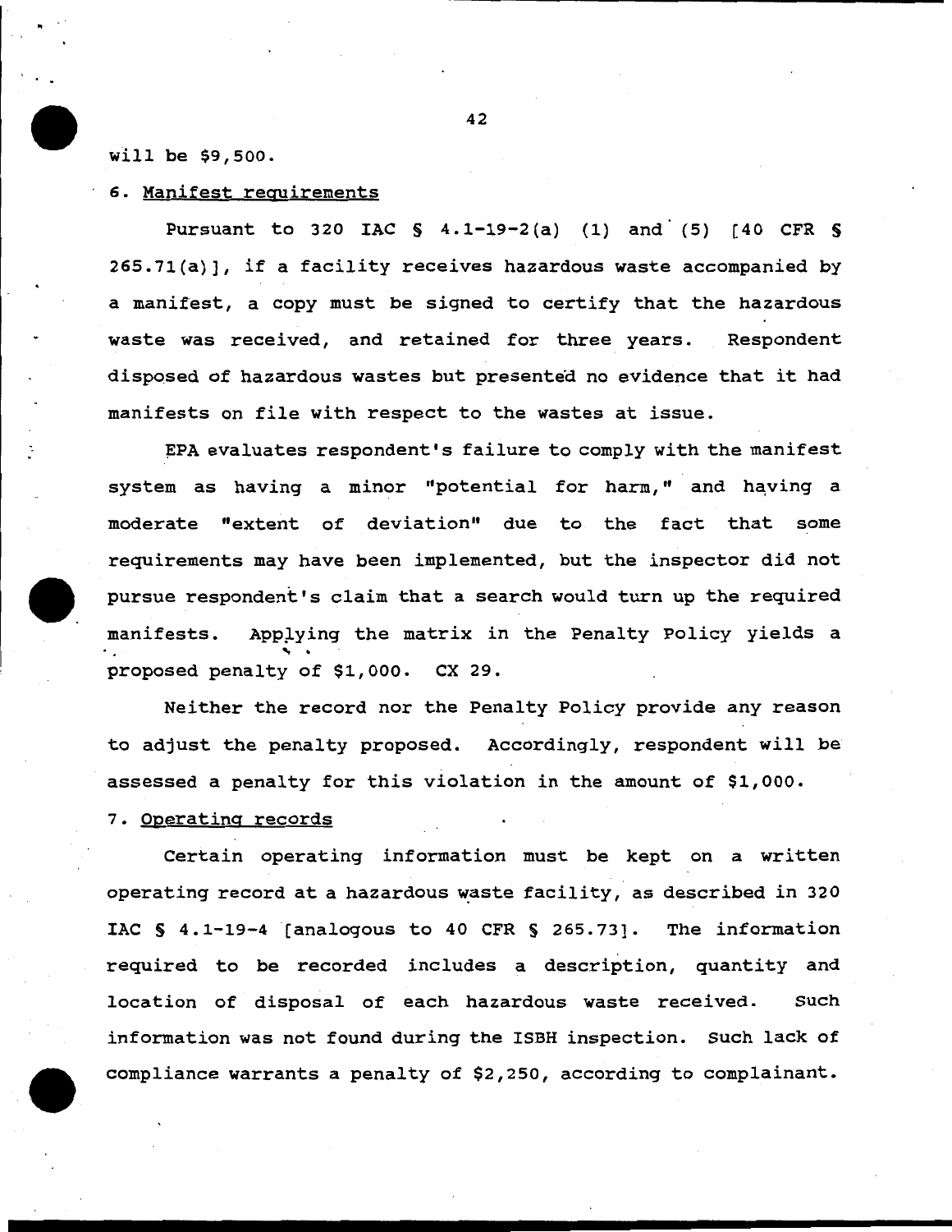will be $9,500.

6. <u>Manifest requirements</u>

Pursuant to 320 IAC § 4.1-19-2(a) (1) and (5) [40 CFR § 265.71(a)], if a facility receives hazardous waste accompanied by a manifest, a copy must be signed to certify that the hazardous waste was received, and retained for three years. Respondent disposed of hazardous wastes but presented no evidence that it had manifests on file with respect to the wastes at issue.

EPA evaluates respondent's failure to comply with the manifest system as having a minor "potential for harm," and having a moderate "extent of deviation" due to the fact that some requirements may have been implemented, but the inspector did not pursue respondent's claim that a search would turn up the required manifests. Applying the matrix in the Penalty Policy yields a proposed penalty of $1,000. CX 29.

Neither the record nor the Penalty Policy provide any reason to adjust the penalty proposed. Accordingly, respondent will be assessed a penalty for this violation in the amount of $1,000.

7. <u>Operating records</u>

Certain operating information must be kept on a written operating record at a hazardous waste facility, as described in 320 IAC § 4.1-19-4 [analogous to 40 CFR § 265.73]. The information required to be recorded includes a description, quantity and location of disposal of each hazardous waste received. Such information was not found during the ISBH inspection. Such lack of compliance warrants a penalty of $2,250, according to complainant.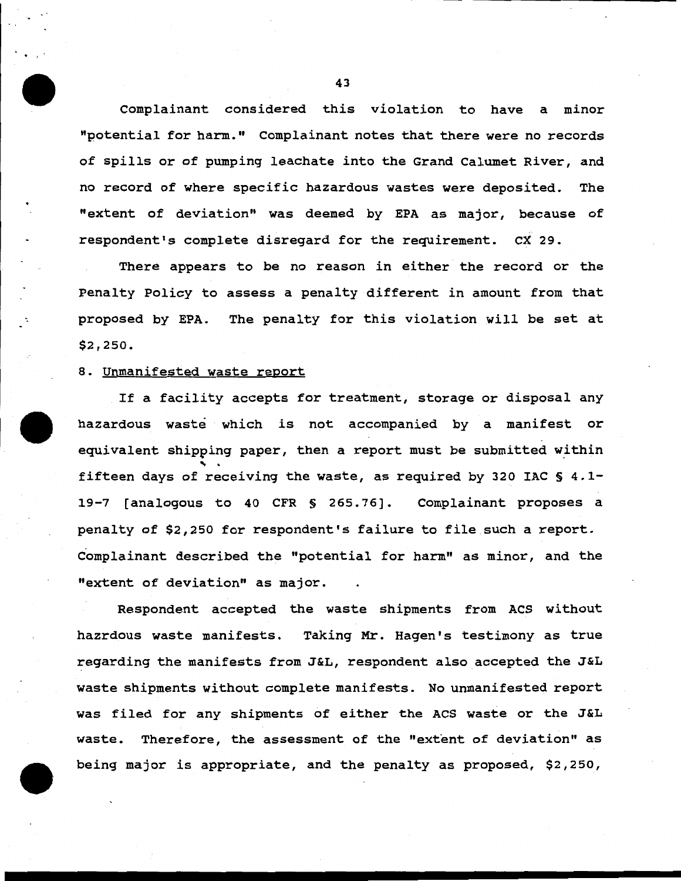Complainant considered this violation to have a minor "potential for harm." Complainant notes that there were no records of spills or of pumping leachate into the Grand Calumet River, and no record of where specific hazardous wastes were deposited. The "extent of deviation" was deemed by EPA as major, because of respondent's complete disregard for the requirement. CX 29.

There appears to be no reason in either the record or the Penalty Policy to assess a penalty different in amount from that proposed by EPA. The penalty for this violation will be set at $2,250.

8. Unmanifested waste report

If a facility accepts for treatment, storage or disposal any hazardous waste which is not accompanied by a manifest or equivalent shipping paper, then a report must be submitted within fifteen days of receiving the waste, as required by 320 IAC § 4.1-19-7 [analogous to 40 CFR § 265.76]. Complainant proposes a penalty of $2,250 for respondent's failure to file such a report. Complainant described the "potential for harm" as minor, and the "extent of deviation" as major.

Respondent accepted the waste shipments from ACS without hazrdous waste manifests. Taking Mr. Hagen's testimony as true regarding the manifests from J&L, respondent also accepted the J&L waste shipments without complete manifests. No unmanifested report was filed for any shipments of either the ACS waste or the J&L waste. Therefore, the assessment of the "extent of deviation" as being major is appropriate, and the penalty as proposed, $2,250,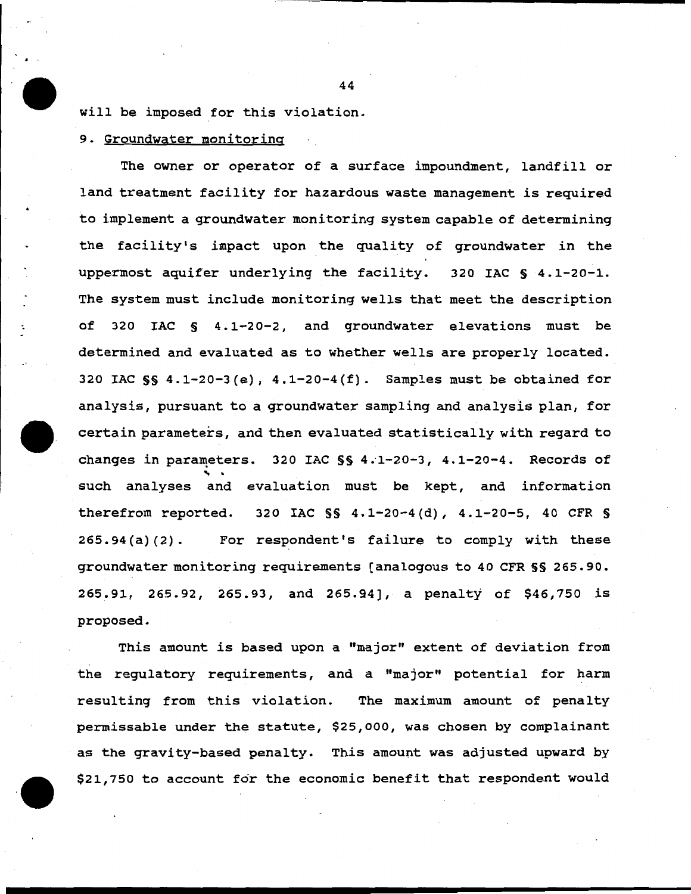will be imposed for this violation.

9. Groundwater monitoring

The owner or operator of a surface impoundment, landfill or land treatment facility for hazardous waste management is required to implement a groundwater monitoring system capable of determining the facility's impact upon the quality of groundwater in the uppermost aquifer underlying the facility. 320 IAC § 4.1-20-1. The system must include monitoring wells that meet the description of 320 IAC § 4.1-20-2, and groundwater elevations must be determined and evaluated as to whether wells are properly located. 320 IAC §§ 4.1-20-3(e), 4.1-20-4(f). Samples must be obtained for analysis, pursuant to a groundwater sampling and analysis plan, for certain parameters, and then evaluated statistically with regard to changes in parameters. 320 IAC §§ 4.1-20-3, 4.1-20-4. Records of such analyses and evaluation must be kept, and information therefrom reported. 320 IAC §§ 4.1-20-4(d), 4.1-20-5, 40 CFR § 265.94(a)(2). For respondent's failure to comply with these groundwater monitoring requirements [analogous to 40 CFR §§ 265.90. 265.91, 265.92, 265.93, and 265.94], a penalty of $46,750 is proposed.

This amount is based upon a "major" extent of deviation from the regulatory requirements, and a "major" potential for harm resulting from this violation. The maximum amount of penalty permissable under the statute, $25,000, was chosen by complainant as the gravity-based penalty. This amount was adjusted upward by $21,750 to account for the economic benefit that respondent would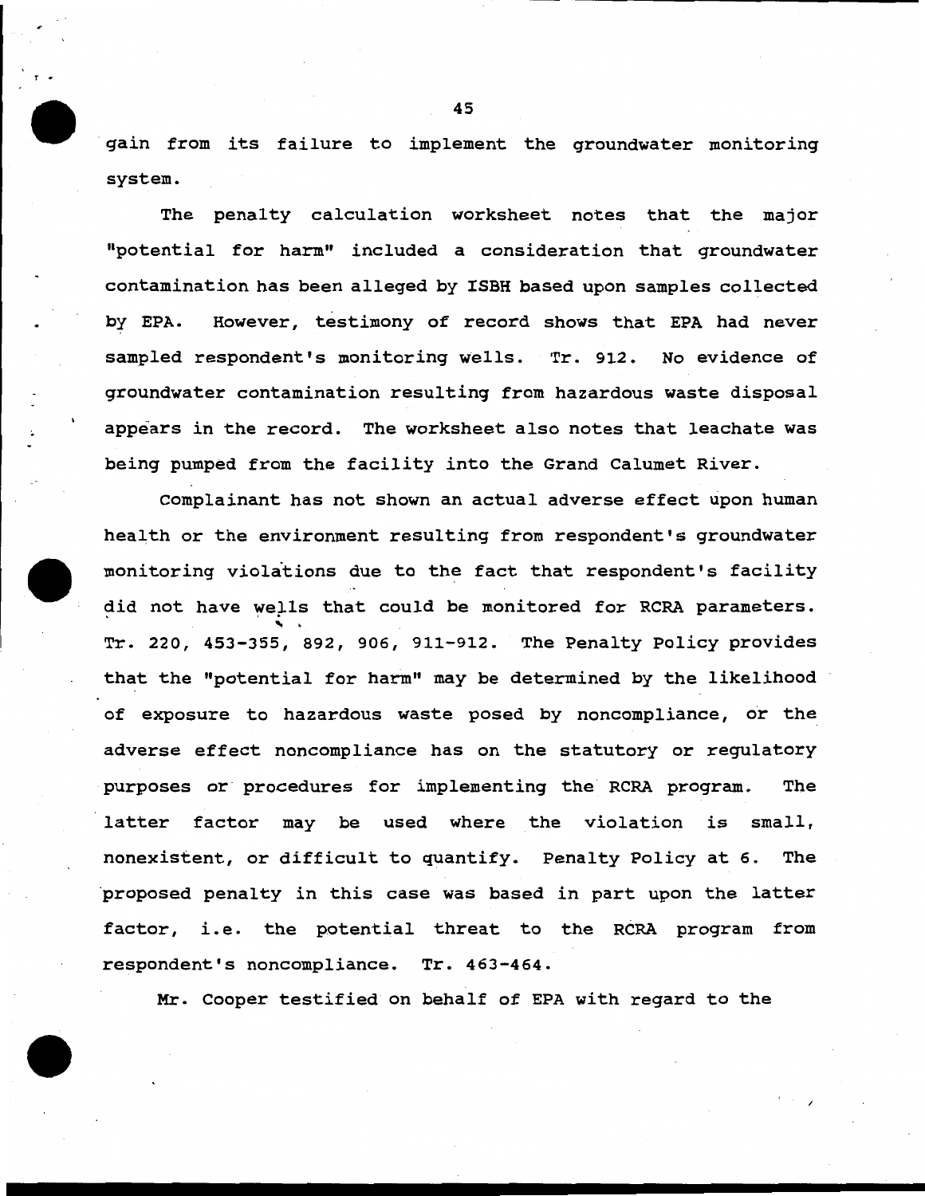gain from its failure to implement the groundwater monitoring system.

The penalty calculation worksheet notes that the major "potential for harm" included a consideration that groundwater contamination has been alleged by ISBH based upon samples collected by EPA. However, testimony of record shows that EPA had never sampled respondent's monitoring wells. Tr. 912. No evidence of groundwater contamination resulting from hazardous waste disposal appears in the record. The worksheet also notes that leachate was being pumped from the facility into the Grand Calumet River.

Complainant has not shown an actual adverse effect upon human health or the environment resulting from respondent's groundwater monitoring violations due to the fact that respondent's facility did not have wells that could be monitored for RCRA parameters. Tr. 220, 453-355, 892, 906, 911-912. The Penalty Policy provides that the "potential for harm" may be determined by the likelihood of exposure to hazardous waste posed by noncompliance, or the adverse effect noncompliance has on the statutory or regulatory purposes or procedures for implementing the RCRA program. The latter factor may be used where the violation is small, nonexistent, or difficult to quantify. Penalty Policy at 6. The proposed penalty in this case was based in part upon the latter factor, i.e. the potential threat to the RCRA program from respondent's noncompliance. Tr. 463-464.

Mr. Cooper testified on behalf of EPA with regard to the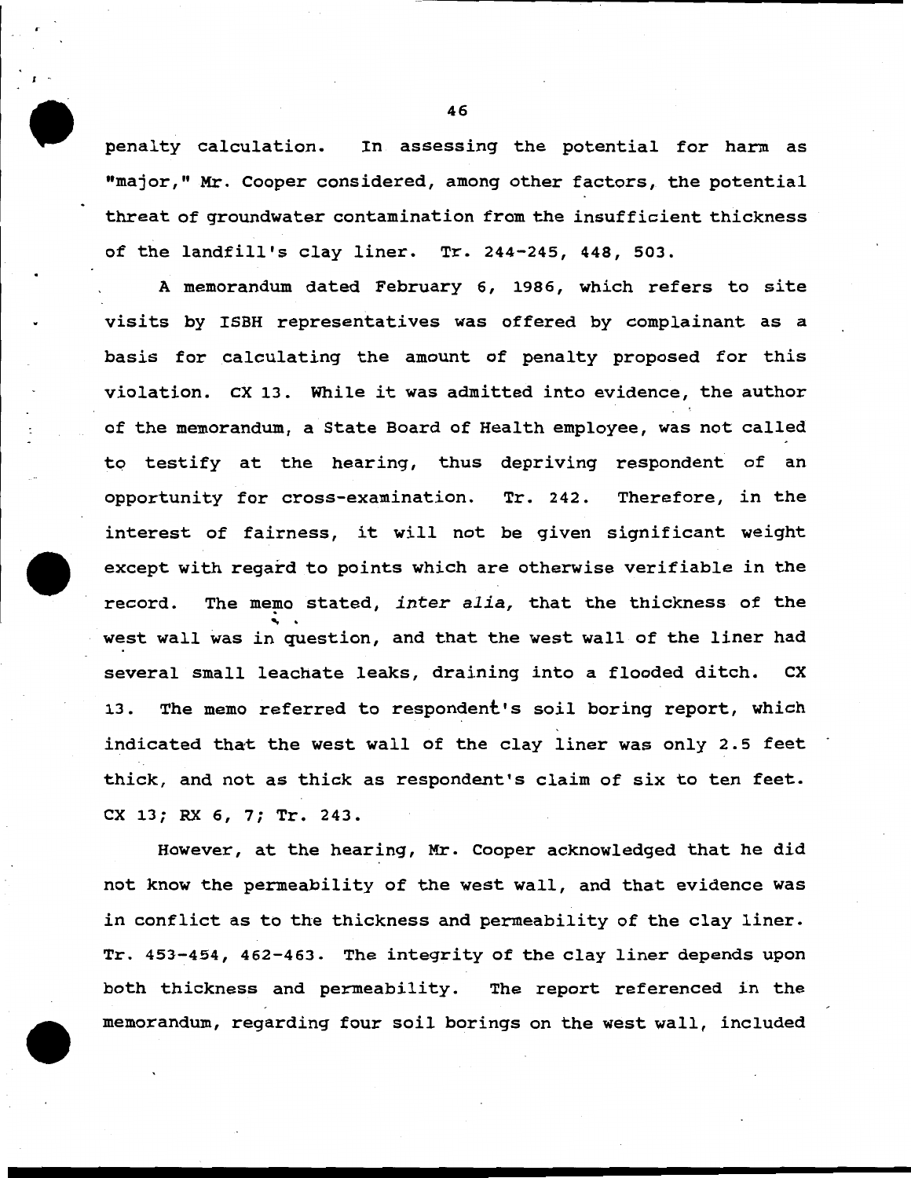penalty calculation. In assessing the potential for harm as "major," Mr. Cooper considered, among other factors, the potential threat of groundwater contamination from the insufficient thickness of the landfill's clay liner. Tr. 244-245, 448, 503.

A memorandum dated February 6, 1986, which refers to site visits by ISBH representatives was offered by complainant as a basis for calculating the amount of penalty proposed for this violation. CX 13. While it was admitted into evidence, the author of the memorandum, a State Board of Health employee, was not called to testify at the hearing, thus depriving respondent of an opportunity for cross-examination. Tr. 242. Therefore, in the interest of fairness, it will not be given significant weight except with regard to points which are otherwise verifiable in the record. The memo stated, *inter alia,* that the thickness of the west wall was in question, and that the west wall of the liner had several small leachate leaks, draining into a flooded ditch. CX 13. The memo referred to respondent's soil boring report, which indicated that the west wall of the clay liner was only 2.5 feet thick, and not as thick as respondent's claim of six to ten feet. CX 13; RX 6, 7; Tr. 243.

However, at the hearing, Mr. Cooper acknowledged that he did not know the permeability of the west wall, and that evidence was in conflict as to the thickness and permeability of the clay liner. Tr. 453-454, 462-463. The integrity of the clay liner depends upon both thickness and permeability. The report referenced in the memorandum, regarding four soil borings on the west wall, included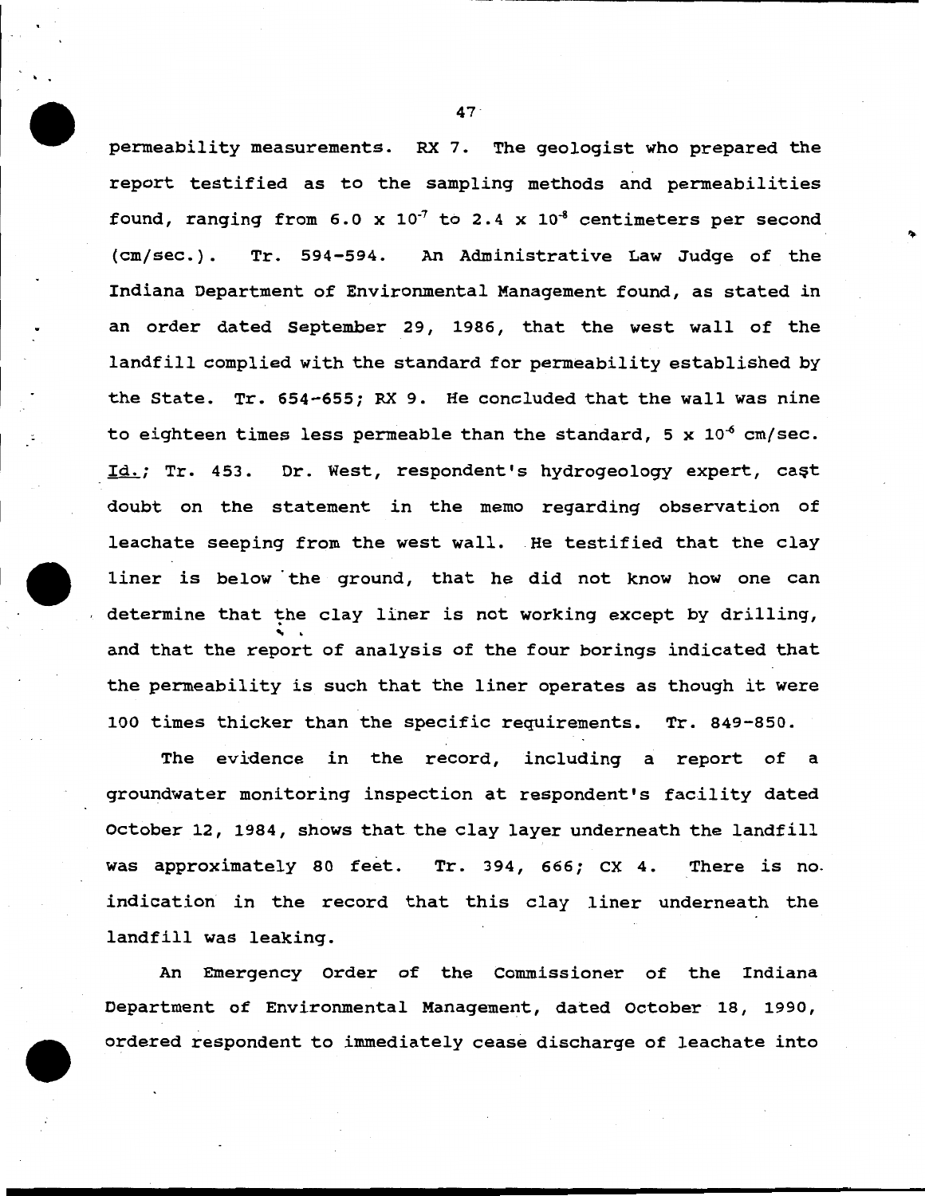permeability measurements. RX 7. The geologist who prepared the report testified as to the sampling methods and permeabilities found, ranging from $6.0 \times 10^{-7}$ to $2.4 \times 10^{-8}$ centimeters per second (cm/sec.). Tr. 594-594. An Administrative Law Judge of the Indiana Department of Environmental Management found, as stated in an order dated September 29, 1986, that the west wall of the landfill complied with the standard for permeability established by the State. Tr. 654-655; RX 9. He concluded that the wall was nine to eighteen times less permeable than the standard, $5 \times 10^{-6}$ cm/sec. *Id.*; Tr. 453. Dr. West, respondent's hydrogeology expert, cast doubt on the statement in the memo regarding observation of leachate seeping from the west wall. He testified that the clay liner is below the ground, that he did not know how one can determine that the clay liner is not working except by drilling, and that the report of analysis of the four borings indicated that the permeability is such that the liner operates as though it were 100 times thicker than the specific requirements. Tr. 849-850.

The evidence in the record, including a report of a groundwater monitoring inspection at respondent's facility dated October 12, 1984, shows that the clay layer underneath the landfill was approximately 80 feet. Tr. 394, 666; CX 4. There is no indication in the record that this clay liner underneath the landfill was leaking.

An Emergency Order of the Commissioner of the Indiana Department of Environmental Management, dated October 18, 1990, ordered respondent to immediately cease discharge of leachate into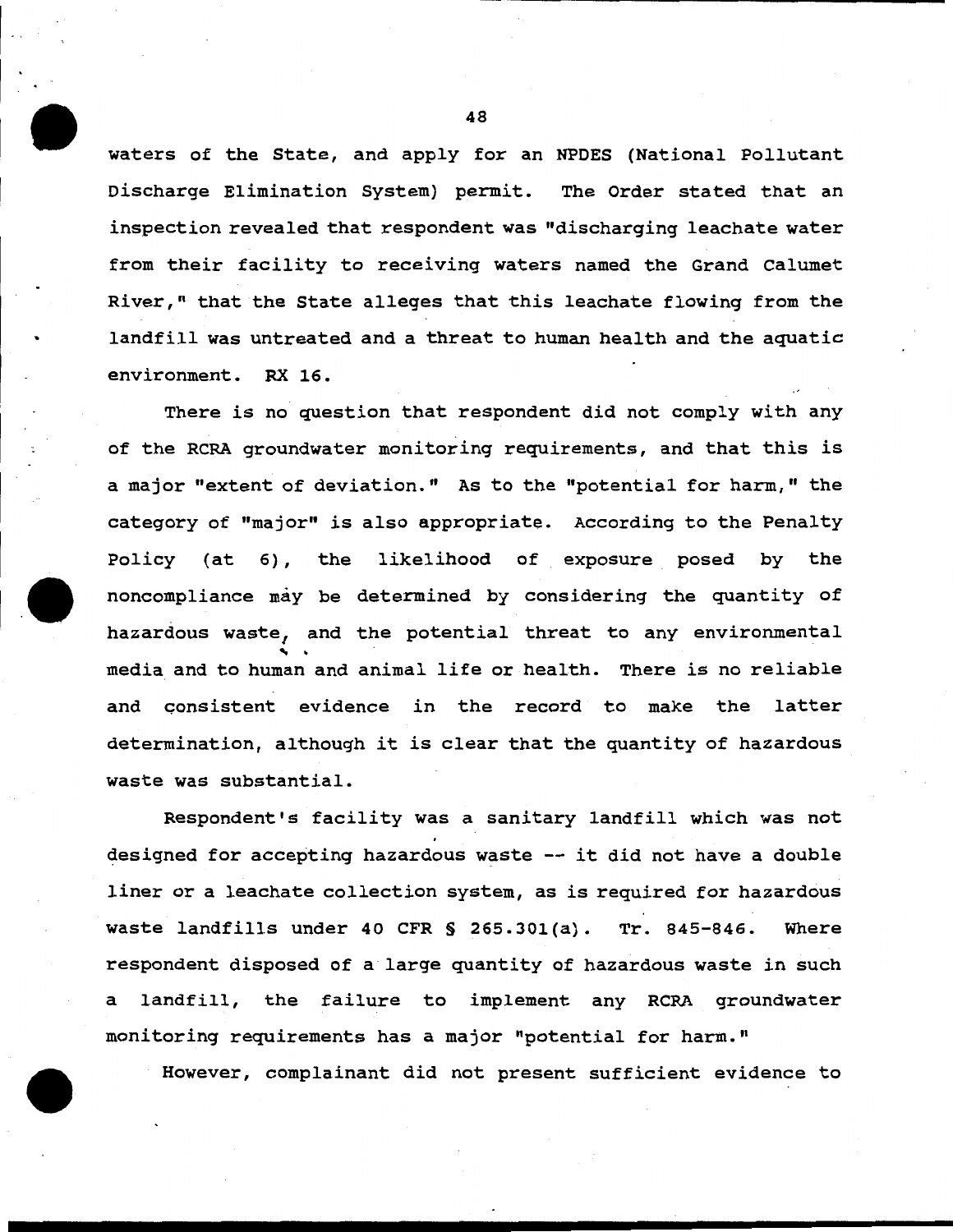waters of the State, and apply for an NPDES (National Pollutant Discharge Elimination System) permit. The Order stated that an inspection revealed that respondent was "discharging leachate water from their facility to receiving waters named the Grand Calumet River," that the State alleges that this leachate flowing from the landfill was untreated and a threat to human health and the aquatic environment. RX 16.

There is no question that respondent did not comply with any of the RCRA groundwater monitoring requirements, and that this is a major "extent of deviation." As to the "potential for harm," the category of "major" is also appropriate. According to the Penalty Policy (at 6), the likelihood of exposure posed by the noncompliance may be determined by considering the quantity of hazardous waste, and the potential threat to any environmental media and to human and animal life or health. There is no reliable and consistent evidence in the record to make the latter determination, although it is clear that the quantity of hazardous waste was substantial.

Respondent's facility was a sanitary landfill which was not designed for accepting hazardous waste -- it did not have a double liner or a leachate collection system, as is required for hazardous waste landfills under 40 CFR § 265.301(a). Tr. 845-846. Where respondent disposed of a large quantity of hazardous waste in such a landfill, the failure to implement any RCRA groundwater monitoring requirements has a major "potential for harm."

However, complainant did not present sufficient evidence to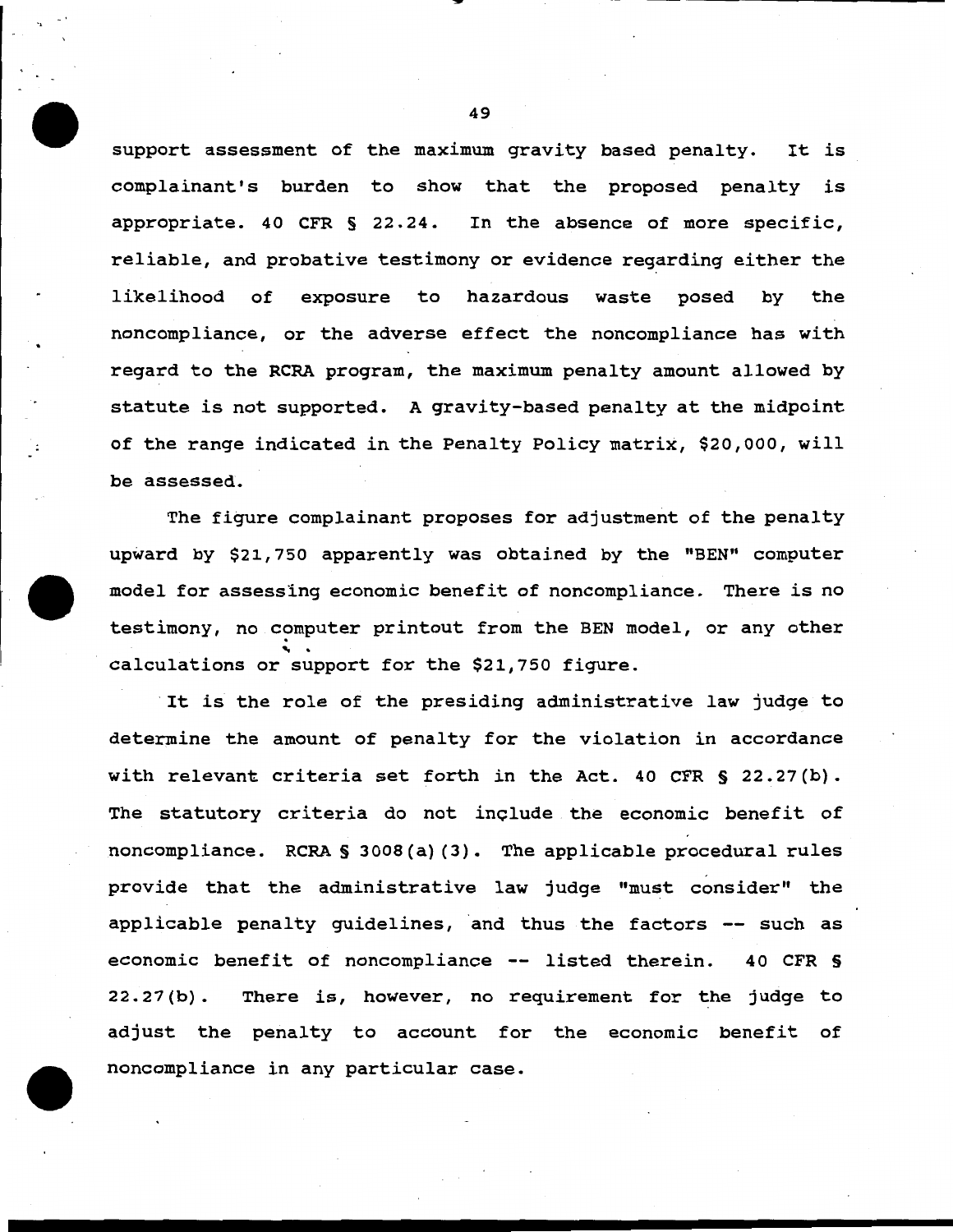support assessment of the maximum gravity based penalty. It is complainant's burden to show that the proposed penalty is appropriate. 40 CFR § 22.24. In the absence of more specific, reliable, and probative testimony or evidence regarding either the likelihood of exposure to hazardous waste posed by the noncompliance, or the adverse effect the noncompliance has with regard to the RCRA program, the maximum penalty amount allowed by statute is not supported. A gravity-based penalty at the midpoint of the range indicated in the Penalty Policy matrix, $20,000, will be assessed.

The figure complainant proposes for adjustment of the penalty upward by $21,750 apparently was obtained by the "BEN" computer model for assessing economic benefit of noncompliance. There is no testimony, no computer printout from the BEN model, or any other calculations or support for the $21,750 figure.

It is the role of the presiding administrative law judge to determine the amount of penalty for the violation in accordance with relevant criteria set forth in the Act. 40 CFR § 22.27(b). The statutory criteria do not include the economic benefit of noncompliance. RCRA § 3008(a)(3). The applicable procedural rules provide that the administrative law judge "must consider" the applicable penalty guidelines, and thus the factors -- such as economic benefit of noncompliance -- listed therein. 40 CFR § 22.27(b). There is, however, no requirement for the judge to adjust the penalty to account for the economic benefit of noncompliance in any particular case.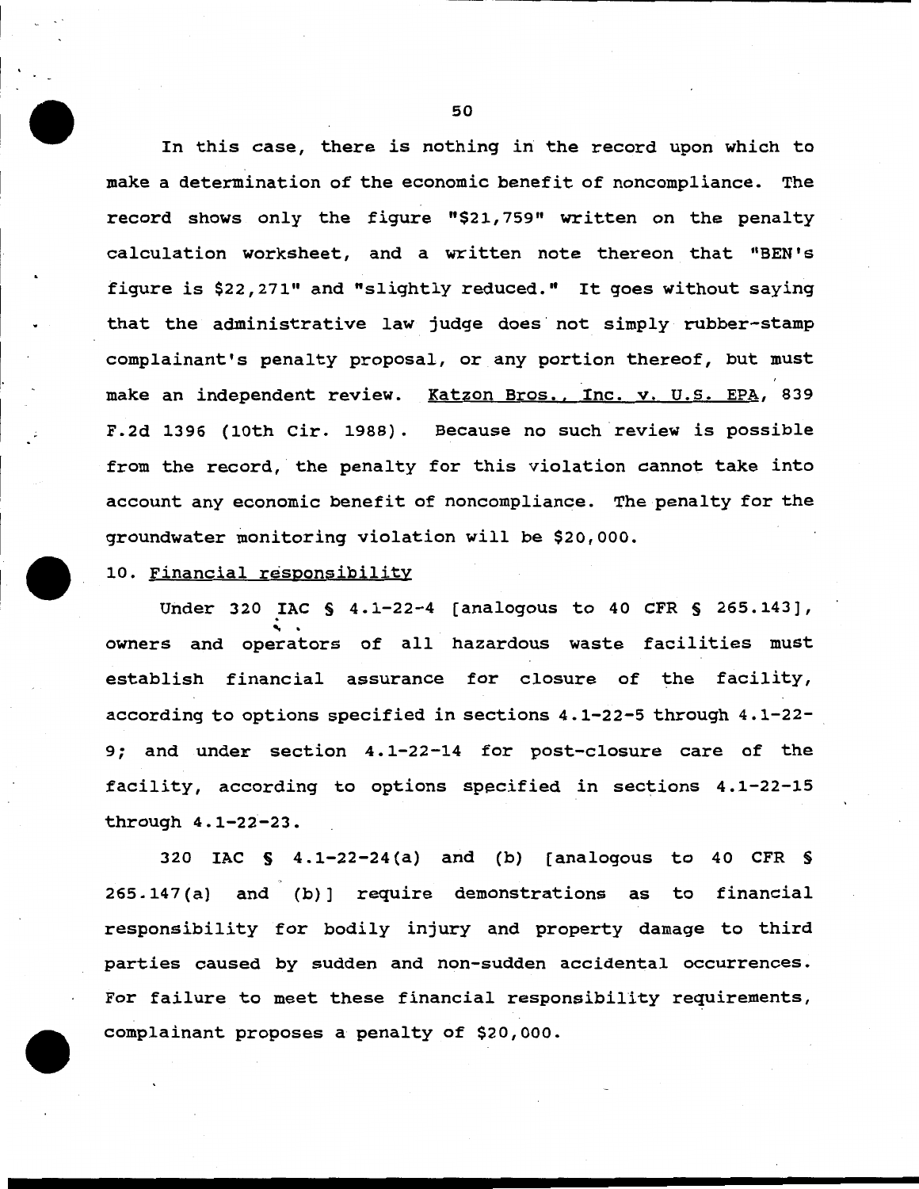In this case, there is nothing in the record upon which to make a determination of the economic benefit of noncompliance. The record shows only the figure "$21,759" written on the penalty calculation worksheet, and a written note thereon that "BEN's figure is $22,271" and "slightly reduced." It goes without saying that the administrative law judge does not simply rubber-stamp complainant's penalty proposal, or any portion thereof, but must make an independent review. Katzon Bros., Inc. v. U.S. EPA, 839 F.2d 1396 (10th Cir. 1988). Because no such review is possible from the record, the penalty for this violation cannot take into account any economic benefit of noncompliance. The penalty for the groundwater monitoring violation will be $20,000.

10. Financial responsibility

Under 320 IAC § 4.1-22-4 [analogous to 40 CFR § 265.143], owners and operators of all hazardous waste facilities must establish financial assurance for closure of the facility, according to options specified in sections 4.1-22-5 through 4.1-22-9; and under section 4.1-22-14 for post-closure care of the facility, according to options specified in sections 4.1-22-15 through 4.1-22-23.

320 IAC § 4.1-22-24(a) and (b) [analogous to 40 CFR § 265.147(a) and (b)] require demonstrations as to financial responsibility for bodily injury and property damage to third parties caused by sudden and non-sudden accidental occurrences. For failure to meet these financial responsibility requirements, complainant proposes a penalty of $20,000.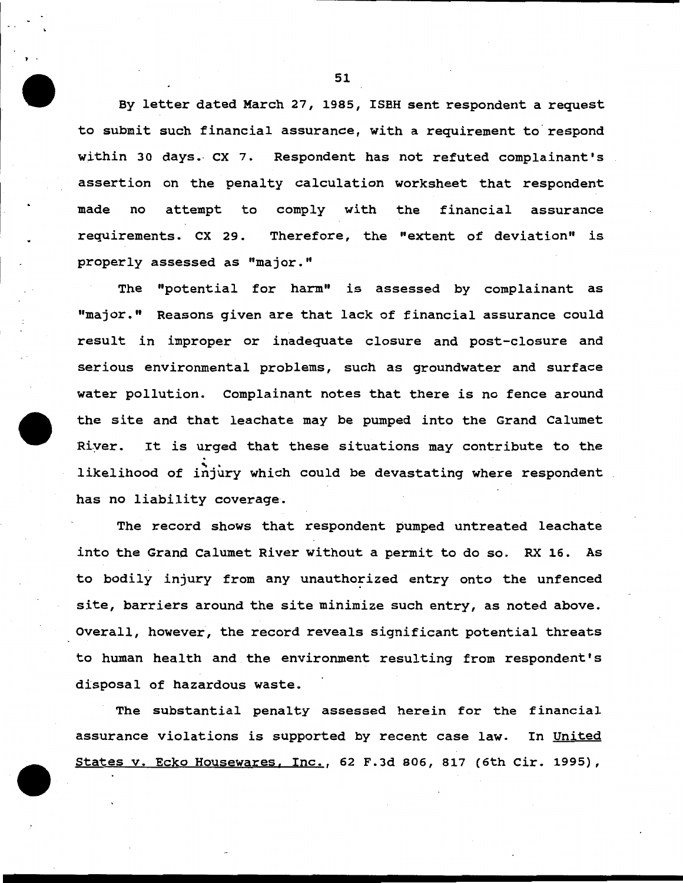By letter dated March 27, 1985, ISBH sent respondent a request to submit such financial assurance, with a requirement to respond within 30 days. CX 7. Respondent has not refuted complainant's assertion on the penalty calculation worksheet that respondent made no attempt to comply with the financial assurance requirements. CX 29. Therefore, the "extent of deviation" is properly assessed as "major."

The "potential for harm" is assessed by complainant as "major." Reasons given are that lack of financial assurance could result in improper or inadequate closure and post-closure and serious environmental problems, such as groundwater and surface water pollution. Complainant notes that there is no fence around the site and that leachate may be pumped into the Grand Calumet River. It is urged that these situations may contribute to the likelihood of injury which could be devastating where respondent has no liability coverage.

The record shows that respondent pumped untreated leachate into the Grand Calumet River without a permit to do so. RX 16. As to bodily injury from any unauthorized entry onto the unfenced site, barriers around the site minimize such entry, as noted above. Overall, however, the record reveals significant potential threats to human health and the environment resulting from respondent's disposal of hazardous waste.

The substantial penalty assessed herein for the financial assurance violations is supported by recent case law. In United States v. Ecko Housewares, Inc., 62 F.3d 806, 817 (6th Cir. 1995),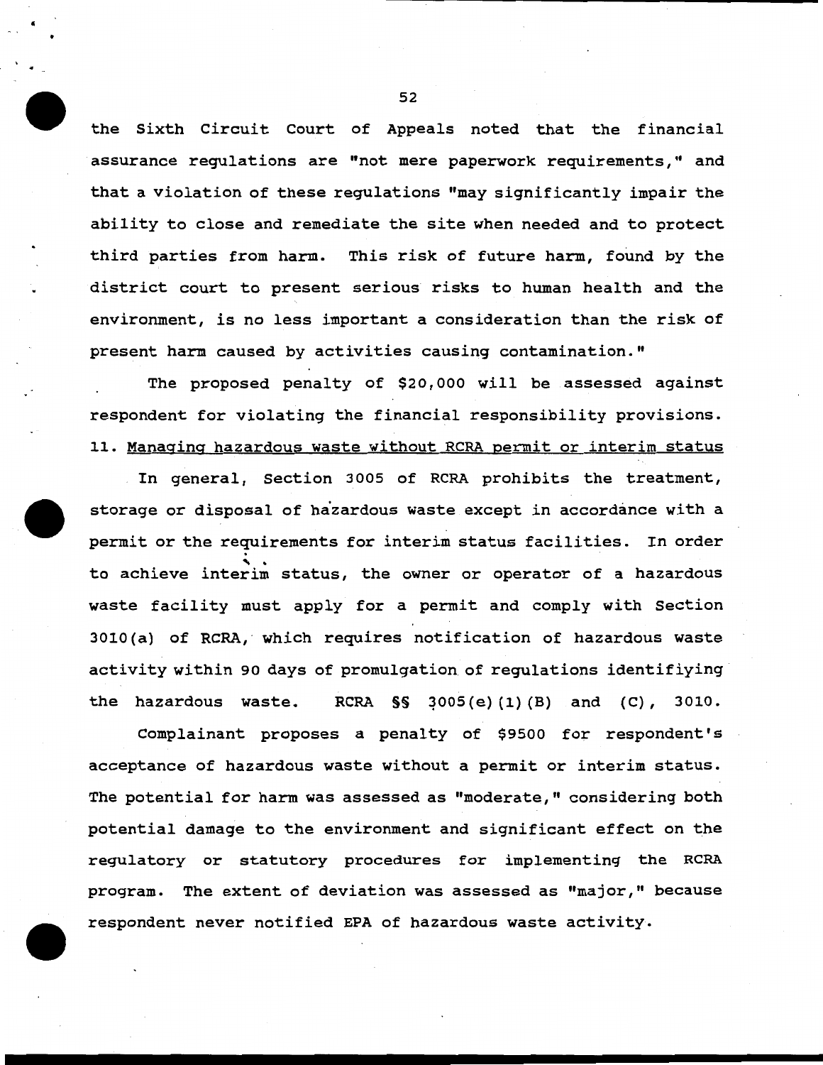the Sixth Circuit Court of Appeals noted that the financial assurance regulations are "not mere paperwork requirements," and that a violation of these regulations "may significantly impair the ability to close and remediate the site when needed and to protect third parties from harm. This risk of future harm, found by the district court to present serious risks to human health and the environment, is no less important a consideration than the risk of present harm caused by activities causing contamination."

The proposed penalty of $20,000 will be assessed against respondent for violating the financial responsibility provisions.

11. Managing hazardous waste without RCRA permit or interim status

In general, Section 3005 of RCRA prohibits the treatment, storage or disposal of hazardous waste except in accordance with a permit or the requirements for interim status facilities. In order to achieve interim status, the owner or operator of a hazardous waste facility must apply for a permit and comply with Section 3010(a) of RCRA, which requires notification of hazardous waste activity within 90 days of promulgation of regulations identifiying the hazardous waste. RCRA §§ 3005(e)(1)(B) and (C), 3010.

Complainant proposes a penalty of $9500 for respondent's acceptance of hazardous waste without a permit or interim status. The potential for harm was assessed as "moderate," considering both potential damage to the environment and significant effect on the regulatory or statutory procedures for implementing the RCRA program. The extent of deviation was assessed as "major," because respondent never notified EPA of hazardous waste activity.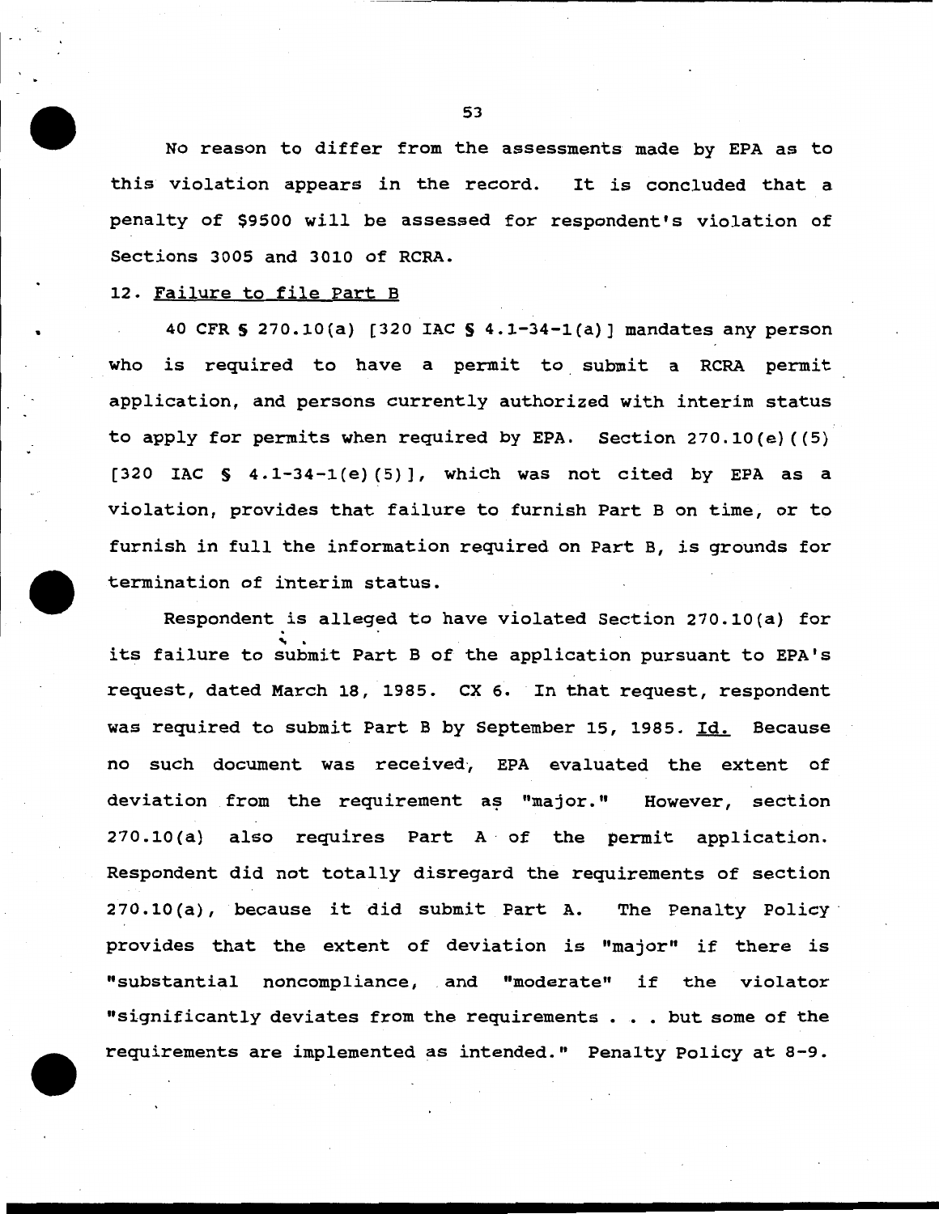No reason to differ from the assessments made by EPA as to this violation appears in the record. It is concluded that a penalty of $9500 will be assessed for respondent's violation of Sections 3005 and 3010 of RCRA.

12. Failure to file Part B

40 CFR § 270.10(a) [320 IAC § 4.1-34-1(a)] mandates any person who is required to have a permit to submit a RCRA permit application, and persons currently authorized with interim status to apply for permits when required by EPA. Section 270.10(e)((5) [320 IAC § 4.1-34-1(e)(5)], which was not cited by EPA as a violation, provides that failure to furnish Part B on time, or to furnish in full the information required on Part B, is grounds for termination of interim status.

Respondent is alleged to have violated Section 270.10(a) for its failure to submit Part B of the application pursuant to EPA's request, dated March 18, 1985. CX 6. In that request, respondent was required to submit Part B by September 15, 1985. Id. Because no such document was received, EPA evaluated the extent of deviation from the requirement as "major." However, section 270.10(a) also requires Part A of the permit application. Respondent did not totally disregard the requirements of section 270.10(a), because it did submit Part A. The Penalty Policy provides that the extent of deviation is "major" if there is "substantial noncompliance, and "moderate" if the violator "significantly deviates from the requirements . . . but some of the requirements are implemented as intended." Penalty Policy at 8-9.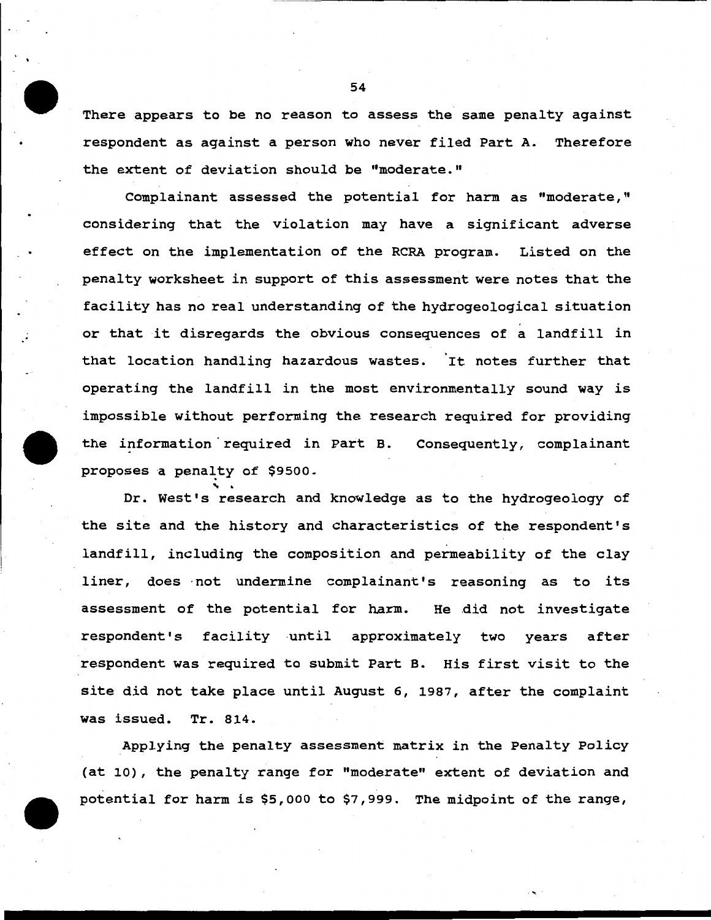There appears to be no reason to assess the same penalty against respondent as against a person who never filed Part A. Therefore the extent of deviation should be "moderate."

Complainant assessed the potential for harm as "moderate," considering that the violation may have a significant adverse effect on the implementation of the RCRA program. Listed on the penalty worksheet in support of this assessment were notes that the facility has no real understanding of the hydrogeological situation or that it disregards the obvious consequences of a landfill in that location handling hazardous wastes. It notes further that operating the landfill in the most environmentally sound way is impossible without performing the research required for providing the information required in Part B. Consequently, complainant proposes a penalty of $9500.

Dr. West's research and knowledge as to the hydrogeology of the site and the history and characteristics of the respondent's landfill, including the composition and permeability of the clay liner, does not undermine complainant's reasoning as to its assessment of the potential for harm. He did not investigate respondent's facility until approximately two years after respondent was required to submit Part B. His first visit to the site did not take place until August 6, 1987, after the complaint was issued. Tr. 814.

Applying the penalty assessment matrix in the Penalty Policy (at 10), the penalty range for "moderate" extent of deviation and potential for harm is $5,000 to $7,999. The midpoint of the range,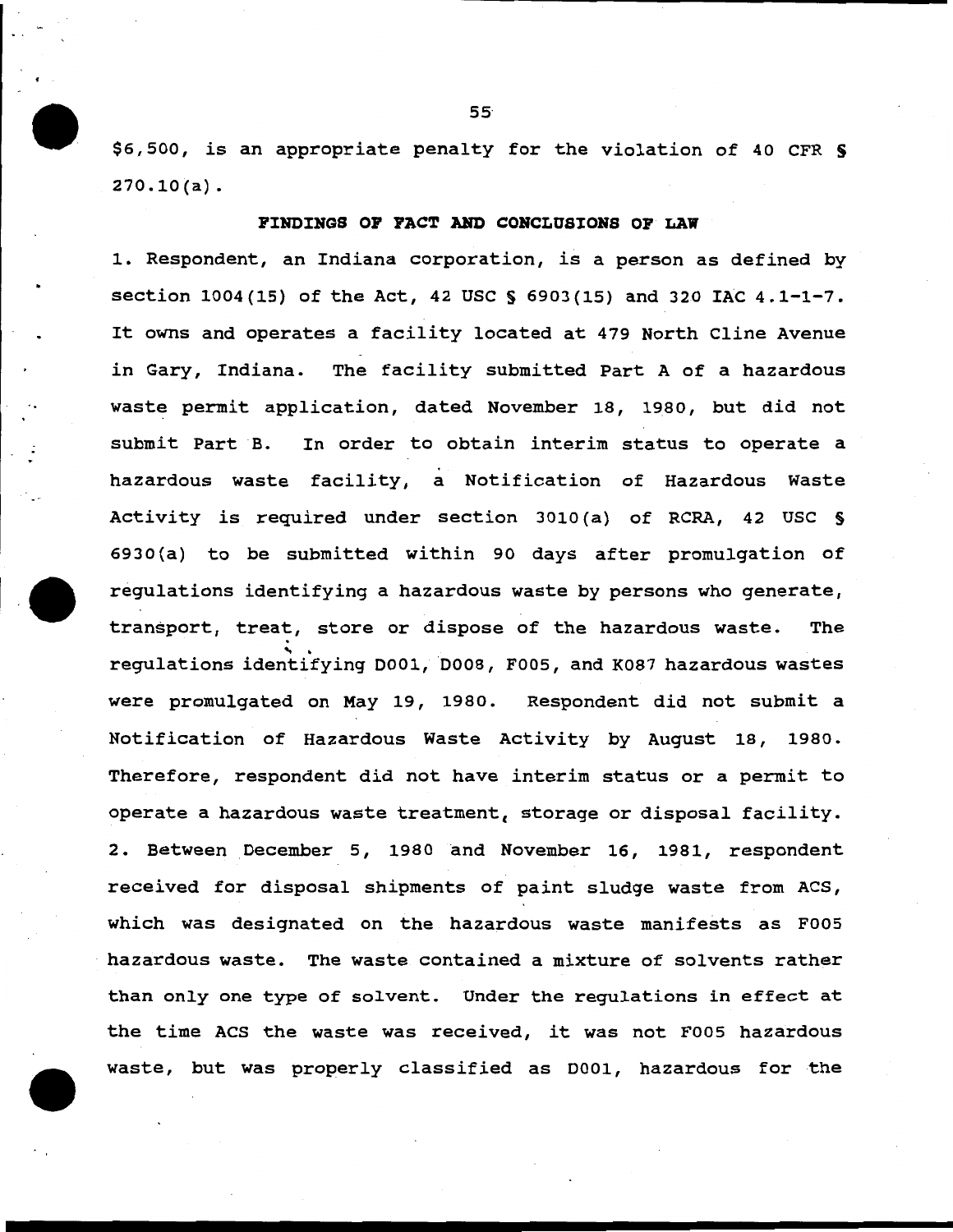$6,500, is an appropriate penalty for the violation of 40 CFR § 270.10(a).

**FINDINGS OF FACT AND CONCLUSIONS OF LAW**

1. Respondent, an Indiana corporation, is a person as defined by section 1004(15) of the Act, 42 USC § 6903(15) and 320 IAC 4.1-1-7. It owns and operates a facility located at 479 North Cline Avenue in Gary, Indiana. The facility submitted Part A of a hazardous waste permit application, dated November 18, 1980, but did not submit Part B. In order to obtain interim status to operate a hazardous waste facility, a Notification of Hazardous Waste Activity is required under section 3010(a) of RCRA, 42 USC § 6930(a) to be submitted within 90 days after promulgation of regulations identifying a hazardous waste by persons who generate, transport, treat, store or dispose of the hazardous waste. The regulations identifying D001, D008, F005, and K087 hazardous wastes were promulgated on May 19, 1980. Respondent did not submit a Notification of Hazardous Waste Activity by August 18, 1980. Therefore, respondent did not have interim status or a permit to operate a hazardous waste treatment, storage or disposal facility.

2. Between December 5, 1980 and November 16, 1981, respondent received for disposal shipments of paint sludge waste from ACS, which was designated on the hazardous waste manifests as F005 hazardous waste. The waste contained a mixture of solvents rather than only one type of solvent. Under the regulations in effect at the time ACS the waste was received, it was not F005 hazardous waste, but was properly classified as D001, hazardous for the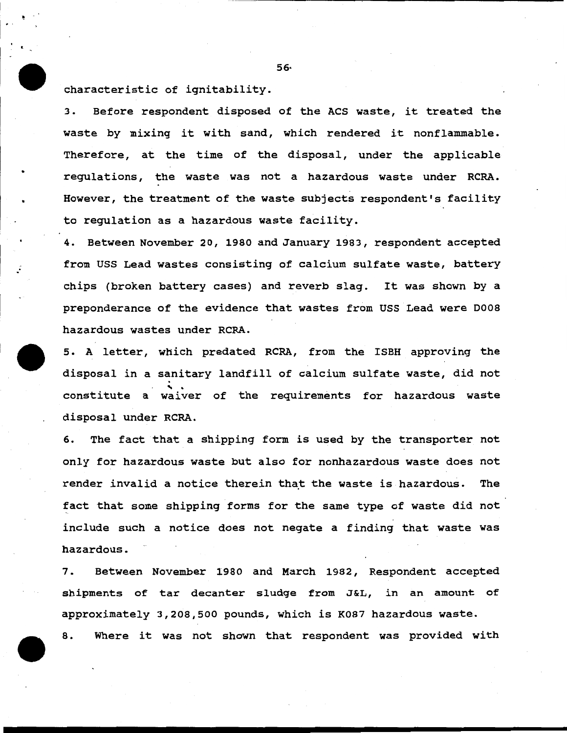characteristic of ignitability.

3. Before respondent disposed of the ACS waste, it treated the waste by mixing it with sand, which rendered it nonflammable. Therefore, at the time of the disposal, under the applicable regulations, the waste was not a hazardous waste under RCRA. However, the treatment of the waste subjects respondent's facility to regulation as a hazardous waste facility.

4. Between November 20, 1980 and January 1983, respondent accepted from USS Lead wastes consisting of calcium sulfate waste, battery chips (broken battery cases) and reverb slag. It was shown by a preponderance of the evidence that wastes from USS Lead were D008 hazardous wastes under RCRA.

5. A letter, which predated RCRA, from the ISBH approving the disposal in a sanitary landfill of calcium sulfate waste, did not constitute a waiver of the requirements for hazardous waste disposal under RCRA.

6. The fact that a shipping form is used by the transporter not only for hazardous waste but also for nonhazardous waste does not render invalid a notice therein that the waste is hazardous. The fact that some shipping forms for the same type of waste did not include such a notice does not negate a finding that waste was hazardous.

7. Between November 1980 and March 1982, Respondent accepted shipments of tar decanter sludge from J&L, in an amount of approximately 3,208,500 pounds, which is K087 hazardous waste.

8. Where it was not shown that respondent was provided with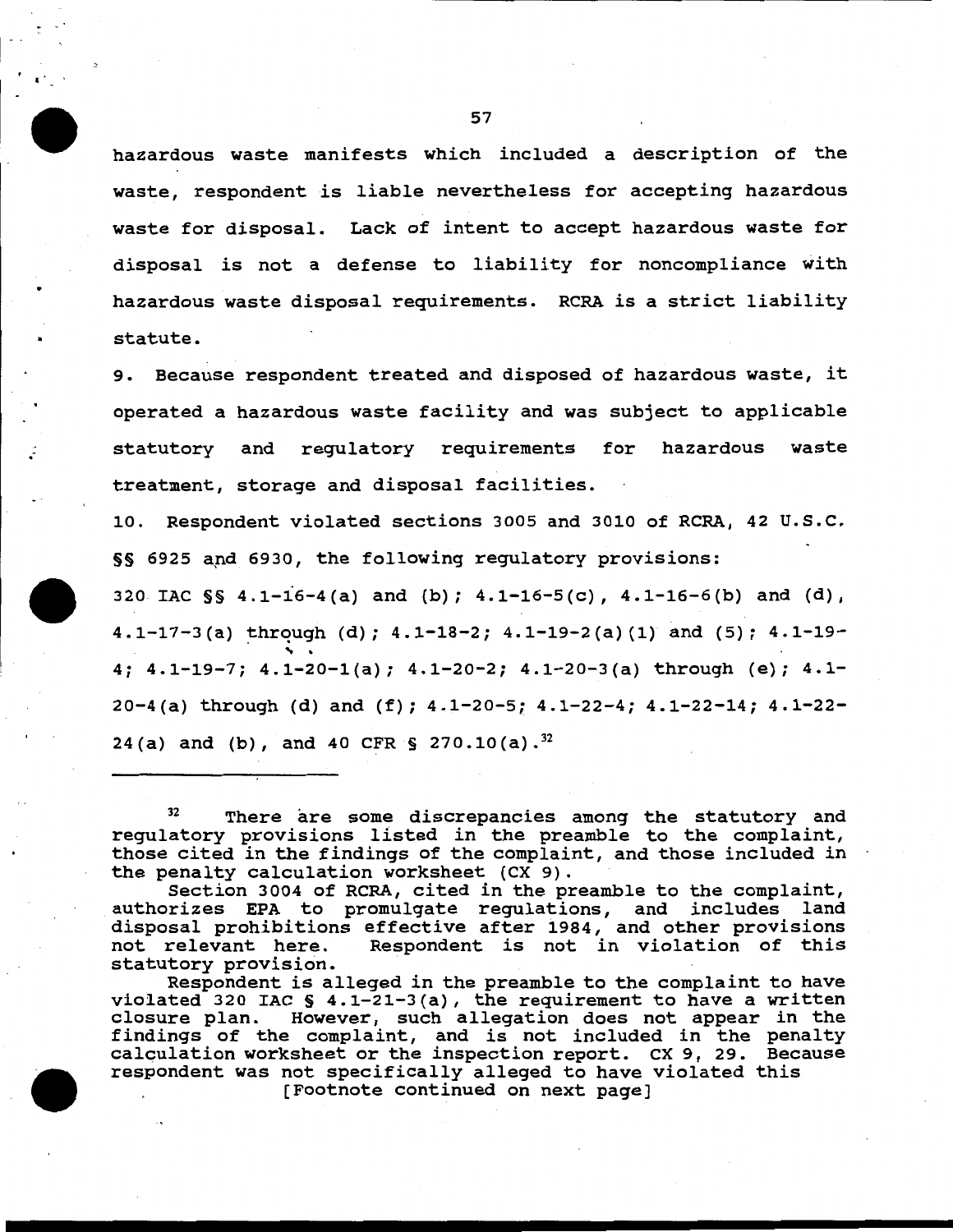hazardous waste manifests which included a description of the waste, respondent is liable nevertheless for accepting hazardous waste for disposal. Lack of intent to accept hazardous waste for disposal is not a defense to liability for noncompliance with hazardous waste disposal requirements. RCRA is a strict liability statute.

9. Because respondent treated and disposed of hazardous waste, it operated a hazardous waste facility and was subject to applicable statutory and regulatory requirements for hazardous waste treatment, storage and disposal facilities.

10. Respondent violated sections 3005 and 3010 of RCRA, 42 U.S.C. §§ 6925 and 6930, the following regulatory provisions:

320 IAC §§ 4.1-16-4(a) and (b); 4.1-16-5(c), 4.1-16-6(b) and (d), 4.1-17-3(a) through (d); 4.1-18-2; 4.1-19-2(a)(1) and (5); 4.1-19-4; 4.1-19-7; 4.1-20-1(a); 4.1-20-2; 4.1-20-3(a) through (e); 4.1-20-4(a) through (d) and (f); 4.1-20-5; 4.1-22-4; 4.1-22-14; 4.1-22-24(a) and (b), and 40 CFR § 270.10(a).[32]

---

[32] There are some discrepancies among the statutory and regulatory provisions listed in the preamble to the complaint, those cited in the findings of the complaint, and those included in the penalty calculation worksheet (CX 9).

Section 3004 of RCRA, cited in the preamble to the complaint, authorizes EPA to promulgate regulations, and includes land disposal prohibitions effective after 1984, and other provisions not relevant here. Respondent is not in violation of this statutory provision.

Respondent is alleged in the preamble to the complaint to have violated 320 IAC § 4.1-21-3(a), the requirement to have a written closure plan. However, such allegation does not appear in the findings of the complaint, and is not included in the penalty calculation worksheet or the inspection report. CX 9, 29. Because respondent was not specifically alleged to have violated this

[Footnote continued on next page]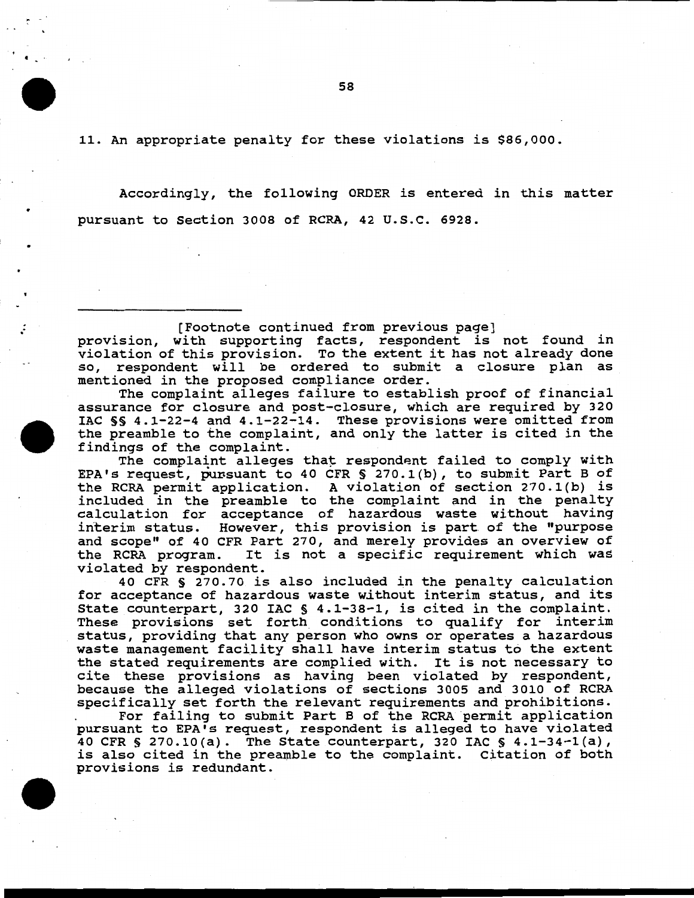11. An appropriate penalty for these violations is $86,000.

Accordingly, the following ORDER is entered in this matter pursuant to Section 3008 of RCRA, 42 U.S.C. 6928.

---

[Footnote continued from previous page]
provision, with supporting facts, respondent is not found in violation of this provision. To the extent it has not already done so, respondent will be ordered to submit a closure plan as mentioned in the proposed compliance order.

The complaint alleges failure to establish proof of financial assurance for closure and post-closure, which are required by 320 IAC §§ 4.1-22-4 and 4.1-22-14. These provisions were omitted from the preamble to the complaint, and only the latter is cited in the findings of the complaint.

The complaint alleges that respondent failed to comply with EPA's request, pursuant to 40 CFR § 270.1(b), to submit Part B of the RCRA permit application. A violation of section 270.1(b) is included in the preamble to the complaint and in the penalty calculation for acceptance of hazardous waste without having interim status. However, this provision is part of the "purpose and scope" of 40 CFR Part 270, and merely provides an overview of the RCRA program. It is not a specific requirement which was violated by respondent.

40 CFR § 270.70 is also included in the penalty calculation for acceptance of hazardous waste without interim status, and its State counterpart, 320 IAC § 4.1-38-1, is cited in the complaint. These provisions set forth conditions to qualify for interim status, providing that any person who owns or operates a hazardous waste management facility shall have interim status to the extent the stated requirements are complied with. It is not necessary to cite these provisions as having been violated by respondent, because the alleged violations of sections 3005 and 3010 of RCRA specifically set forth the relevant requirements and prohibitions.

For failing to submit Part B of the RCRA permit application pursuant to EPA's request, respondent is alleged to have violated 40 CFR § 270.10(a). The State counterpart, 320 IAC § 4.1-34-1(a), is also cited in the preamble to the complaint. Citation of both provisions is redundant.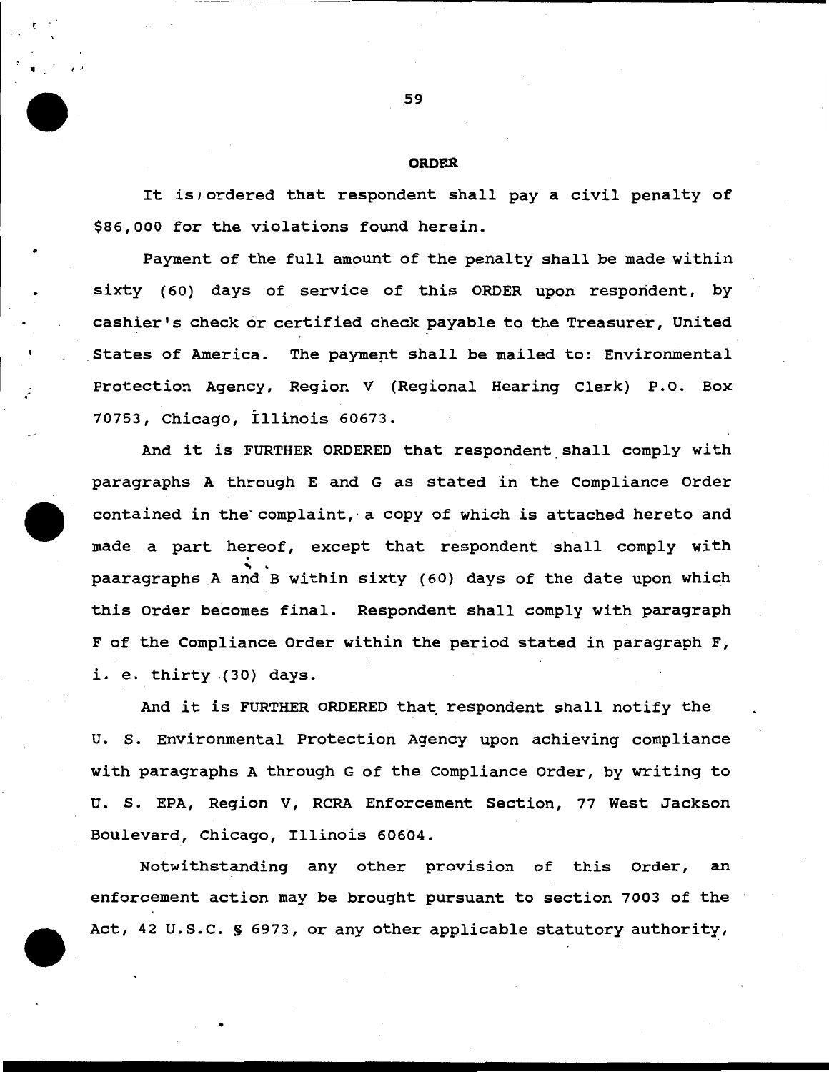**ORDER**

It is ordered that respondent shall pay a civil penalty of $86,000 for the violations found herein.

Payment of the full amount of the penalty shall be made within sixty (60) days of service of this ORDER upon respondent, by cashier's check or certified check payable to the Treasurer, United States of America. The payment shall be mailed to: Environmental Protection Agency, Region V (Regional Hearing Clerk) P.O. Box 70753, Chicago, Illinois 60673.

And it is FURTHER ORDERED that respondent shall comply with paragraphs A through E and G as stated in the Compliance Order contained in the complaint, a copy of which is attached hereto and made a part hereof, except that respondent shall comply with paaragraphs A and B within sixty (60) days of the date upon which this Order becomes final. Respondent shall comply with paragraph F of the Compliance Order within the period stated in paragraph F, i. e. thirty (30) days.

And it is FURTHER ORDERED that respondent shall notify the U. S. Environmental Protection Agency upon achieving compliance with paragraphs A through G of the Compliance Order, by writing to U. S. EPA, Region V, RCRA Enforcement Section, 77 West Jackson Boulevard, Chicago, Illinois 60604.

Notwithstanding any other provision of this Order, an enforcement action may be brought pursuant to section 7003 of the Act, 42 U.S.C. § 6973, or any other applicable statutory authority,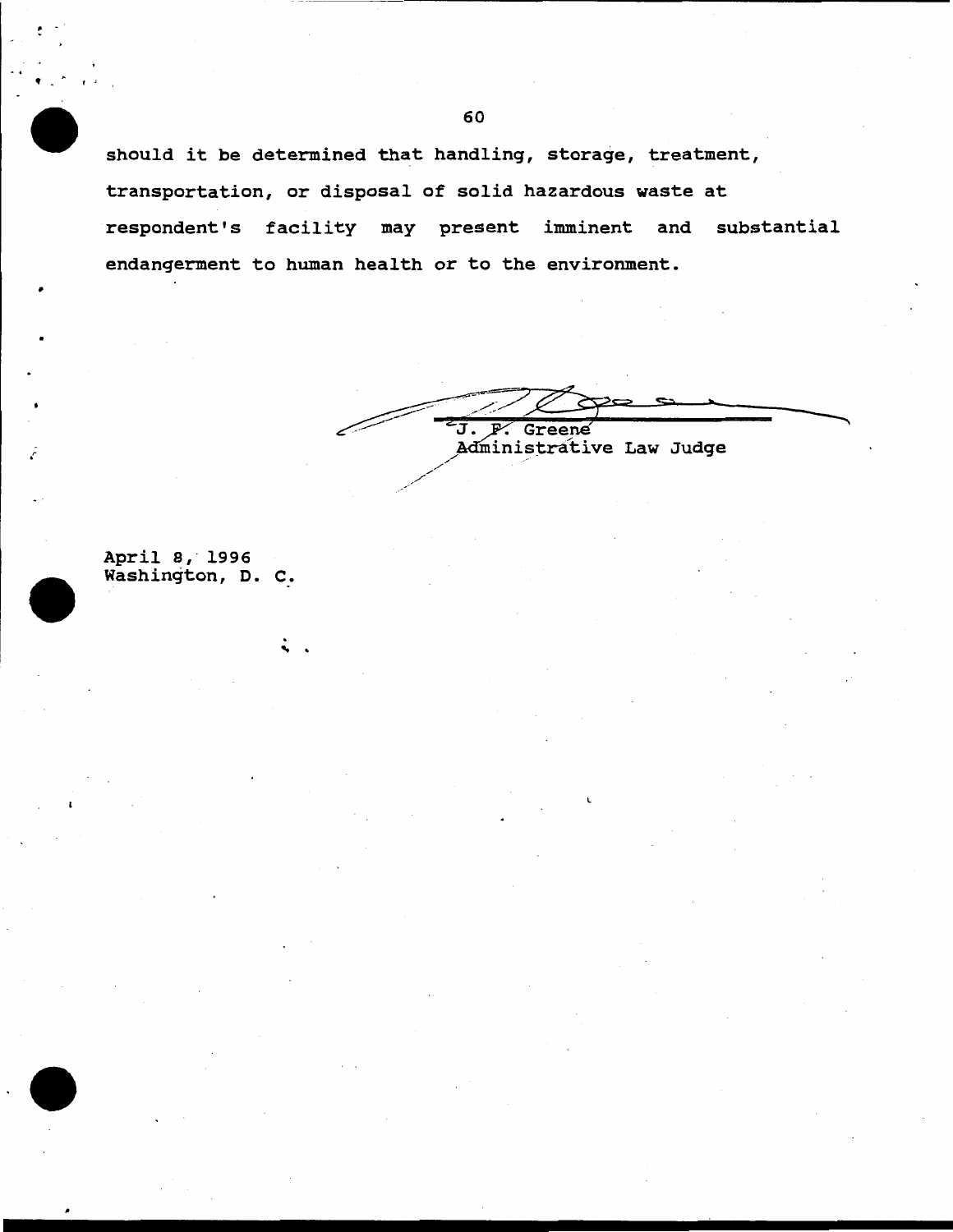should it be determined that handling, storage, treatment, transportation, or disposal of solid hazardous waste at respondent's facility may present imminent and substantial endangerment to human health or to the environment.

J. F. Greene
Administrative Law Judge

April 8, 1996
Washington, D. C.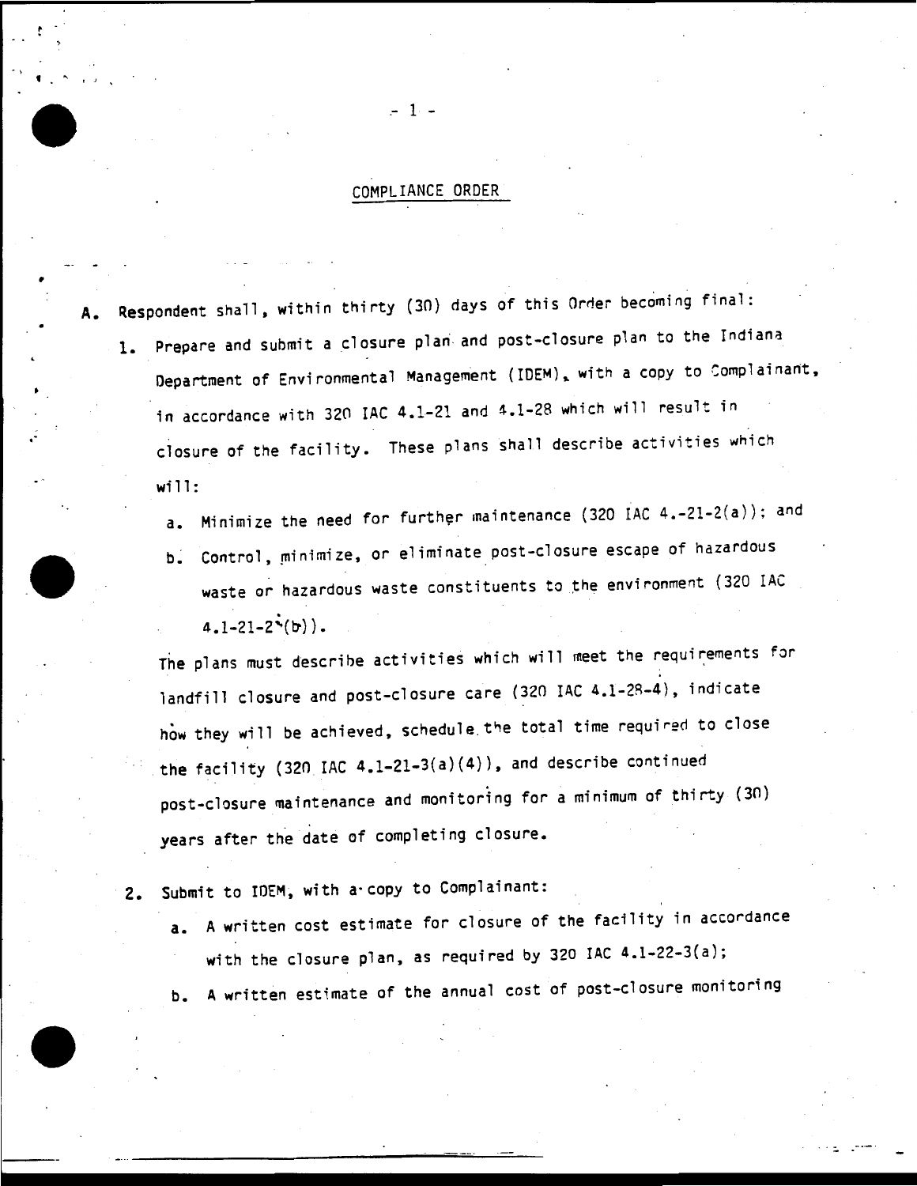## COMPLIANCE ORDER

A. Respondent shall, within thirty (30) days of this Order becoming final:

1. Prepare and submit a closure plan and post-closure plan to the Indiana Department of Environmental Management (IDEM), with a copy to Complainant, in accordance with 320 IAC 4.1-21 and 4.1-28 which will result in closure of the facility. These plans shall describe activities which will:

   a. Minimize the need for further maintenance (320 IAC 4.-21-2(a)); and

   b. Control, minimize, or eliminate post-closure escape of hazardous waste or hazardous waste constituents to the environment (320 IAC 4.1-21-2(b)).

   The plans must describe activities which will meet the requirements for landfill closure and post-closure care (320 IAC 4.1-28-4), indicate how they will be achieved, schedule the total time required to close the facility (320 IAC 4.1-21-3(a)(4)), and describe continued post-closure maintenance and monitoring for a minimum of thirty (30) years after the date of completing closure.

2. Submit to IDEM, with a copy to Complainant:

   a. A written cost estimate for closure of the facility in accordance with the closure plan, as required by 320 IAC 4.1-22-3(a);

   b. A written estimate of the annual cost of post-closure monitoring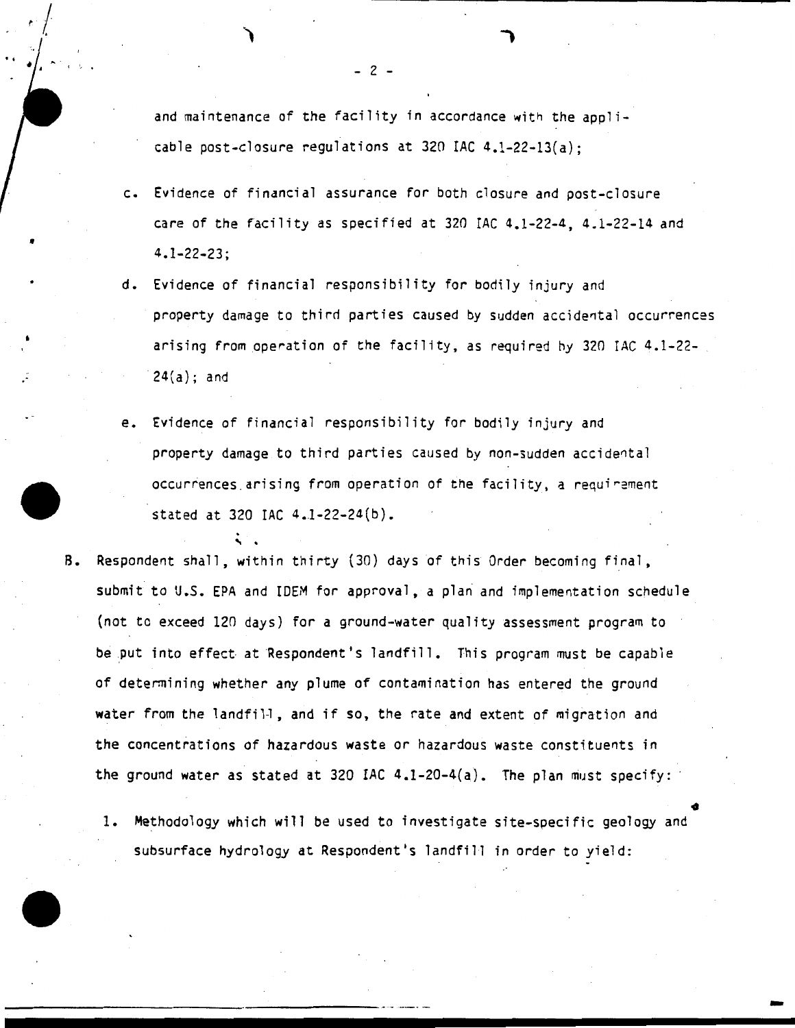and maintenance of the facility in accordance with the applicable post-closure regulations at 320 IAC 4.1-22-13(a);

c. Evidence of financial assurance for both closure and post-closure care of the facility as specified at 320 IAC 4.1-22-4, 4.1-22-14 and 4.1-22-23;

d. Evidence of financial responsibility for bodily injury and property damage to third parties caused by sudden accidental occurrences arising from operation of the facility, as required by 320 IAC 4.1-22-24(a); and

e. Evidence of financial responsibility for bodily injury and property damage to third parties caused by non-sudden accidental occurrences arising from operation of the facility, a requirement stated at 320 IAC 4.1-22-24(b).

B. Respondent shall, within thirty (30) days of this Order becoming final, submit to U.S. EPA and IDEM for approval, a plan and implementation schedule (not to exceed 120 days) for a ground-water quality assessment program to be put into effect at Respondent's landfill. This program must be capable of determining whether any plume of contamination has entered the ground water from the landfill, and if so, the rate and extent of migration and the concentrations of hazardous waste or hazardous waste constituents in the ground water as stated at 320 IAC 4.1-20-4(a). The plan must specify:

1. Methodology which will be used to investigate site-specific geology and subsurface hydrology at Respondent's landfill in order to yield: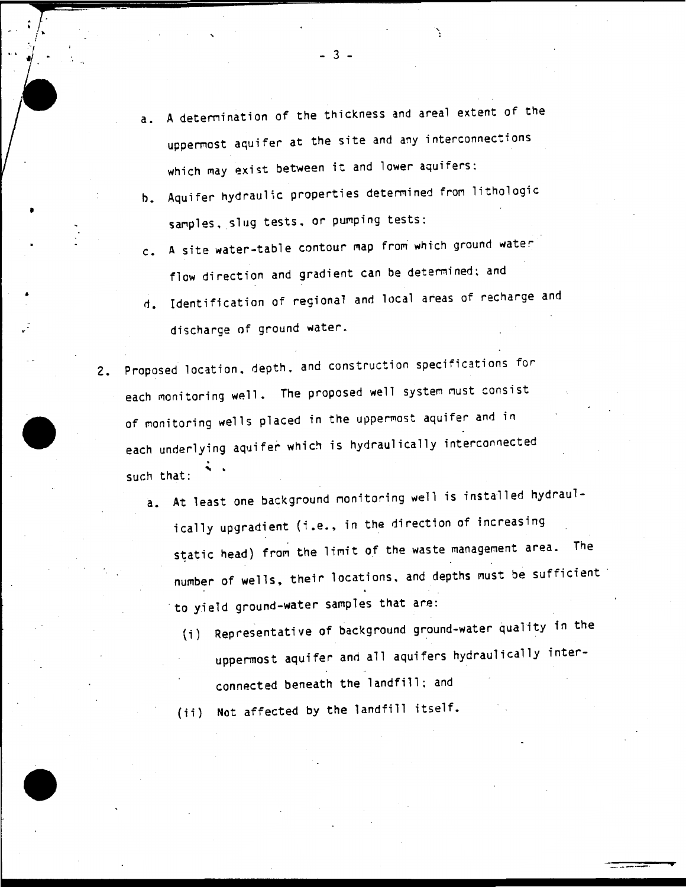a. A determination of the thickness and areal extent of the uppermost aquifer at the site and any interconnections which may exist between it and lower aquifers;

b. Aquifer hydraulic properties determined from lithologic samples, slug tests, or pumping tests;

c. A site water-table contour map from which ground water flow direction and gradient can be determined; and

d. Identification of regional and local areas of recharge and discharge of ground water.

2. Proposed location, depth, and construction specifications for each monitoring well. The proposed well system must consist of monitoring wells placed in the uppermost aquifer and in each underlying aquifer which is hydraulically interconnected such that:

   a. At least one background monitoring well is installed hydraulically upgradient (i.e., in the direction of increasing static head) from the limit of the waste management area. The number of wells, their locations, and depths must be sufficient to yield ground-water samples that are:

      (i) Representative of background ground-water quality in the uppermost aquifer and all aquifers hydraulically interconnected beneath the landfill; and

      (ii) Not affected by the landfill itself.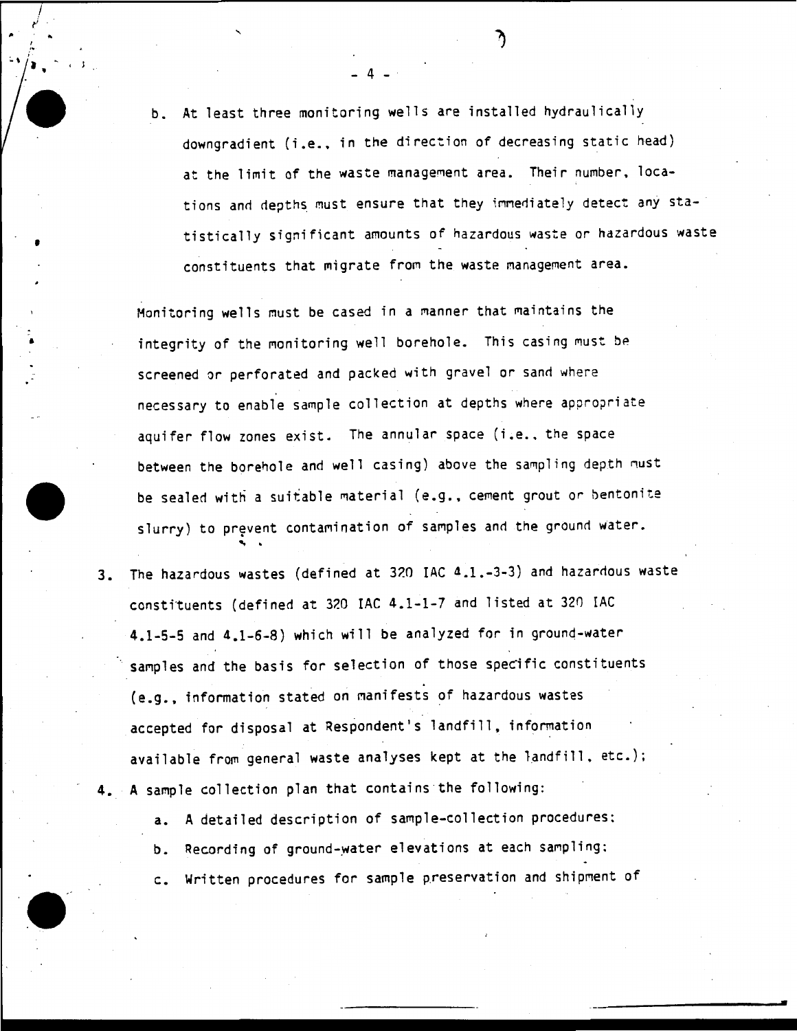b. At least three monitoring wells are installed hydraulically downgradient (i.e., in the direction of decreasing static head) at the limit of the waste management area. Their number, locations and depths must ensure that they immediately detect any statistically significant amounts of hazardous waste or hazardous waste constituents that migrate from the waste management area.

Monitoring wells must be cased in a manner that maintains the integrity of the monitoring well borehole. This casing must be screened or perforated and packed with gravel or sand where necessary to enable sample collection at depths where appropriate aquifer flow zones exist. The annular space (i.e., the space between the borehole and well casing) above the sampling depth must be sealed with a suitable material (e.g., cement grout or bentonite slurry) to prevent contamination of samples and the ground water.

3. The hazardous wastes (defined at 320 IAC 4.1.-3-3) and hazardous waste constituents (defined at 320 IAC 4.1-1-7 and listed at 320 IAC 4.1-5-5 and 4.1-6-8) which will be analyzed for in ground-water samples and the basis for selection of those specific constituents (e.g., information stated on manifests of hazardous wastes accepted for disposal at Respondent's landfill, information available from general waste analyses kept at the landfill, etc.);

4. A sample collection plan that contains the following:

   a. A detailed description of sample-collection procedures;

   b. Recording of ground-water elevations at each sampling;

   c. Written procedures for sample preservation and shipment of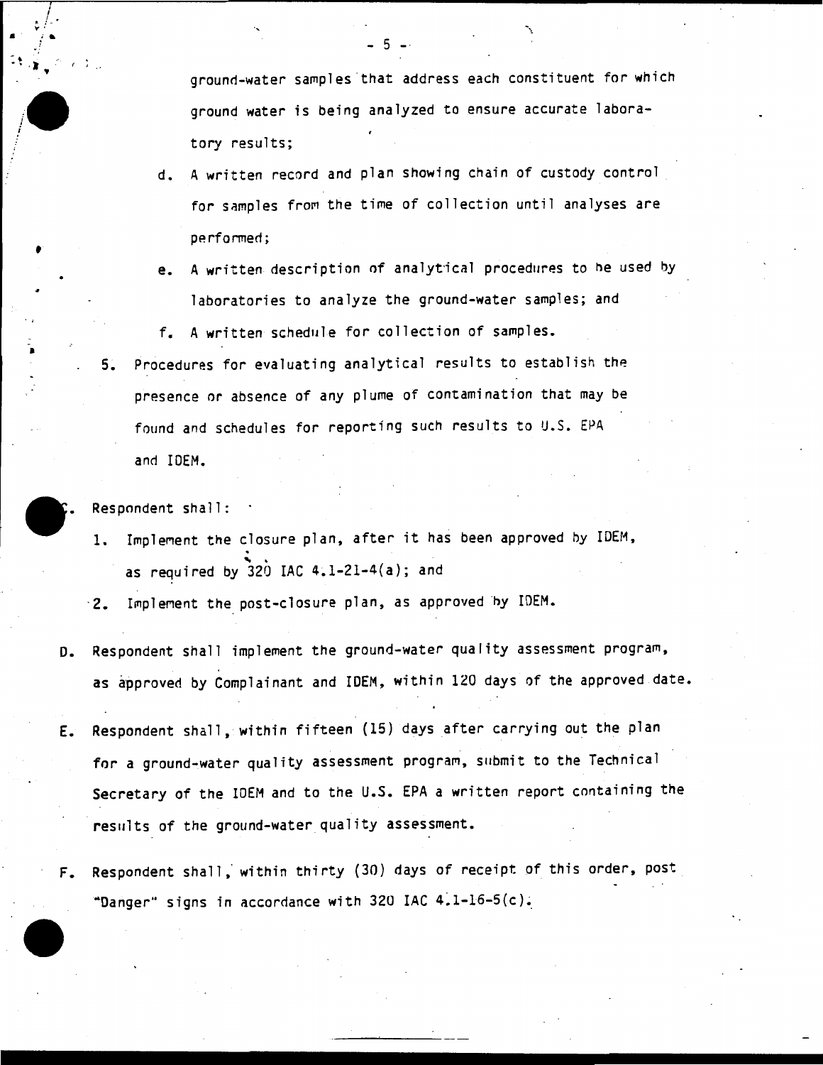ground-water samples that address each constituent for which ground water is being analyzed to ensure accurate laboratory results;

d. A written record and plan showing chain of custody control for samples from the time of collection until analyses are performed;

e. A written description of analytical procedures to be used by laboratories to analyze the ground-water samples; and

f. A written schedule for collection of samples.

5. Procedures for evaluating analytical results to establish the presence or absence of any plume of contamination that may be found and schedules for reporting such results to U.S. EPA and IDEM.

C. Respondent shall:

1. Implement the closure plan, after it has been approved by IDEM, as required by 320 IAC 4.1-21-4(a); and

2. Implement the post-closure plan, as approved by IDEM.

D. Respondent shall implement the ground-water quality assessment program, as approved by Complainant and IDEM, within 120 days of the approved date.

E. Respondent shall, within fifteen (15) days after carrying out the plan for a ground-water quality assessment program, submit to the Technical Secretary of the IDEM and to the U.S. EPA a written report containing the results of the ground-water quality assessment.

F. Respondent shall, within thirty (30) days of receipt of this order, post "Danger" signs in accordance with 320 IAC 4.1-16-5(c).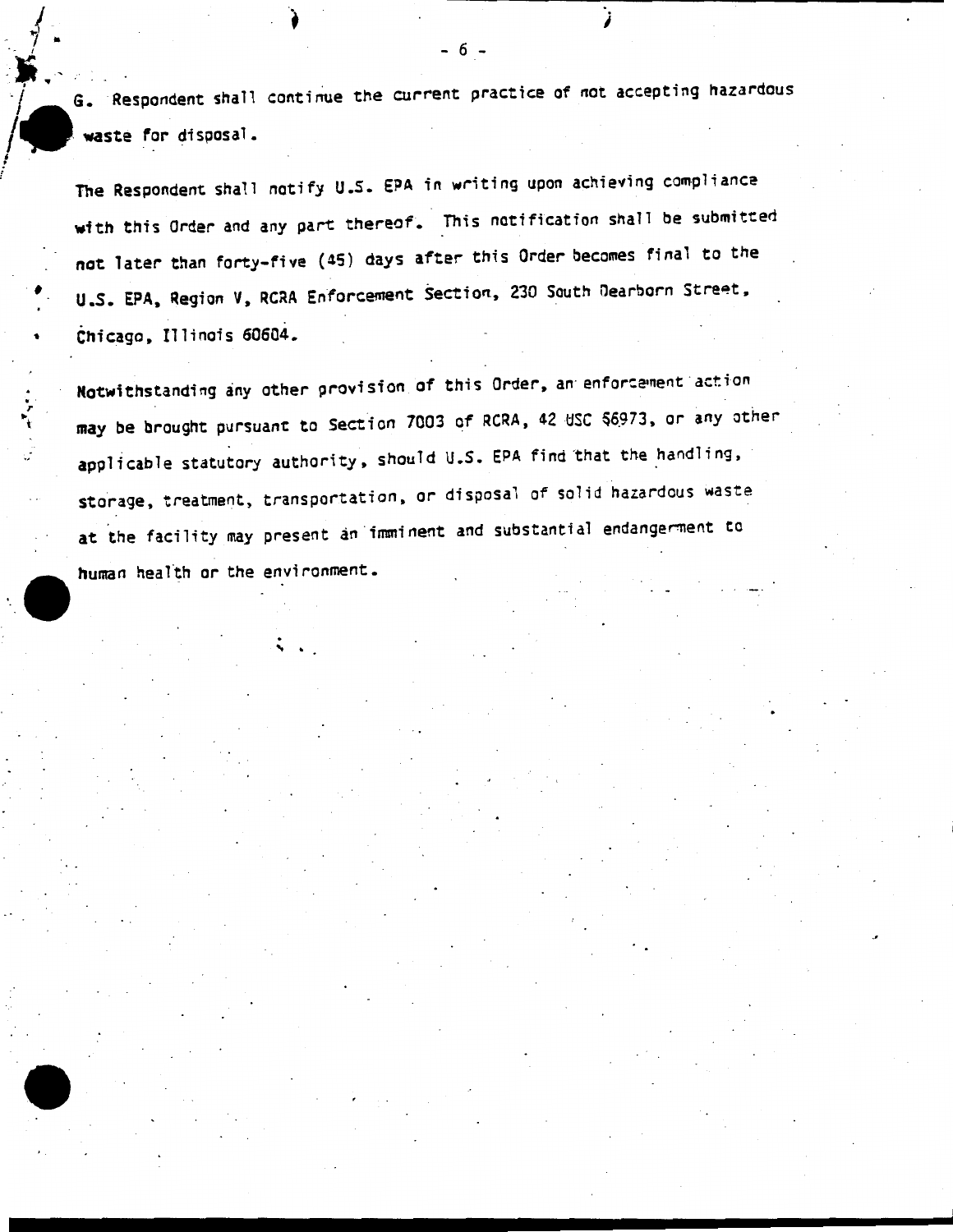G. Respondent shall continue the current practice of not accepting hazardous waste for disposal.

The Respondent shall notify U.S. EPA in writing upon achieving compliance with this Order and any part thereof. This notification shall be submitted not later than forty-five (45) days after this Order becomes final to the U.S. EPA, Region V, RCRA Enforcement Section, 230 South Dearborn Street, Chicago, Illinois 60604.

Notwithstanding any other provision of this Order, an enforcement action may be brought pursuant to Section 7003 of RCRA, 42 USC §6973, or any other applicable statutory authority, should U.S. EPA find that the handling, storage, treatment, transportation, or disposal of solid hazardous waste at the facility may present an imminent and substantial endangerment to human health or the environment.